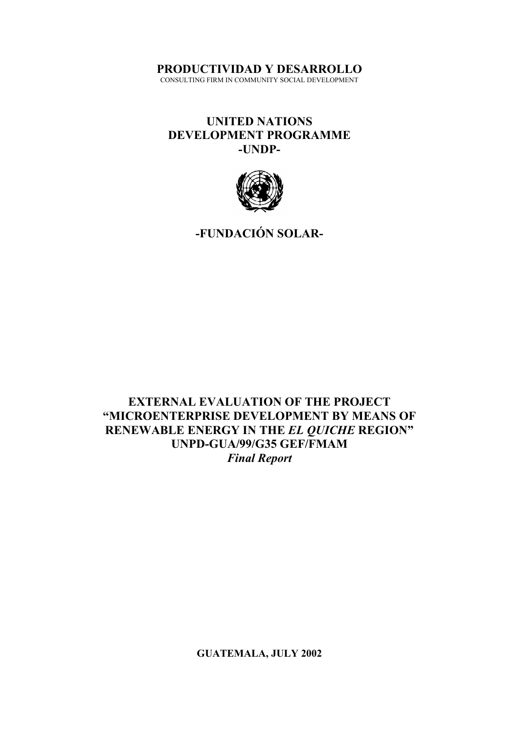**PRODUCTIVIDAD Y DESARROLLO**
CONSULTING FIRM IN COMMUNITY SOCIAL DEVELOPMENT

**UNITED NATIONS**
**DEVELOPMENT PROGRAMME**
**-UNDP-**

**-FUNDACIÓN SOLAR-**

# EXTERNAL EVALUATION OF THE PROJECT "MICROENTERPRISE DEVELOPMENT BY MEANS OF RENEWABLE ENERGY IN THE *EL QUICHE* REGION" UNPD-GUA/99/G35 GEF/FMAM

***Final Report***

**GUATEMALA, JULY 2002**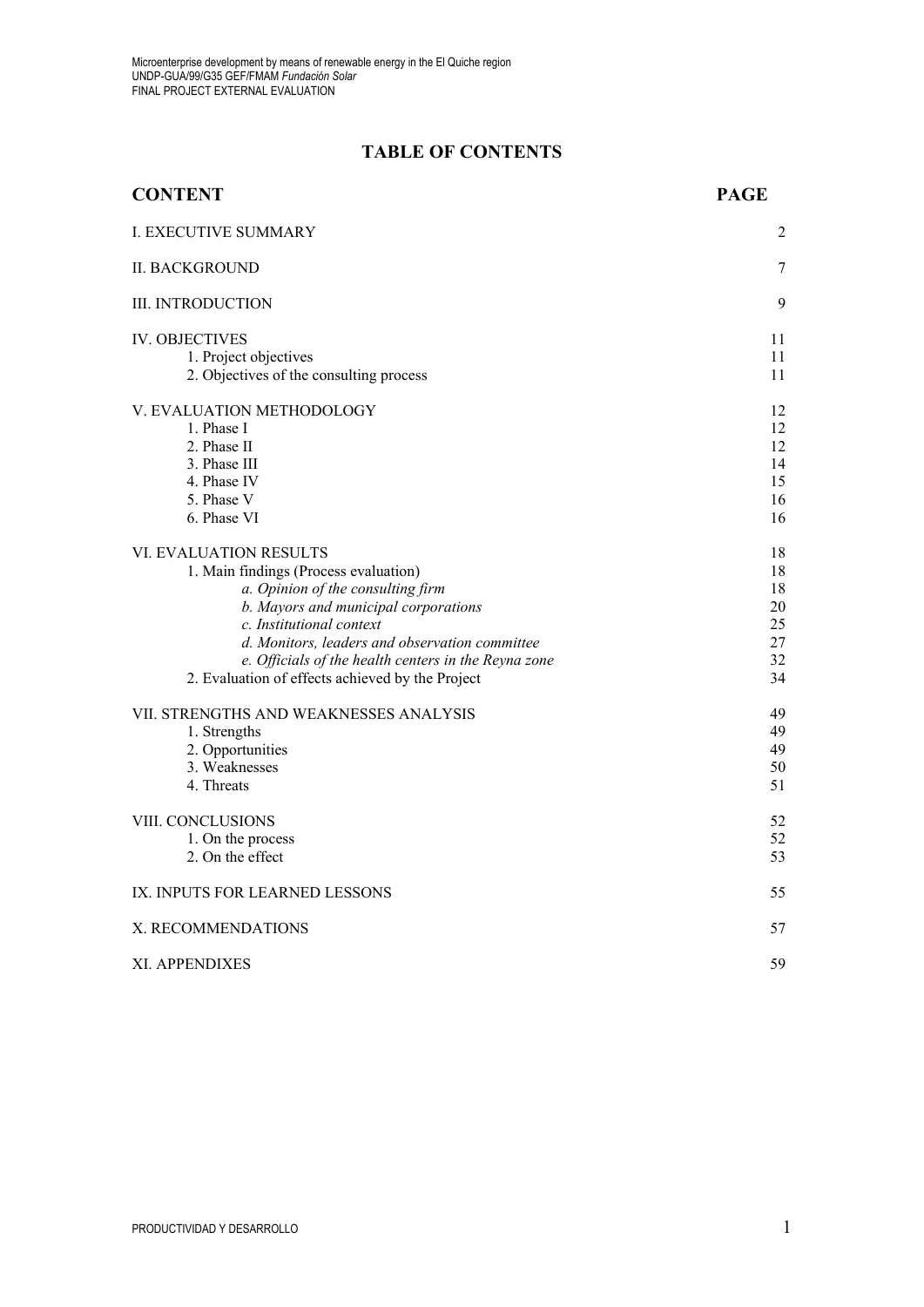# TABLE OF CONTENTS

| CONTENT | PAGE |
|---|---|
| I. EXECUTIVE SUMMARY | 2 |
| II. BACKGROUND | 7 |
| III. INTRODUCTION | 9 |
| IV. OBJECTIVES | 11 |
| 1. Project objectives | 11 |
| 2. Objectives of the consulting process | 11 |
| V. EVALUATION METHODOLOGY | 12 |
| 1. Phase I | 12 |
| 2. Phase II | 12 |
| 3. Phase III | 14 |
| 4. Phase IV | 15 |
| 5. Phase V | 16 |
| 6. Phase VI | 16 |
| VI. EVALUATION RESULTS | 18 |
| 1. Main findings (Process evaluation) | 18 |
| *a. Opinion of the consulting firm* | 18 |
| *b. Mayors and municipal corporations* | 20 |
| *c. Institutional context* | 25 |
| *d. Monitors, leaders and observation committee* | 27 |
| *e. Officials of the health centers in the Reyna zone* | 32 |
| 2. Evaluation of effects achieved by the Project | 34 |
| VII. STRENGTHS AND WEAKNESSES ANALYSIS | 49 |
| 1. Strengths | 49 |
| 2. Opportunities | 49 |
| 3. Weaknesses | 50 |
| 4. Threats | 51 |
| VIII. CONCLUSIONS | 52 |
| 1. On the process | 52 |
| 2. On the effect | 53 |
| IX. INPUTS FOR LEARNED LESSONS | 55 |
| X. RECOMMENDATIONS | 57 |
| XI. APPENDIXES | 59 |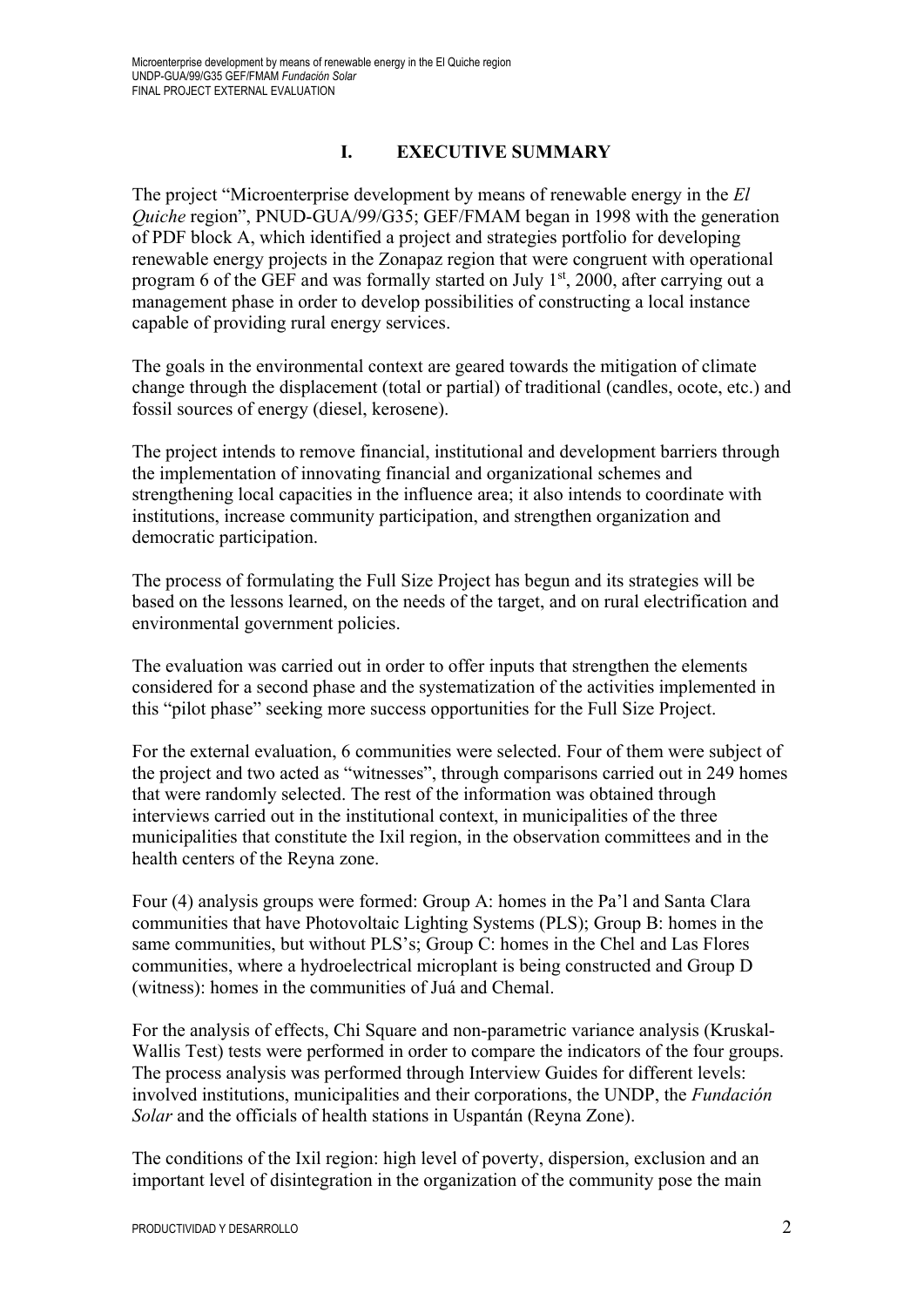## I. EXECUTIVE SUMMARY

The project "Microenterprise development by means of renewable energy in the *El Quiche* region", PNUD-GUA/99/G35; GEF/FMAM began in 1998 with the generation of PDF block A, which identified a project and strategies portfolio for developing renewable energy projects in the Zonapaz region that were congruent with operational program 6 of the GEF and was formally started on July 1st, 2000, after carrying out a management phase in order to develop possibilities of constructing a local instance capable of providing rural energy services.

The goals in the environmental context are geared towards the mitigation of climate change through the displacement (total or partial) of traditional (candles, ocote, etc.) and fossil sources of energy (diesel, kerosene).

The project intends to remove financial, institutional and development barriers through the implementation of innovating financial and organizational schemes and strengthening local capacities in the influence area; it also intends to coordinate with institutions, increase community participation, and strengthen organization and democratic participation.

The process of formulating the Full Size Project has begun and its strategies will be based on the lessons learned, on the needs of the target, and on rural electrification and environmental government policies.

The evaluation was carried out in order to offer inputs that strengthen the elements considered for a second phase and the systematization of the activities implemented in this "pilot phase" seeking more success opportunities for the Full Size Project.

For the external evaluation, 6 communities were selected. Four of them were subject of the project and two acted as "witnesses", through comparisons carried out in 249 homes that were randomly selected. The rest of the information was obtained through interviews carried out in the institutional context, in municipalities of the three municipalities that constitute the Ixil region, in the observation committees and in the health centers of the Reyna zone.

Four (4) analysis groups were formed: Group A: homes in the Pa'l and Santa Clara communities that have Photovoltaic Lighting Systems (PLS); Group B: homes in the same communities, but without PLS's; Group C: homes in the Chel and Las Flores communities, where a hydroelectrical microplant is being constructed and Group D (witness): homes in the communities of Juá and Chemal.

For the analysis of effects, Chi Square and non-parametric variance analysis (Kruskal-Wallis Test) tests were performed in order to compare the indicators of the four groups. The process analysis was performed through Interview Guides for different levels: involved institutions, municipalities and their corporations, the UNDP, the *Fundación Solar* and the officials of health stations in Uspantán (Reyna Zone).

The conditions of the Ixil region: high level of poverty, dispersion, exclusion and an important level of disintegration in the organization of the community pose the main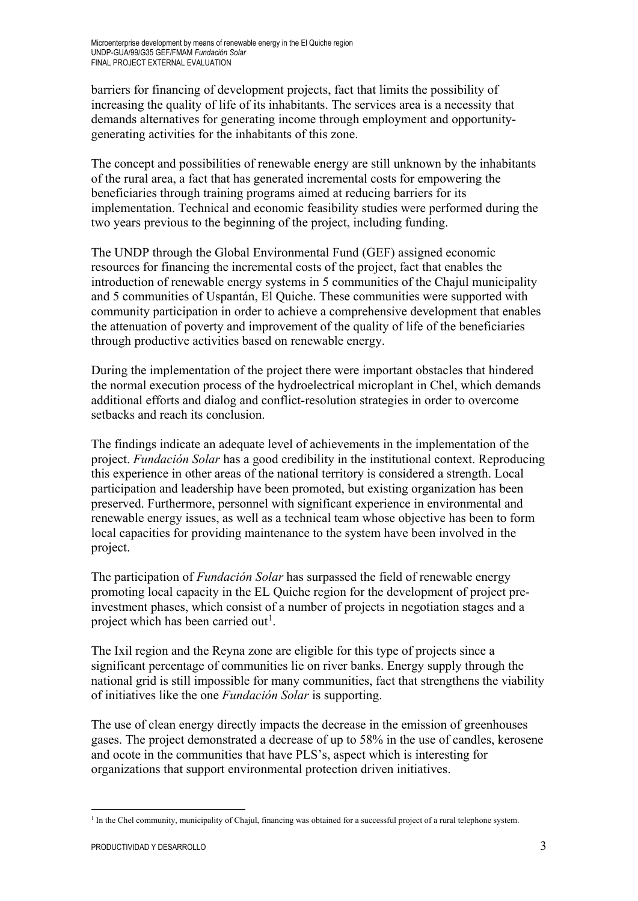barriers for financing of development projects, fact that limits the possibility of increasing the quality of life of its inhabitants. The services area is a necessity that demands alternatives for generating income through employment and opportunity-generating activities for the inhabitants of this zone.

The concept and possibilities of renewable energy are still unknown by the inhabitants of the rural area, a fact that has generated incremental costs for empowering the beneficiaries through training programs aimed at reducing barriers for its implementation. Technical and economic feasibility studies were performed during the two years previous to the beginning of the project, including funding.

The UNDP through the Global Environmental Fund (GEF) assigned economic resources for financing the incremental costs of the project, fact that enables the introduction of renewable energy systems in 5 communities of the Chajul municipality and 5 communities of Uspantán, El Quiche. These communities were supported with community participation in order to achieve a comprehensive development that enables the attenuation of poverty and improvement of the quality of life of the beneficiaries through productive activities based on renewable energy.

During the implementation of the project there were important obstacles that hindered the normal execution process of the hydroelectrical microplant in Chel, which demands additional efforts and dialog and conflict-resolution strategies in order to overcome setbacks and reach its conclusion.

The findings indicate an adequate level of achievements in the implementation of the project. *Fundación Solar* has a good credibility in the institutional context. Reproducing this experience in other areas of the national territory is considered a strength. Local participation and leadership have been promoted, but existing organization has been preserved. Furthermore, personnel with significant experience in environmental and renewable energy issues, as well as a technical team whose objective has been to form local capacities for providing maintenance to the system have been involved in the project.

The participation of *Fundación Solar* has surpassed the field of renewable energy promoting local capacity in the EL Quiche region for the development of project pre-investment phases, which consist of a number of projects in negotiation stages and a project which has been carried out[1].

The Ixil region and the Reyna zone are eligible for this type of projects since a significant percentage of communities lie on river banks. Energy supply through the national grid is still impossible for many communities, fact that strengthens the viability of initiatives like the one *Fundación Solar* is supporting.

The use of clean energy directly impacts the decrease in the emission of greenhouses gases. The project demonstrated a decrease of up to 58% in the use of candles, kerosene and ocote in the communities that have PLS's, aspect which is interesting for organizations that support environmental protection driven initiatives.

[1] In the Chel community, municipality of Chajul, financing was obtained for a successful project of a rural telephone system.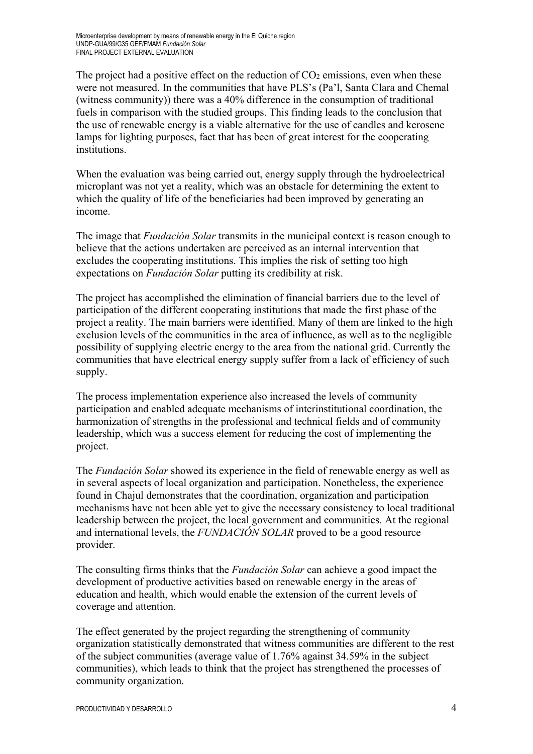The project had a positive effect on the reduction of $CO_2$ emissions, even when these were not measured. In the communities that have PLS's (Pa'l, Santa Clara and Chemal (witness community)) there was a 40% difference in the consumption of traditional fuels in comparison with the studied groups. This finding leads to the conclusion that the use of renewable energy is a viable alternative for the use of candles and kerosene lamps for lighting purposes, fact that has been of great interest for the cooperating institutions.

When the evaluation was being carried out, energy supply through the hydroelectrical microplant was not yet a reality, which was an obstacle for determining the extent to which the quality of life of the beneficiaries had been improved by generating an income.

The image that *Fundación Solar* transmits in the municipal context is reason enough to believe that the actions undertaken are perceived as an internal intervention that excludes the cooperating institutions. This implies the risk of setting too high expectations on *Fundación Solar* putting its credibility at risk.

The project has accomplished the elimination of financial barriers due to the level of participation of the different cooperating institutions that made the first phase of the project a reality. The main barriers were identified. Many of them are linked to the high exclusion levels of the communities in the area of influence, as well as to the negligible possibility of supplying electric energy to the area from the national grid. Currently the communities that have electrical energy supply suffer from a lack of efficiency of such supply.

The process implementation experience also increased the levels of community participation and enabled adequate mechanisms of interinstitutional coordination, the harmonization of strengths in the professional and technical fields and of community leadership, which was a success element for reducing the cost of implementing the project.

The *Fundación Solar* showed its experience in the field of renewable energy as well as in several aspects of local organization and participation. Nonetheless, the experience found in Chajul demonstrates that the coordination, organization and participation mechanisms have not been able yet to give the necessary consistency to local traditional leadership between the project, the local government and communities. At the regional and international levels, the *FUNDACIÓN SOLAR* proved to be a good resource provider.

The consulting firms thinks that the *Fundación Solar* can achieve a good impact the development of productive activities based on renewable energy in the areas of education and health, which would enable the extension of the current levels of coverage and attention.

The effect generated by the project regarding the strengthening of community organization statistically demonstrated that witness communities are different to the rest of the subject communities (average value of 1.76% against 34.59% in the subject communities), which leads to think that the project has strengthened the processes of community organization.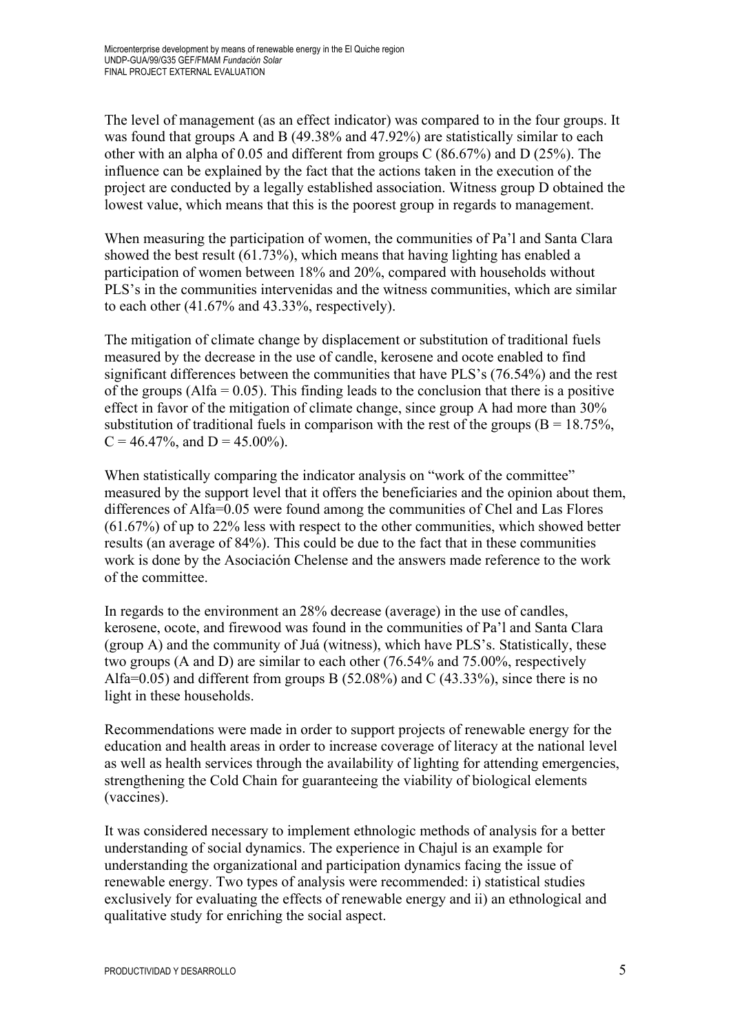The level of management (as an effect indicator) was compared to in the four groups. It was found that groups A and B (49.38% and 47.92%) are statistically similar to each other with an alpha of 0.05 and different from groups C (86.67%) and D (25%). The influence can be explained by the fact that the actions taken in the execution of the project are conducted by a legally established association. Witness group D obtained the lowest value, which means that this is the poorest group in regards to management.

When measuring the participation of women, the communities of Pa'l and Santa Clara showed the best result (61.73%), which means that having lighting has enabled a participation of women between 18% and 20%, compared with households without PLS's in the communities intervenidas and the witness communities, which are similar to each other (41.67% and 43.33%, respectively).

The mitigation of climate change by displacement or substitution of traditional fuels measured by the decrease in the use of candle, kerosene and ocote enabled to find significant differences between the communities that have PLS's (76.54%) and the rest of the groups (Alfa = 0.05). This finding leads to the conclusion that there is a positive effect in favor of the mitigation of climate change, since group A had more than 30% substitution of traditional fuels in comparison with the rest of the groups (B = 18.75%, C = 46.47%, and D = 45.00%).

When statistically comparing the indicator analysis on "work of the committee" measured by the support level that it offers the beneficiaries and the opinion about them, differences of Alfa=0.05 were found among the communities of Chel and Las Flores (61.67%) of up to 22% less with respect to the other communities, which showed better results (an average of 84%). This could be due to the fact that in these communities work is done by the Asociación Chelense and the answers made reference to the work of the committee.

In regards to the environment an 28% decrease (average) in the use of candles, kerosene, ocote, and firewood was found in the communities of Pa'l and Santa Clara (group A) and the community of Juá (witness), which have PLS's. Statistically, these two groups (A and D) are similar to each other (76.54% and 75.00%, respectively Alfa=0.05) and different from groups B (52.08%) and C (43.33%), since there is no light in these households.

Recommendations were made in order to support projects of renewable energy for the education and health areas in order to increase coverage of literacy at the national level as well as health services through the availability of lighting for attending emergencies, strengthening the Cold Chain for guaranteeing the viability of biological elements (vaccines).

It was considered necessary to implement ethnologic methods of analysis for a better understanding of social dynamics. The experience in Chajul is an example for understanding the organizational and participation dynamics facing the issue of renewable energy. Two types of analysis were recommended: i) statistical studies exclusively for evaluating the effects of renewable energy and ii) an ethnological and qualitative study for enriching the social aspect.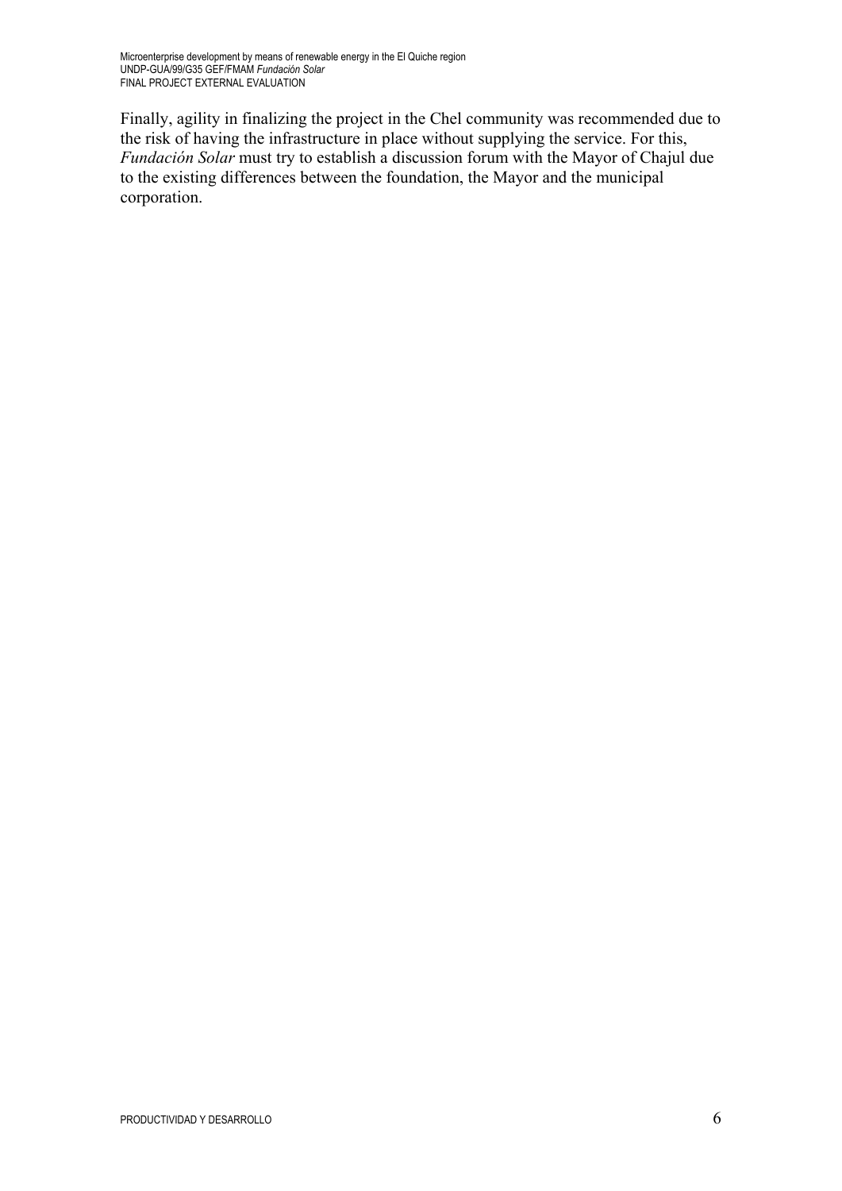Finally, agility in finalizing the project in the Chel community was recommended due to the risk of having the infrastructure in place without supplying the service. For this, *Fundación Solar* must try to establish a discussion forum with the Mayor of Chajul due to the existing differences between the foundation, the Mayor and the municipal corporation.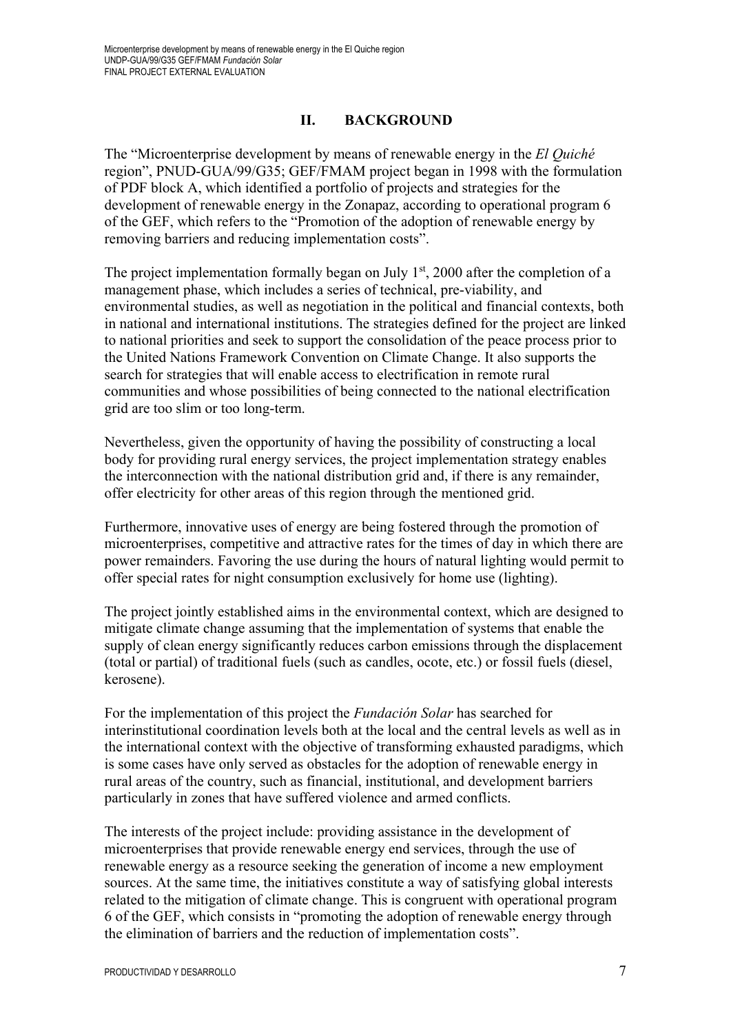## II. BACKGROUND

The "Microenterprise development by means of renewable energy in the *El Quiché* region", PNUD-GUA/99/G35; GEF/FMAM project began in 1998 with the formulation of PDF block A, which identified a portfolio of projects and strategies for the development of renewable energy in the Zonapaz, according to operational program 6 of the GEF, which refers to the "Promotion of the adoption of renewable energy by removing barriers and reducing implementation costs".

The project implementation formally began on July 1st, 2000 after the completion of a management phase, which includes a series of technical, pre-viability, and environmental studies, as well as negotiation in the political and financial contexts, both in national and international institutions. The strategies defined for the project are linked to national priorities and seek to support the consolidation of the peace process prior to the United Nations Framework Convention on Climate Change. It also supports the search for strategies that will enable access to electrification in remote rural communities and whose possibilities of being connected to the national electrification grid are too slim or too long-term.

Nevertheless, given the opportunity of having the possibility of constructing a local body for providing rural energy services, the project implementation strategy enables the interconnection with the national distribution grid and, if there is any remainder, offer electricity for other areas of this region through the mentioned grid.

Furthermore, innovative uses of energy are being fostered through the promotion of microenterprises, competitive and attractive rates for the times of day in which there are power remainders. Favoring the use during the hours of natural lighting would permit to offer special rates for night consumption exclusively for home use (lighting).

The project jointly established aims in the environmental context, which are designed to mitigate climate change assuming that the implementation of systems that enable the supply of clean energy significantly reduces carbon emissions through the displacement (total or partial) of traditional fuels (such as candles, ocote, etc.) or fossil fuels (diesel, kerosene).

For the implementation of this project the *Fundación Solar* has searched for interinstitutional coordination levels both at the local and the central levels as well as in the international context with the objective of transforming exhausted paradigms, which is some cases have only served as obstacles for the adoption of renewable energy in rural areas of the country, such as financial, institutional, and development barriers particularly in zones that have suffered violence and armed conflicts.

The interests of the project include: providing assistance in the development of microenterprises that provide renewable energy end services, through the use of renewable energy as a resource seeking the generation of income a new employment sources. At the same time, the initiatives constitute a way of satisfying global interests related to the mitigation of climate change. This is congruent with operational program 6 of the GEF, which consists in "promoting the adoption of renewable energy through the elimination of barriers and the reduction of implementation costs".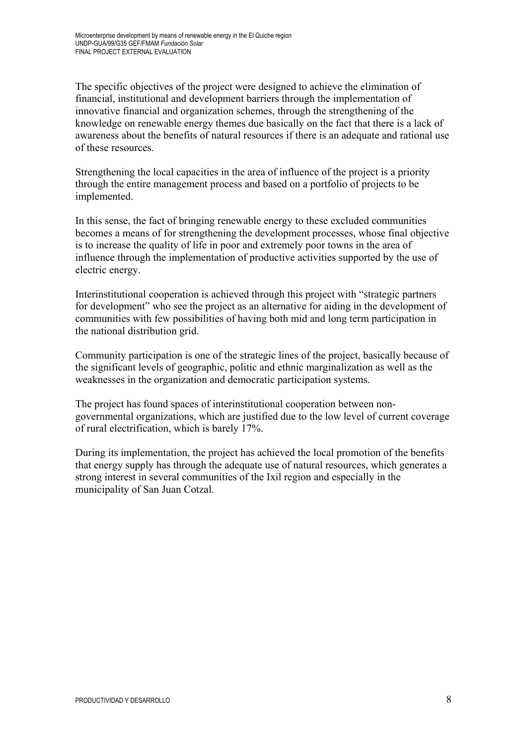The specific objectives of the project were designed to achieve the elimination of financial, institutional and development barriers through the implementation of innovative financial and organization schemes, through the strengthening of the knowledge on renewable energy themes due basically on the fact that there is a lack of awareness about the benefits of natural resources if there is an adequate and rational use of these resources.

Strengthening the local capacities in the area of influence of the project is a priority through the entire management process and based on a portfolio of projects to be implemented.

In this sense, the fact of bringing renewable energy to these excluded communities becomes a means of for strengthening the development processes, whose final objective is to increase the quality of life in poor and extremely poor towns in the area of influence through the implementation of productive activities supported by the use of electric energy.

Interinstitutional cooperation is achieved through this project with "strategic partners for development" who see the project as an alternative for aiding in the development of communities with few possibilities of having both mid and long term participation in the national distribution grid.

Community participation is one of the strategic lines of the project, basically because of the significant levels of geographic, politic and ethnic marginalization as well as the weaknesses in the organization and democratic participation systems.

The project has found spaces of interinstitutional cooperation between non-governmental organizations, which are justified due to the low level of current coverage of rural electrification, which is barely 17%.

During its implementation, the project has achieved the local promotion of the benefits that energy supply has through the adequate use of natural resources, which generates a strong interest in several communities of the Ixil region and especially in the municipality of San Juan Cotzal.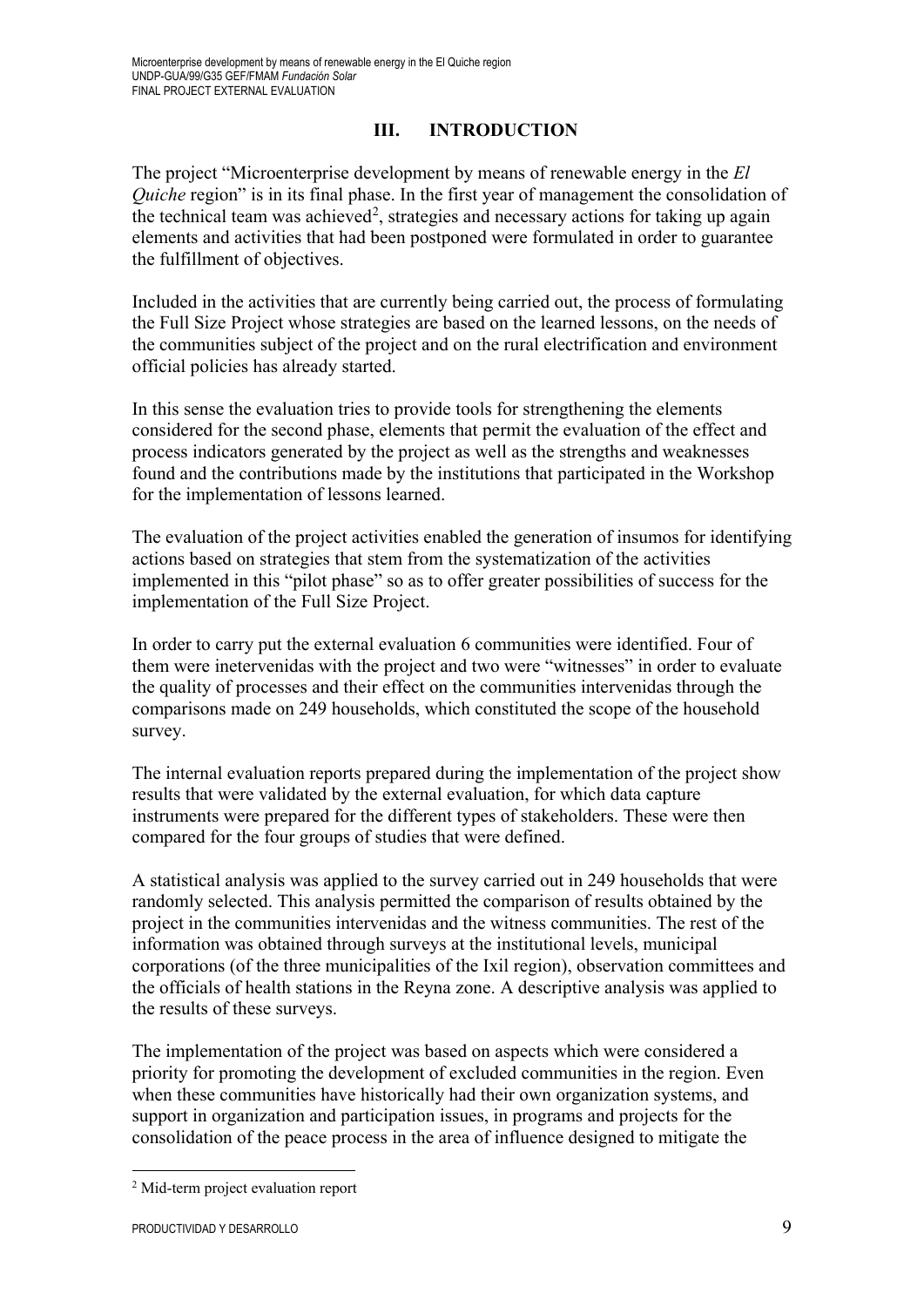# III. INTRODUCTION

The project "Microenterprise development by means of renewable energy in the *El Quiche* region" is in its final phase. In the first year of management the consolidation of the technical team was achieved[2], strategies and necessary actions for taking up again elements and activities that had been postponed were formulated in order to guarantee the fulfillment of objectives.

Included in the activities that are currently being carried out, the process of formulating the Full Size Project whose strategies are based on the learned lessons, on the needs of the communities subject of the project and on the rural electrification and environment official policies has already started.

In this sense the evaluation tries to provide tools for strengthening the elements considered for the second phase, elements that permit the evaluation of the effect and process indicators generated by the project as well as the strengths and weaknesses found and the contributions made by the institutions that participated in the Workshop for the implementation of lessons learned.

The evaluation of the project activities enabled the generation of insumos for identifying actions based on strategies that stem from the systematization of the activities implemented in this "pilot phase" so as to offer greater possibilities of success for the implementation of the Full Size Project.

In order to carry put the external evaluation 6 communities were identified. Four of them were inetervenidas with the project and two were "witnesses" in order to evaluate the quality of processes and their effect on the communities intervenidas through the comparisons made on 249 households, which constituted the scope of the household survey.

The internal evaluation reports prepared during the implementation of the project show results that were validated by the external evaluation, for which data capture instruments were prepared for the different types of stakeholders. These were then compared for the four groups of studies that were defined.

A statistical analysis was applied to the survey carried out in 249 households that were randomly selected. This analysis permitted the comparison of results obtained by the project in the communities intervenidas and the witness communities. The rest of the information was obtained through surveys at the institutional levels, municipal corporations (of the three municipalities of the Ixil region), observation committees and the officials of health stations in the Reyna zone. A descriptive analysis was applied to the results of these surveys.

The implementation of the project was based on aspects which were considered a priority for promoting the development of excluded communities in the region. Even when these communities have historically had their own organization systems, and support in organization and participation issues, in programs and projects for the consolidation of the peace process in the area of influence designed to mitigate the

[2] Mid-term project evaluation report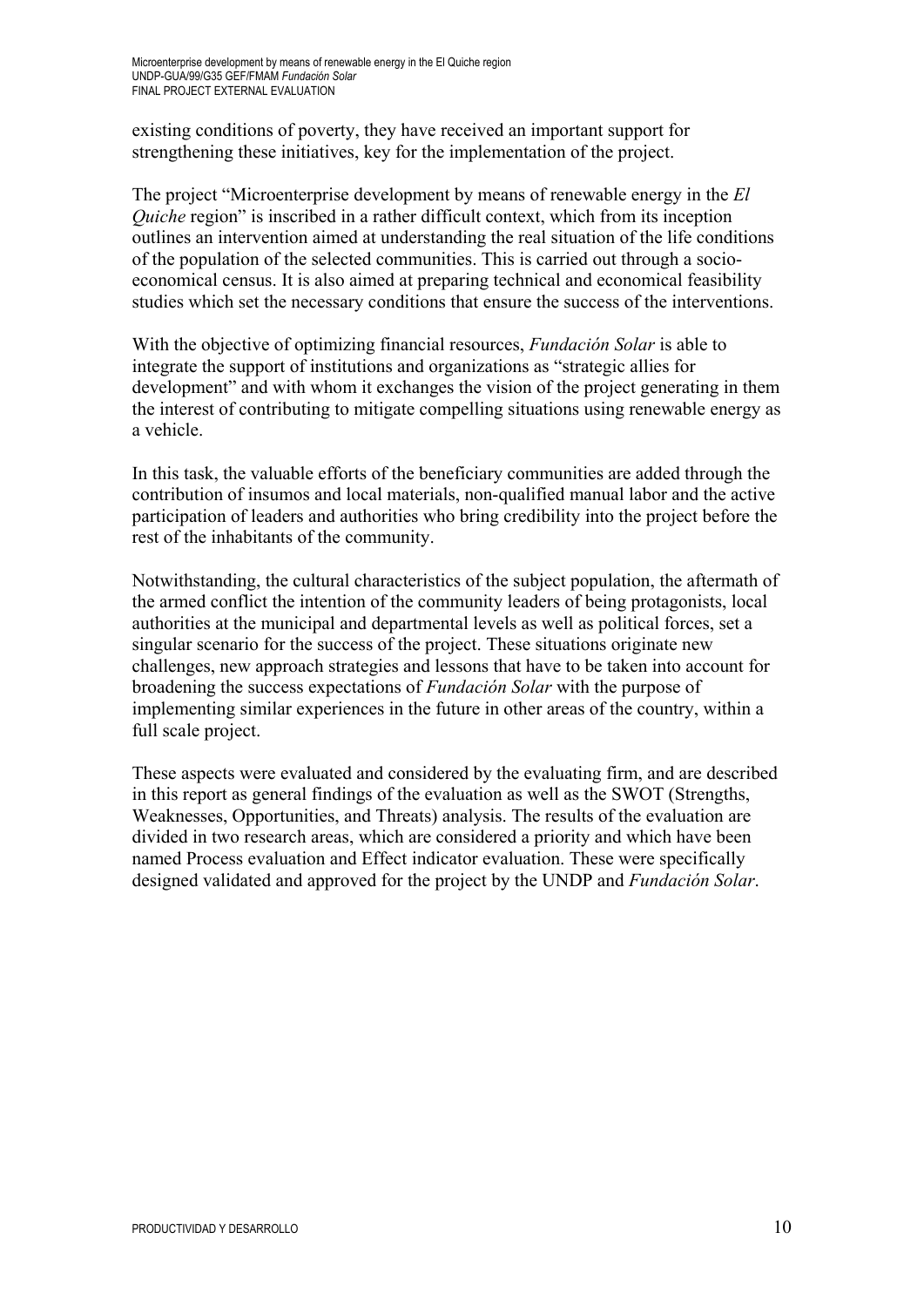existing conditions of poverty, they have received an important support for strengthening these initiatives, key for the implementation of the project.

The project "Microenterprise development by means of renewable energy in the *El Quiche* region" is inscribed in a rather difficult context, which from its inception outlines an intervention aimed at understanding the real situation of the life conditions of the population of the selected communities. This is carried out through a socio-economical census. It is also aimed at preparing technical and economical feasibility studies which set the necessary conditions that ensure the success of the interventions.

With the objective of optimizing financial resources, *Fundación Solar* is able to integrate the support of institutions and organizations as "strategic allies for development" and with whom it exchanges the vision of the project generating in them the interest of contributing to mitigate compelling situations using renewable energy as a vehicle.

In this task, the valuable efforts of the beneficiary communities are added through the contribution of insumos and local materials, non-qualified manual labor and the active participation of leaders and authorities who bring credibility into the project before the rest of the inhabitants of the community.

Notwithstanding, the cultural characteristics of the subject population, the aftermath of the armed conflict the intention of the community leaders of being protagonists, local authorities at the municipal and departmental levels as well as political forces, set a singular scenario for the success of the project. These situations originate new challenges, new approach strategies and lessons that have to be taken into account for broadening the success expectations of *Fundación Solar* with the purpose of implementing similar experiences in the future in other areas of the country, within a full scale project.

These aspects were evaluated and considered by the evaluating firm, and are described in this report as general findings of the evaluation as well as the SWOT (Strengths, Weaknesses, Opportunities, and Threats) analysis. The results of the evaluation are divided in two research areas, which are considered a priority and which have been named Process evaluation and Effect indicator evaluation. These were specifically designed validated and approved for the project by the UNDP and *Fundación Solar*.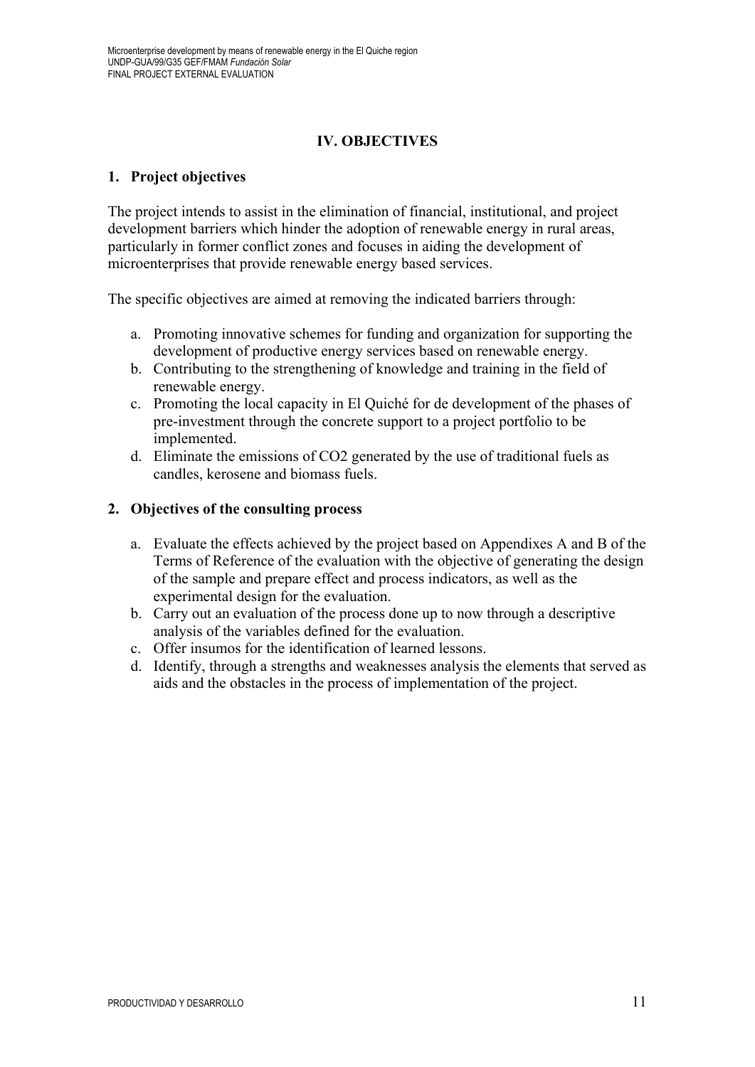# IV. OBJECTIVES

## 1. Project objectives

The project intends to assist in the elimination of financial, institutional, and project development barriers which hinder the adoption of renewable energy in rural areas, particularly in former conflict zones and focuses in aiding the development of microenterprises that provide renewable energy based services.

The specific objectives are aimed at removing the indicated barriers through:

a. Promoting innovative schemes for funding and organization for supporting the development of productive energy services based on renewable energy.
b. Contributing to the strengthening of knowledge and training in the field of renewable energy.
c. Promoting the local capacity in El Quiché for de development of the phases of pre-investment through the concrete support to a project portfolio to be implemented.
d. Eliminate the emissions of $CO_2$ generated by the use of traditional fuels as candles, kerosene and biomass fuels.

## 2. Objectives of the consulting process

a. Evaluate the effects achieved by the project based on Appendixes A and B of the Terms of Reference of the evaluation with the objective of generating the design of the sample and prepare effect and process indicators, as well as the experimental design for the evaluation.
b. Carry out an evaluation of the process done up to now through a descriptive analysis of the variables defined for the evaluation.
c. Offer insumos for the identification of learned lessons.
d. Identify, through a strengths and weaknesses analysis the elements that served as aids and the obstacles in the process of implementation of the project.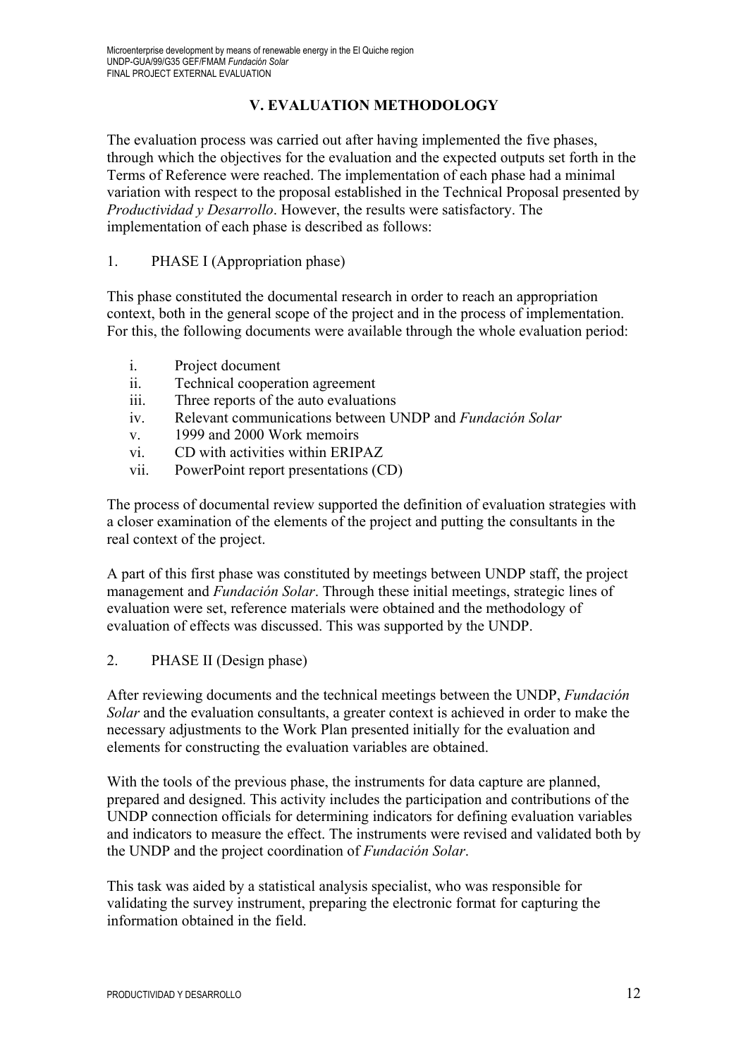## V. EVALUATION METHODOLOGY

The evaluation process was carried out after having implemented the five phases, through which the objectives for the evaluation and the expected outputs set forth in the Terms of Reference were reached. The implementation of each phase had a minimal variation with respect to the proposal established in the Technical Proposal presented by *Productividad y Desarrollo*. However, the results were satisfactory. The implementation of each phase is described as follows:

1. PHASE I (Appropriation phase)

This phase constituted the documental research in order to reach an appropriation context, both in the general scope of the project and in the process of implementation. For this, the following documents were available through the whole evaluation period:

i. Project document
ii. Technical cooperation agreement
iii. Three reports of the auto evaluations
iv. Relevant communications between UNDP and *Fundación Solar*
v. 1999 and 2000 Work memoirs
vi. CD with activities within ERIPAZ
vii. PowerPoint report presentations (CD)

The process of documental review supported the definition of evaluation strategies with a closer examination of the elements of the project and putting the consultants in the real context of the project.

A part of this first phase was constituted by meetings between UNDP staff, the project management and *Fundación Solar*. Through these initial meetings, strategic lines of evaluation were set, reference materials were obtained and the methodology of evaluation of effects was discussed. This was supported by the UNDP.

2. PHASE II (Design phase)

After reviewing documents and the technical meetings between the UNDP, *Fundación Solar* and the evaluation consultants, a greater context is achieved in order to make the necessary adjustments to the Work Plan presented initially for the evaluation and elements for constructing the evaluation variables are obtained.

With the tools of the previous phase, the instruments for data capture are planned, prepared and designed. This activity includes the participation and contributions of the UNDP connection officials for determining indicators for defining evaluation variables and indicators to measure the effect. The instruments were revised and validated both by the UNDP and the project coordination of *Fundación Solar*.

This task was aided by a statistical analysis specialist, who was responsible for validating the survey instrument, preparing the electronic format for capturing the information obtained in the field.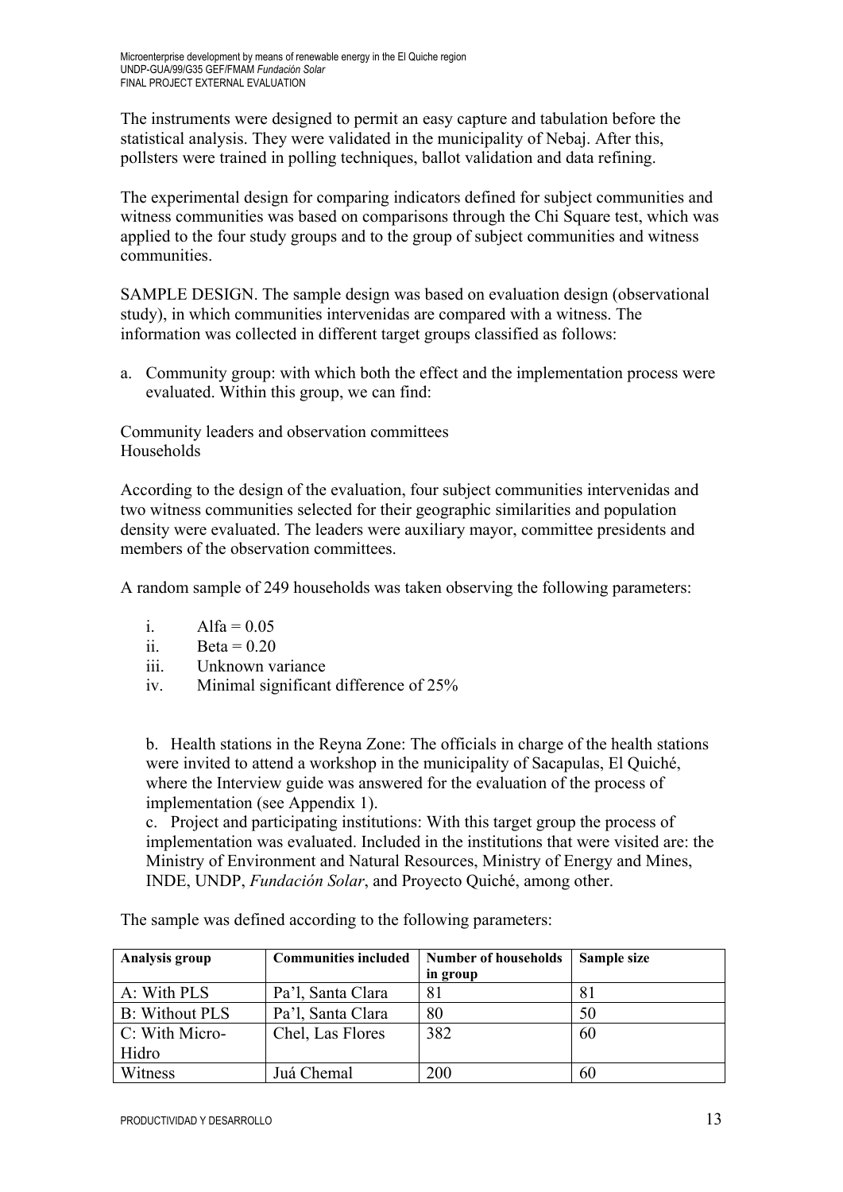The instruments were designed to permit an easy capture and tabulation before the statistical analysis. They were validated in the municipality of Nebaj. After this, pollsters were trained in polling techniques, ballot validation and data refining.

The experimental design for comparing indicators defined for subject communities and witness communities was based on comparisons through the Chi Square test, which was applied to the four study groups and to the group of subject communities and witness communities.

SAMPLE DESIGN. The sample design was based on evaluation design (observational study), in which communities intervenidas are compared with a witness. The information was collected in different target groups classified as follows:

a. Community group: with which both the effect and the implementation process were evaluated. Within this group, we can find:

Community leaders and observation committees
Households

According to the design of the evaluation, four subject communities intervenidas and two witness communities selected for their geographic similarities and population density were evaluated. The leaders were auxiliary mayor, committee presidents and members of the observation committees.

A random sample of 249 households was taken observing the following parameters:

i. Alfa = 0.05
ii. Beta = 0.20
iii. Unknown variance
iv. Minimal significant difference of 25%

b. Health stations in the Reyna Zone: The officials in charge of the health stations were invited to attend a workshop in the municipality of Sacapulas, El Quiché, where the Interview guide was answered for the evaluation of the process of implementation (see Appendix 1).

c. Project and participating institutions: With this target group the process of implementation was evaluated. Included in the institutions that were visited are: the Ministry of Environment and Natural Resources, Ministry of Energy and Mines, INDE, UNDP, *Fundación Solar*, and Proyecto Quiché, among other.

The sample was defined according to the following parameters:

| Analysis group | Communities included | Number of households in group | Sample size |
|---|---|---|---|
| A: With PLS | Pa'l, Santa Clara | 81 | 81 |
| B: Without PLS | Pa'l, Santa Clara | 80 | 50 |
| C: With Micro-Hidro | Chel, Las Flores | 382 | 60 |
| Witness | Juá Chemal | 200 | 60 |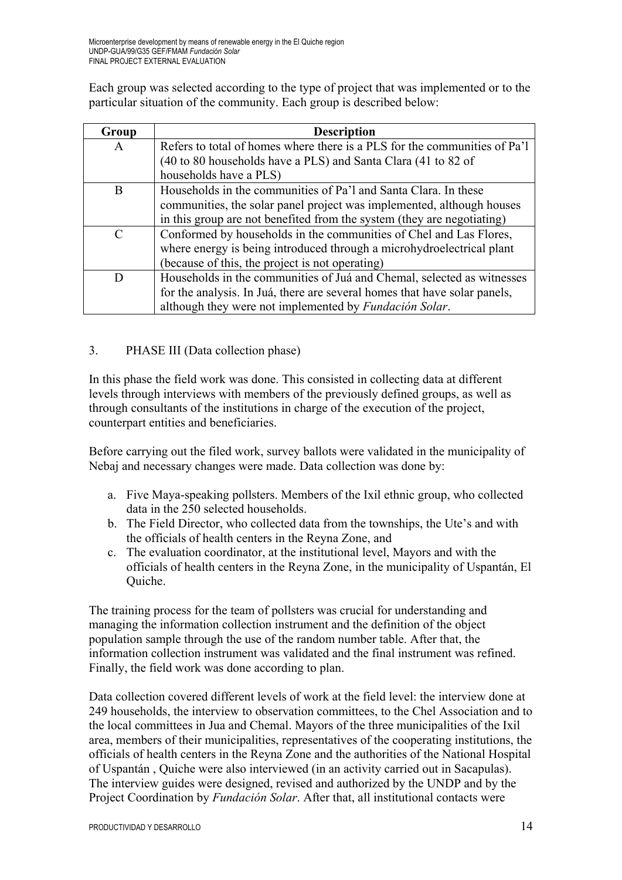Each group was selected according to the type of project that was implemented or to the particular situation of the community. Each group is described below:

| Group | Description |
|---|---|
| A | Refers to total of homes where there is a PLS for the communities of Pa'l (40 to 80 households have a PLS) and Santa Clara (41 to 82 of households have a PLS) |
| B | Households in the communities of Pa'l and Santa Clara. In these communities, the solar panel project was implemented, although houses in this group are not benefited from the system (they are negotiating) |
| C | Conformed by households in the communities of Chel and Las Flores, where energy is being introduced through a microhydroelectrical plant (because of this, the project is not operating) |
| D | Households in the communities of Juá and Chemal, selected as witnesses for the analysis. In Juá, there are several homes that have solar panels, although they were not implemented by *Fundación Solar*. |

3. PHASE III (Data collection phase)

In this phase the field work was done. This consisted in collecting data at different levels through interviews with members of the previously defined groups, as well as through consultants of the institutions in charge of the execution of the project, counterpart entities and beneficiaries.

Before carrying out the filed work, survey ballots were validated in the municipality of Nebaj and necessary changes were made. Data collection was done by:

a. Five Maya-speaking pollsters. Members of the Ixil ethnic group, who collected data in the 250 selected households.
b. The Field Director, who collected data from the townships, the Ute's and with the officials of health centers in the Reyna Zone, and
c. The evaluation coordinator, at the institutional level, Mayors and with the officials of health centers in the Reyna Zone, in the municipality of Uspantán, El Quiche.

The training process for the team of pollsters was crucial for understanding and managing the information collection instrument and the definition of the object population sample through the use of the random number table. After that, the information collection instrument was validated and the final instrument was refined. Finally, the field work was done according to plan.

Data collection covered different levels of work at the field level: the interview done at 249 households, the interview to observation committees, to the Chel Association and to the local committees in Jua and Chemal. Mayors of the three municipalities of the Ixil area, members of their municipalities, representatives of the cooperating institutions, the officials of health centers in the Reyna Zone and the authorities of the National Hospital of Uspantán , Quiche were also interviewed (in an activity carried out in Sacapulas). The interview guides were designed, revised and authorized by the UNDP and by the Project Coordination by *Fundación Solar*. After that, all institutional contacts were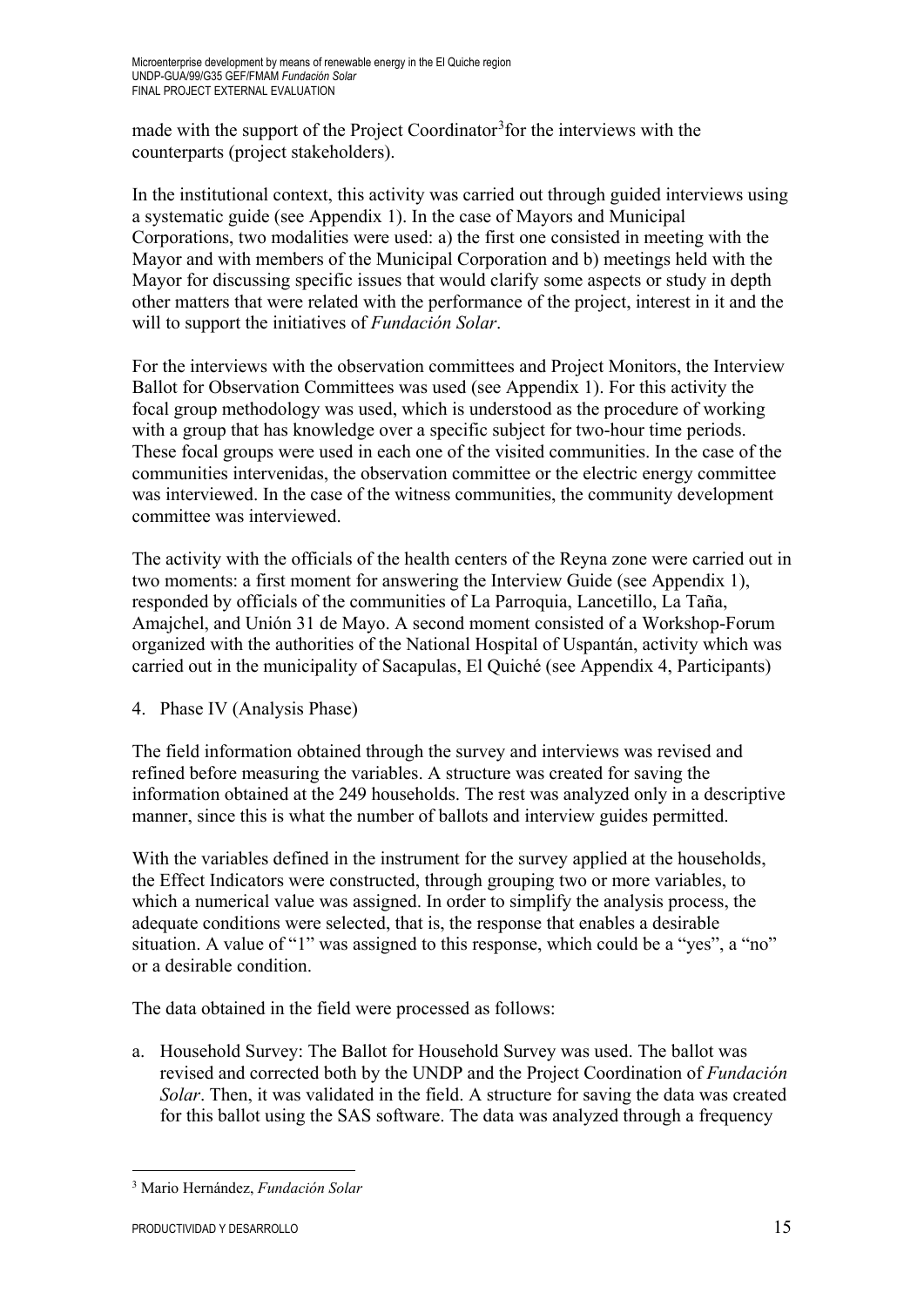made with the support of the Project Coordinator[3] for the interviews with the counterparts (project stakeholders).

In the institutional context, this activity was carried out through guided interviews using a systematic guide (see Appendix 1). In the case of Mayors and Municipal Corporations, two modalities were used: a) the first one consisted in meeting with the Mayor and with members of the Municipal Corporation and b) meetings held with the Mayor for discussing specific issues that would clarify some aspects or study in depth other matters that were related with the performance of the project, interest in it and the will to support the initiatives of *Fundación Solar*.

For the interviews with the observation committees and Project Monitors, the Interview Ballot for Observation Committees was used (see Appendix 1). For this activity the focal group methodology was used, which is understood as the procedure of working with a group that has knowledge over a specific subject for two-hour time periods. These focal groups were used in each one of the visited communities. In the case of the communities intervenidas, the observation committee or the electric energy committee was interviewed. In the case of the witness communities, the community development committee was interviewed.

The activity with the officials of the health centers of the Reyna zone were carried out in two moments: a first moment for answering the Interview Guide (see Appendix 1), responded by officials of the communities of La Parroquia, Lancetillo, La Taña, Amajchel, and Unión 31 de Mayo. A second moment consisted of a Workshop-Forum organized with the authorities of the National Hospital of Uspantán, activity which was carried out in the municipality of Sacapulas, El Quiché (see Appendix 4, Participants)

4. Phase IV (Analysis Phase)

The field information obtained through the survey and interviews was revised and refined before measuring the variables. A structure was created for saving the information obtained at the 249 households. The rest was analyzed only in a descriptive manner, since this is what the number of ballots and interview guides permitted.

With the variables defined in the instrument for the survey applied at the households, the Effect Indicators were constructed, through grouping two or more variables, to which a numerical value was assigned. In order to simplify the analysis process, the adequate conditions were selected, that is, the response that enables a desirable situation. A value of "1" was assigned to this response, which could be a "yes", a "no" or a desirable condition.

The data obtained in the field were processed as follows:

a. Household Survey: The Ballot for Household Survey was used. The ballot was revised and corrected both by the UNDP and the Project Coordination of *Fundación Solar*. Then, it was validated in the field. A structure for saving the data was created for this ballot using the SAS software. The data was analyzed through a frequency

---

[3] Mario Hernández, *Fundación Solar*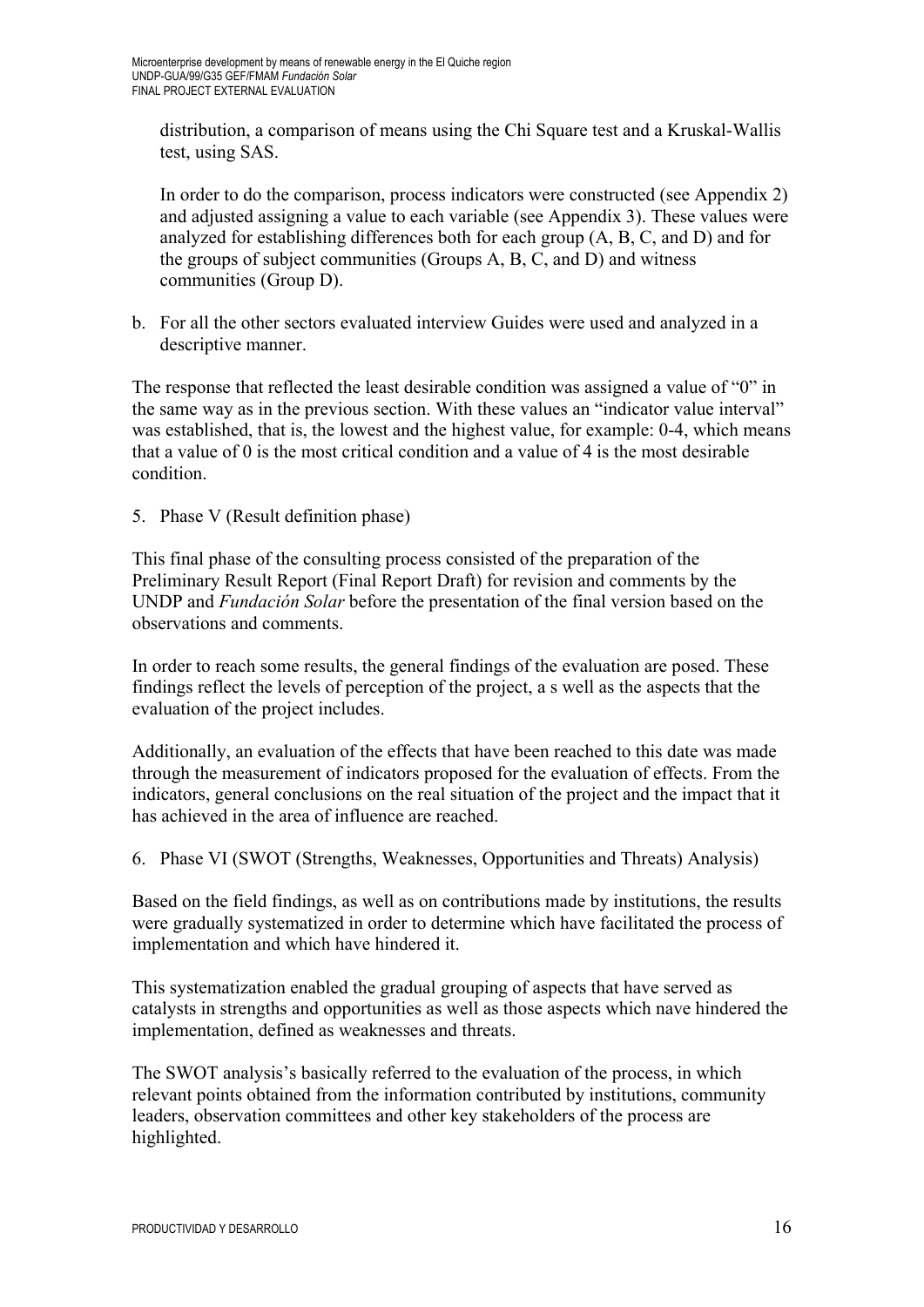distribution, a comparison of means using the Chi Square test and a Kruskal-Wallis test, using SAS.

In order to do the comparison, process indicators were constructed (see Appendix 2) and adjusted assigning a value to each variable (see Appendix 3). These values were analyzed for establishing differences both for each group (A, B, C, and D) and for the groups of subject communities (Groups A, B, C, and D) and witness communities (Group D).

b. For all the other sectors evaluated interview Guides were used and analyzed in a descriptive manner.

The response that reflected the least desirable condition was assigned a value of "0" in the same way as in the previous section. With these values an "indicator value interval" was established, that is, the lowest and the highest value, for example: 0-4, which means that a value of 0 is the most critical condition and a value of 4 is the most desirable condition.

5. Phase V (Result definition phase)

This final phase of the consulting process consisted of the preparation of the Preliminary Result Report (Final Report Draft) for revision and comments by the UNDP and *Fundación Solar* before the presentation of the final version based on the observations and comments.

In order to reach some results, the general findings of the evaluation are posed. These findings reflect the levels of perception of the project, a s well as the aspects that the evaluation of the project includes.

Additionally, an evaluation of the effects that have been reached to this date was made through the measurement of indicators proposed for the evaluation of effects. From the indicators, general conclusions on the real situation of the project and the impact that it has achieved in the area of influence are reached.

6. Phase VI (SWOT (Strengths, Weaknesses, Opportunities and Threats) Analysis)

Based on the field findings, as well as on contributions made by institutions, the results were gradually systematized in order to determine which have facilitated the process of implementation and which have hindered it.

This systematization enabled the gradual grouping of aspects that have served as catalysts in strengths and opportunities as well as those aspects which nave hindered the implementation, defined as weaknesses and threats.

The SWOT analysis's basically referred to the evaluation of the process, in which relevant points obtained from the information contributed by institutions, community leaders, observation committees and other key stakeholders of the process are highlighted.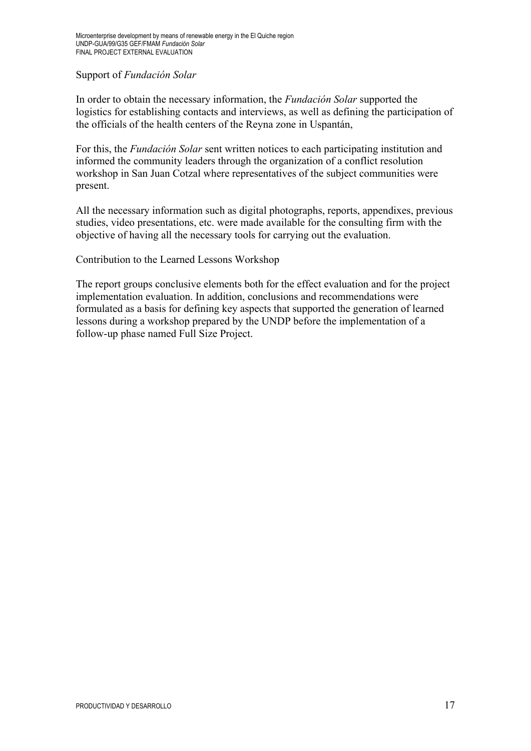Support of *Fundación Solar*

In order to obtain the necessary information, the *Fundación Solar* supported the logistics for establishing contacts and interviews, as well as defining the participation of the officials of the health centers of the Reyna zone in Uspantán,

For this, the *Fundación Solar* sent written notices to each participating institution and informed the community leaders through the organization of a conflict resolution workshop in San Juan Cotzal where representatives of the subject communities were present.

All the necessary information such as digital photographs, reports, appendixes, previous studies, video presentations, etc. were made available for the consulting firm with the objective of having all the necessary tools for carrying out the evaluation.

Contribution to the Learned Lessons Workshop

The report groups conclusive elements both for the effect evaluation and for the project implementation evaluation. In addition, conclusions and recommendations were formulated as a basis for defining key aspects that supported the generation of learned lessons during a workshop prepared by the UNDP before the implementation of a follow-up phase named Full Size Project.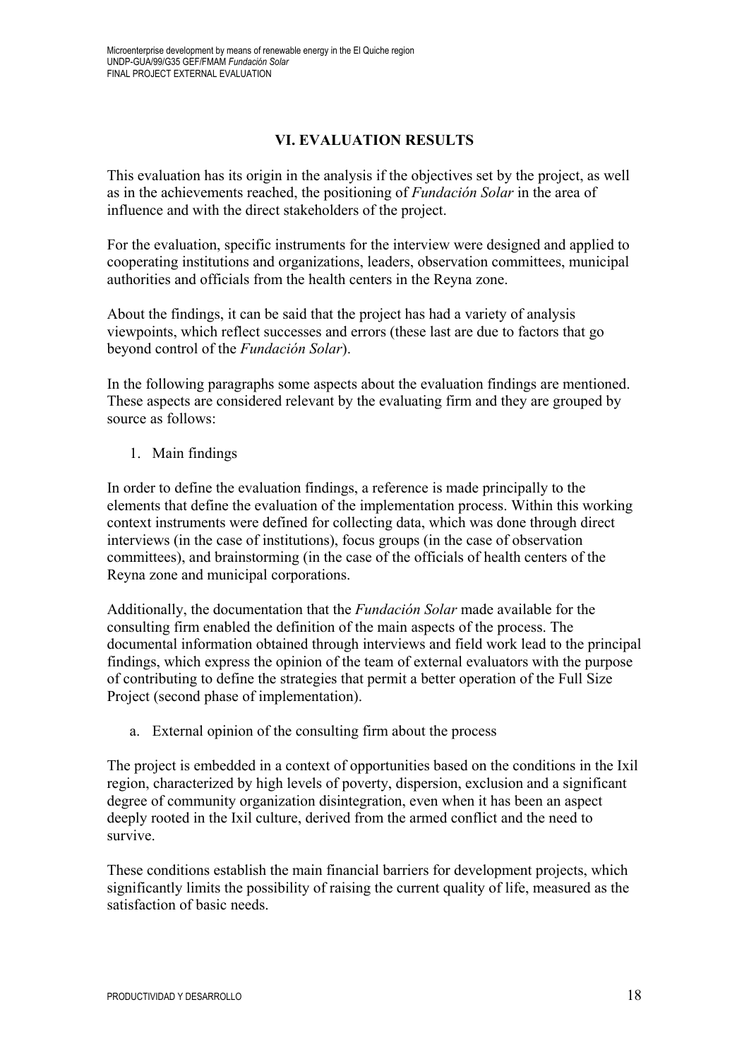## VI. EVALUATION RESULTS

This evaluation has its origin in the analysis if the objectives set by the project, as well as in the achievements reached, the positioning of *Fundación Solar* in the area of influence and with the direct stakeholders of the project.

For the evaluation, specific instruments for the interview were designed and applied to cooperating institutions and organizations, leaders, observation committees, municipal authorities and officials from the health centers in the Reyna zone.

About the findings, it can be said that the project has had a variety of analysis viewpoints, which reflect successes and errors (these last are due to factors that go beyond control of the *Fundación Solar*).

In the following paragraphs some aspects about the evaluation findings are mentioned. These aspects are considered relevant by the evaluating firm and they are grouped by source as follows:

1. Main findings

In order to define the evaluation findings, a reference is made principally to the elements that define the evaluation of the implementation process. Within this working context instruments were defined for collecting data, which was done through direct interviews (in the case of institutions), focus groups (in the case of observation committees), and brainstorming (in the case of the officials of health centers of the Reyna zone and municipal corporations.

Additionally, the documentation that the *Fundación Solar* made available for the consulting firm enabled the definition of the main aspects of the process. The documental information obtained through interviews and field work lead to the principal findings, which express the opinion of the team of external evaluators with the purpose of contributing to define the strategies that permit a better operation of the Full Size Project (second phase of implementation).

a. External opinion of the consulting firm about the process

The project is embedded in a context of opportunities based on the conditions in the Ixil region, characterized by high levels of poverty, dispersion, exclusion and a significant degree of community organization disintegration, even when it has been an aspect deeply rooted in the Ixil culture, derived from the armed conflict and the need to survive.

These conditions establish the main financial barriers for development projects, which significantly limits the possibility of raising the current quality of life, measured as the satisfaction of basic needs.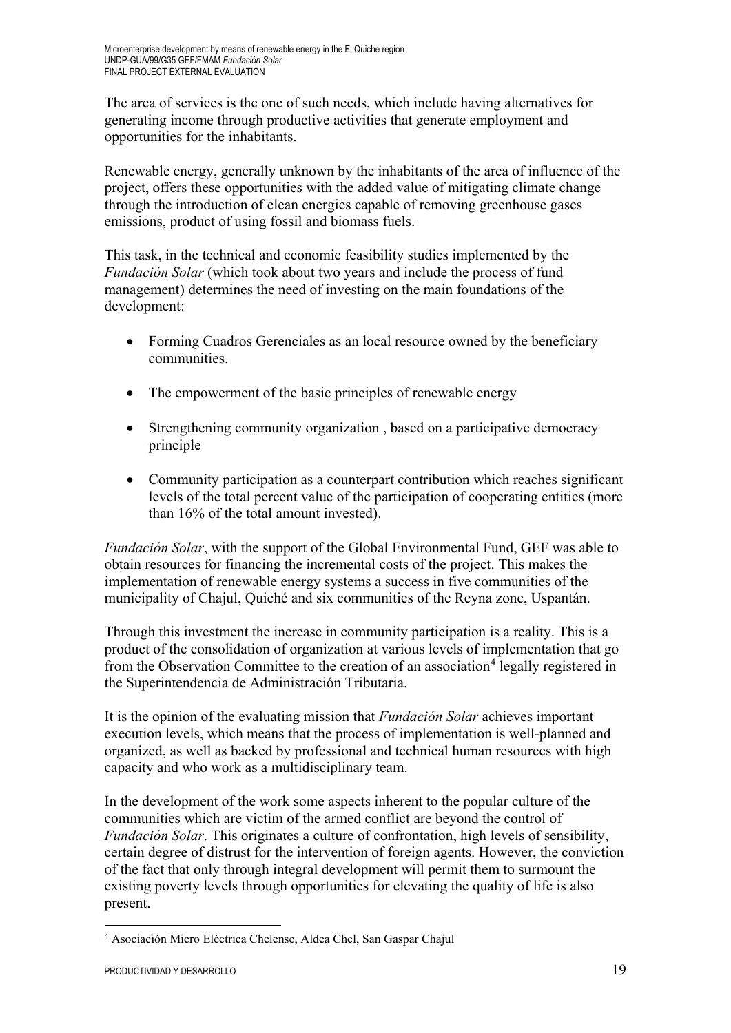The area of services is the one of such needs, which include having alternatives for generating income through productive activities that generate employment and opportunities for the inhabitants.

Renewable energy, generally unknown by the inhabitants of the area of influence of the project, offers these opportunities with the added value of mitigating climate change through the introduction of clean energies capable of removing greenhouse gases emissions, product of using fossil and biomass fuels.

This task, in the technical and economic feasibility studies implemented by the *Fundación Solar* (which took about two years and include the process of fund management) determines the need of investing on the main foundations of the development:

- Forming Cuadros Gerenciales as an local resource owned by the beneficiary communities.
- The empowerment of the basic principles of renewable energy
- Strengthening community organization , based on a participative democracy principle
- Community participation as a counterpart contribution which reaches significant levels of the total percent value of the participation of cooperating entities (more than 16% of the total amount invested).

*Fundación Solar*, with the support of the Global Environmental Fund, GEF was able to obtain resources for financing the incremental costs of the project. This makes the implementation of renewable energy systems a success in five communities of the municipality of Chajul, Quiché and six communities of the Reyna zone, Uspantán.

Through this investment the increase in community participation is a reality. This is a product of the consolidation of organization at various levels of implementation that go from the Observation Committee to the creation of an association[4] legally registered in the Superintendencia de Administración Tributaria.

It is the opinion of the evaluating mission that *Fundación Solar* achieves important execution levels, which means that the process of implementation is well-planned and organized, as well as backed by professional and technical human resources with high capacity and who work as a multidisciplinary team.

In the development of the work some aspects inherent to the popular culture of the communities which are victim of the armed conflict are beyond the control of *Fundación Solar*. This originates a culture of confrontation, high levels of sensibility, certain degree of distrust for the intervention of foreign agents. However, the conviction of the fact that only through integral development will permit them to surmount the existing poverty levels through opportunities for elevating the quality of life is also present.

[4] Asociación Micro Eléctrica Chelense, Aldea Chel, San Gaspar Chajul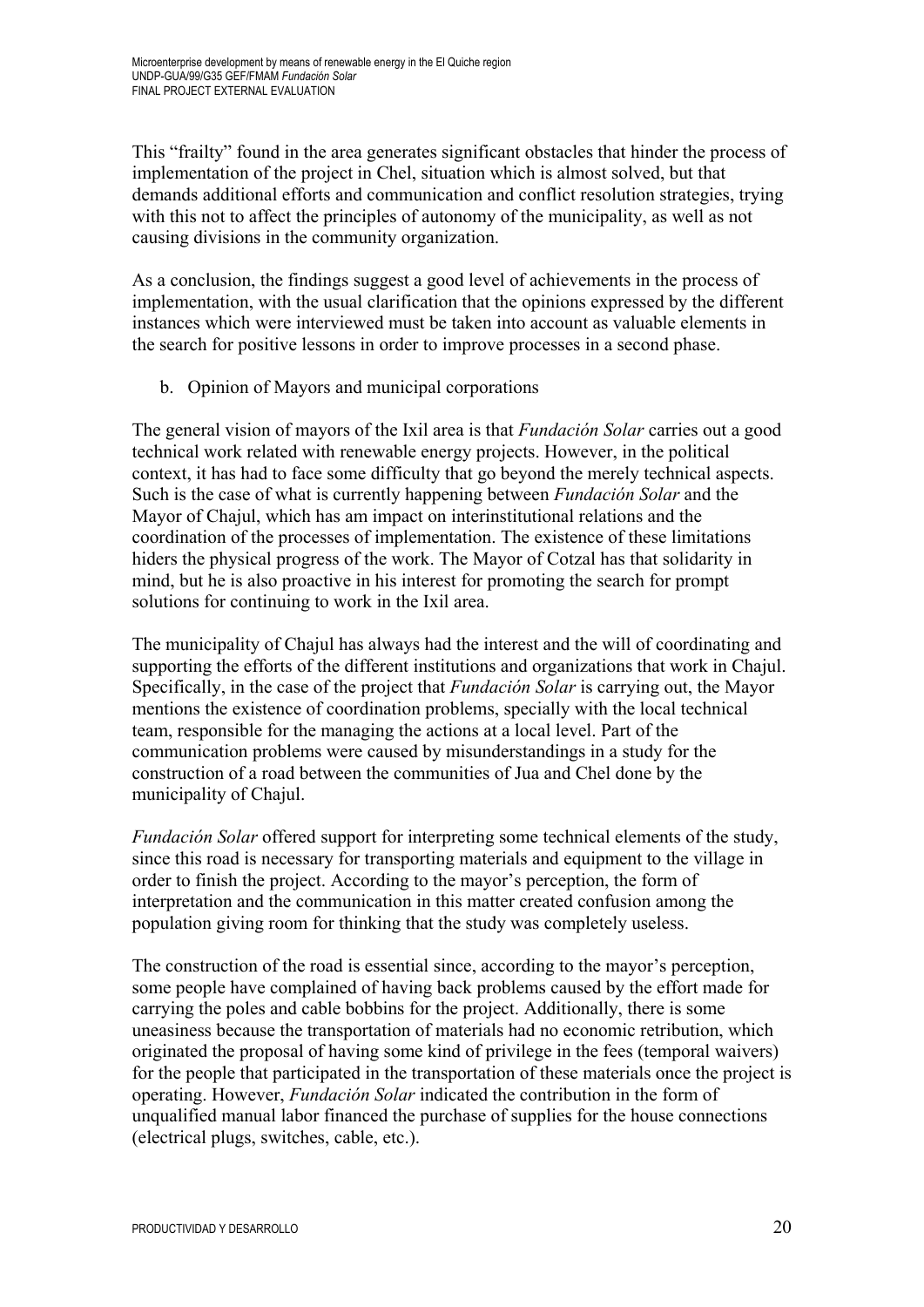This "frailty" found in the area generates significant obstacles that hinder the process of implementation of the project in Chel, situation which is almost solved, but that demands additional efforts and communication and conflict resolution strategies, trying with this not to affect the principles of autonomy of the municipality, as well as not causing divisions in the community organization.

As a conclusion, the findings suggest a good level of achievements in the process of implementation, with the usual clarification that the opinions expressed by the different instances which were interviewed must be taken into account as valuable elements in the search for positive lessons in order to improve processes in a second phase.

b. Opinion of Mayors and municipal corporations

The general vision of mayors of the Ixil area is that *Fundación Solar* carries out a good technical work related with renewable energy projects. However, in the political context, it has had to face some difficulty that go beyond the merely technical aspects. Such is the case of what is currently happening between *Fundación Solar* and the Mayor of Chajul, which has am impact on interinstitutional relations and the coordination of the processes of implementation. The existence of these limitations hiders the physical progress of the work. The Mayor of Cotzal has that solidarity in mind, but he is also proactive in his interest for promoting the search for prompt solutions for continuing to work in the Ixil area.

The municipality of Chajul has always had the interest and the will of coordinating and supporting the efforts of the different institutions and organizations that work in Chajul. Specifically, in the case of the project that *Fundación Solar* is carrying out, the Mayor mentions the existence of coordination problems, specially with the local technical team, responsible for the managing the actions at a local level. Part of the communication problems were caused by misunderstandings in a study for the construction of a road between the communities of Jua and Chel done by the municipality of Chajul.

*Fundación Solar* offered support for interpreting some technical elements of the study, since this road is necessary for transporting materials and equipment to the village in order to finish the project. According to the mayor's perception, the form of interpretation and the communication in this matter created confusion among the population giving room for thinking that the study was completely useless.

The construction of the road is essential since, according to the mayor's perception, some people have complained of having back problems caused by the effort made for carrying the poles and cable bobbins for the project. Additionally, there is some uneasiness because the transportation of materials had no economic retribution, which originated the proposal of having some kind of privilege in the fees (temporal waivers) for the people that participated in the transportation of these materials once the project is operating. However, *Fundación Solar* indicated the contribution in the form of unqualified manual labor financed the purchase of supplies for the house connections (electrical plugs, switches, cable, etc.).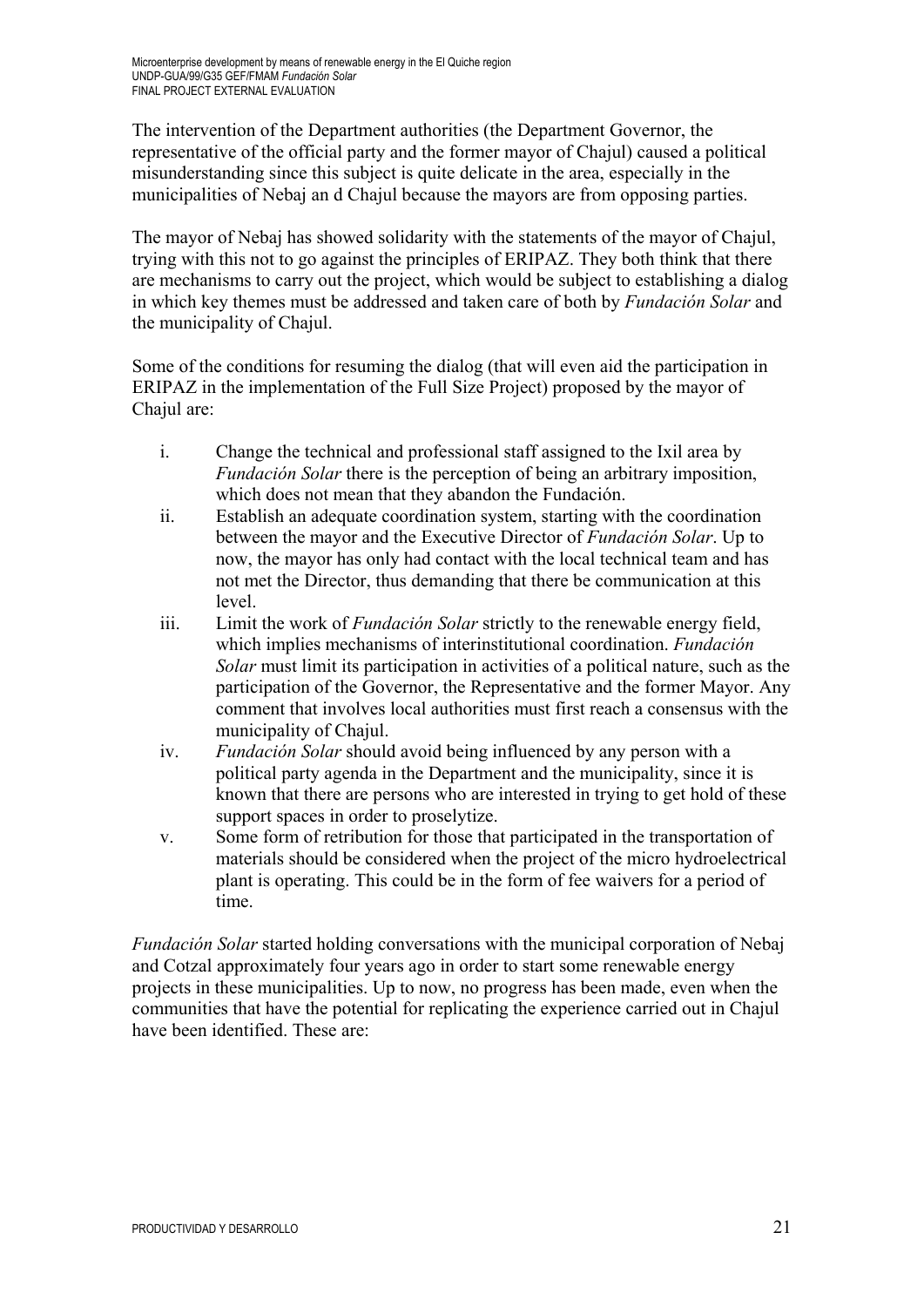The intervention of the Department authorities (the Department Governor, the representative of the official party and the former mayor of Chajul) caused a political misunderstanding since this subject is quite delicate in the area, especially in the municipalities of Nebaj an d Chajul because the mayors are from opposing parties.

The mayor of Nebaj has showed solidarity with the statements of the mayor of Chajul, trying with this not to go against the principles of ERIPAZ. They both think that there are mechanisms to carry out the project, which would be subject to establishing a dialog in which key themes must be addressed and taken care of both by *Fundación Solar* and the municipality of Chajul.

Some of the conditions for resuming the dialog (that will even aid the participation in ERIPAZ in the implementation of the Full Size Project) proposed by the mayor of Chajul are:

i. Change the technical and professional staff assigned to the Ixil area by *Fundación Solar* there is the perception of being an arbitrary imposition, which does not mean that they abandon the Fundación.
ii. Establish an adequate coordination system, starting with the coordination between the mayor and the Executive Director of *Fundación Solar*. Up to now, the mayor has only had contact with the local technical team and has not met the Director, thus demanding that there be communication at this level.
iii. Limit the work of *Fundación Solar* strictly to the renewable energy field, which implies mechanisms of interinstitutional coordination. *Fundación Solar* must limit its participation in activities of a political nature, such as the participation of the Governor, the Representative and the former Mayor. Any comment that involves local authorities must first reach a consensus with the municipality of Chajul.
iv. *Fundación Solar* should avoid being influenced by any person with a political party agenda in the Department and the municipality, since it is known that there are persons who are interested in trying to get hold of these support spaces in order to proselytize.
v. Some form of retribution for those that participated in the transportation of materials should be considered when the project of the micro hydroelectrical plant is operating. This could be in the form of fee waivers for a period of time.

*Fundación Solar* started holding conversations with the municipal corporation of Nebaj and Cotzal approximately four years ago in order to start some renewable energy projects in these municipalities. Up to now, no progress has been made, even when the communities that have the potential for replicating the experience carried out in Chajul have been identified. These are: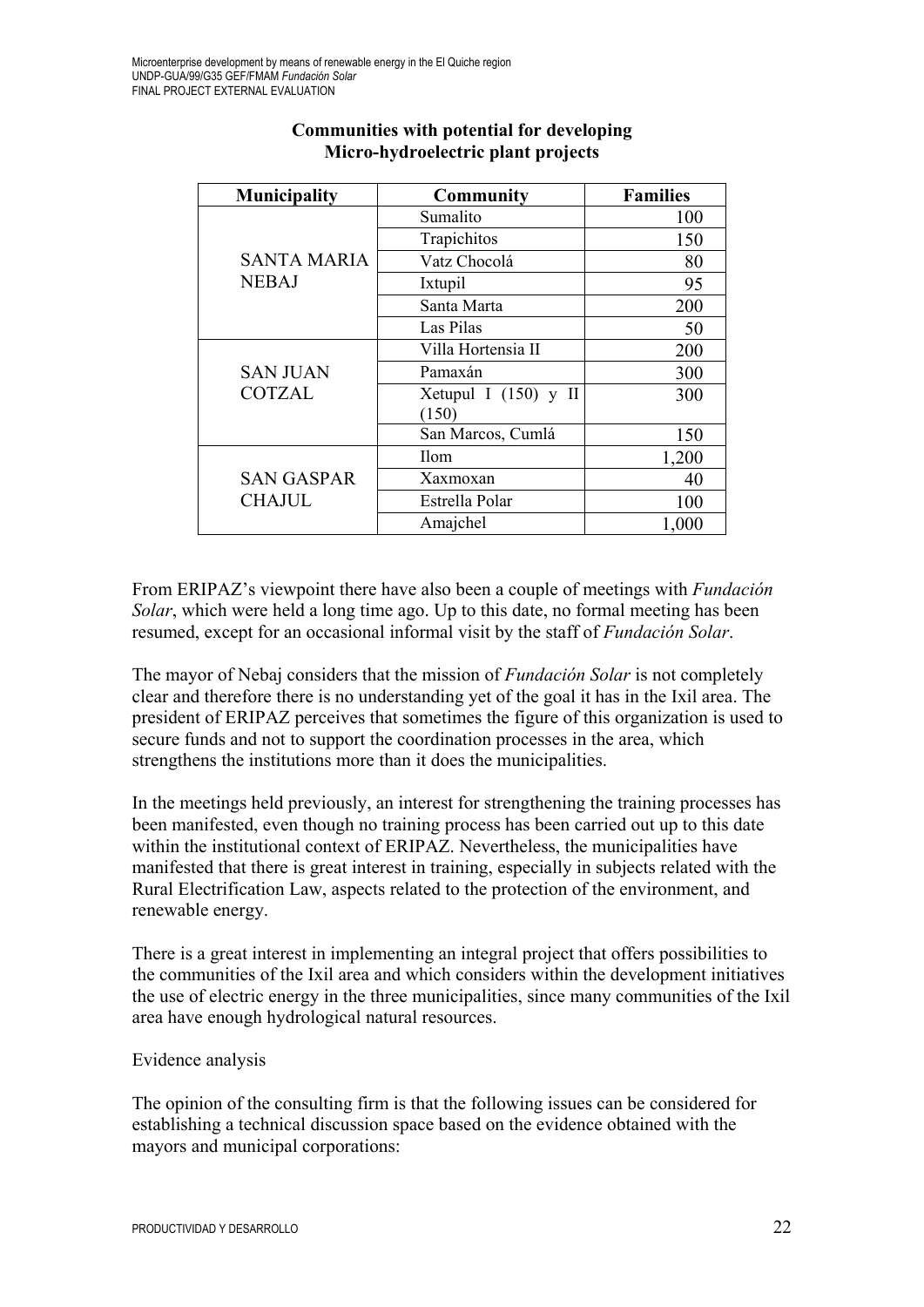**Communities with potential for developing Micro-hydroelectric plant projects**

| Municipality | Community | Families |
|---|---|---|
| SANTA MARIA NEBAJ | Sumalito | 100 |
| | Trapichitos | 150 |
| | Vatz Chocolá | 80 |
| | Ixtupil | 95 |
| | Santa Marta | 200 |
| | Las Pilas | 50 |
| SAN JUAN COTZAL | Villa Hortensia II | 200 |
| | Pamaxán | 300 |
| | Xetupul I (150) y II (150) | 300 |
| | San Marcos, Cumlá | 150 |
| SAN GASPAR CHAJUL | Ilom | 1,200 |
| | Xaxmoxan | 40 |
| | Estrella Polar | 100 |
| | Amajchel | 1,000 |

From ERIPAZ's viewpoint there have also been a couple of meetings with *Fundación Solar*, which were held a long time ago. Up to this date, no formal meeting has been resumed, except for an occasional informal visit by the staff of *Fundación Solar*.

The mayor of Nebaj considers that the mission of *Fundación Solar* is not completely clear and therefore there is no understanding yet of the goal it has in the Ixil area. The president of ERIPAZ perceives that sometimes the figure of this organization is used to secure funds and not to support the coordination processes in the area, which strengthens the institutions more than it does the municipalities.

In the meetings held previously, an interest for strengthening the training processes has been manifested, even though no training process has been carried out up to this date within the institutional context of ERIPAZ. Nevertheless, the municipalities have manifested that there is great interest in training, especially in subjects related with the Rural Electrification Law, aspects related to the protection of the environment, and renewable energy.

There is a great interest in implementing an integral project that offers possibilities to the communities of the Ixil area and which considers within the development initiatives the use of electric energy in the three municipalities, since many communities of the Ixil area have enough hydrological natural resources.

Evidence analysis

The opinion of the consulting firm is that the following issues can be considered for establishing a technical discussion space based on the evidence obtained with the mayors and municipal corporations: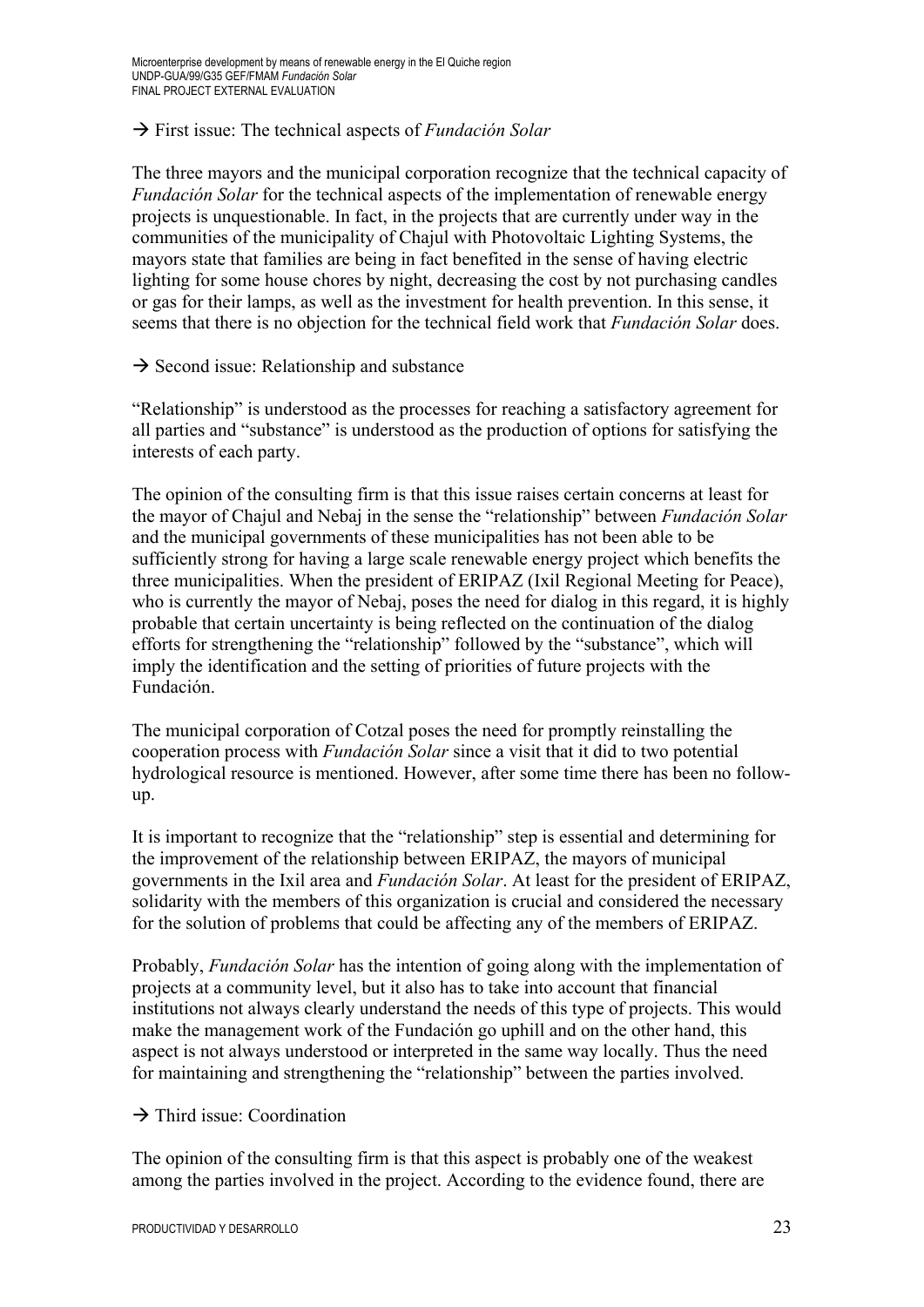→ First issue: The technical aspects of *Fundación Solar*

The three mayors and the municipal corporation recognize that the technical capacity of *Fundación Solar* for the technical aspects of the implementation of renewable energy projects is unquestionable. In fact, in the projects that are currently under way in the communities of the municipality of Chajul with Photovoltaic Lighting Systems, the mayors state that families are being in fact benefited in the sense of having electric lighting for some house chores by night, decreasing the cost by not purchasing candles or gas for their lamps, as well as the investment for health prevention. In this sense, it seems that there is no objection for the technical field work that *Fundación Solar* does.

→ Second issue: Relationship and substance

"Relationship" is understood as the processes for reaching a satisfactory agreement for all parties and "substance" is understood as the production of options for satisfying the interests of each party.

The opinion of the consulting firm is that this issue raises certain concerns at least for the mayor of Chajul and Nebaj in the sense the "relationship" between *Fundación Solar* and the municipal governments of these municipalities has not been able to be sufficiently strong for having a large scale renewable energy project which benefits the three municipalities. When the president of ERIPAZ (Ixil Regional Meeting for Peace), who is currently the mayor of Nebaj, poses the need for dialog in this regard, it is highly probable that certain uncertainty is being reflected on the continuation of the dialog efforts for strengthening the "relationship" followed by the "substance", which will imply the identification and the setting of priorities of future projects with the Fundación.

The municipal corporation of Cotzal poses the need for promptly reinstalling the cooperation process with *Fundación Solar* since a visit that it did to two potential hydrological resource is mentioned. However, after some time there has been no follow-up.

It is important to recognize that the "relationship" step is essential and determining for the improvement of the relationship between ERIPAZ, the mayors of municipal governments in the Ixil area and *Fundación Solar*. At least for the president of ERIPAZ, solidarity with the members of this organization is crucial and considered the necessary for the solution of problems that could be affecting any of the members of ERIPAZ.

Probably, *Fundación Solar* has the intention of going along with the implementation of projects at a community level, but it also has to take into account that financial institutions not always clearly understand the needs of this type of projects. This would make the management work of the Fundación go uphill and on the other hand, this aspect is not always understood or interpreted in the same way locally. Thus the need for maintaining and strengthening the "relationship" between the parties involved.

→ Third issue: Coordination

The opinion of the consulting firm is that this aspect is probably one of the weakest among the parties involved in the project. According to the evidence found, there are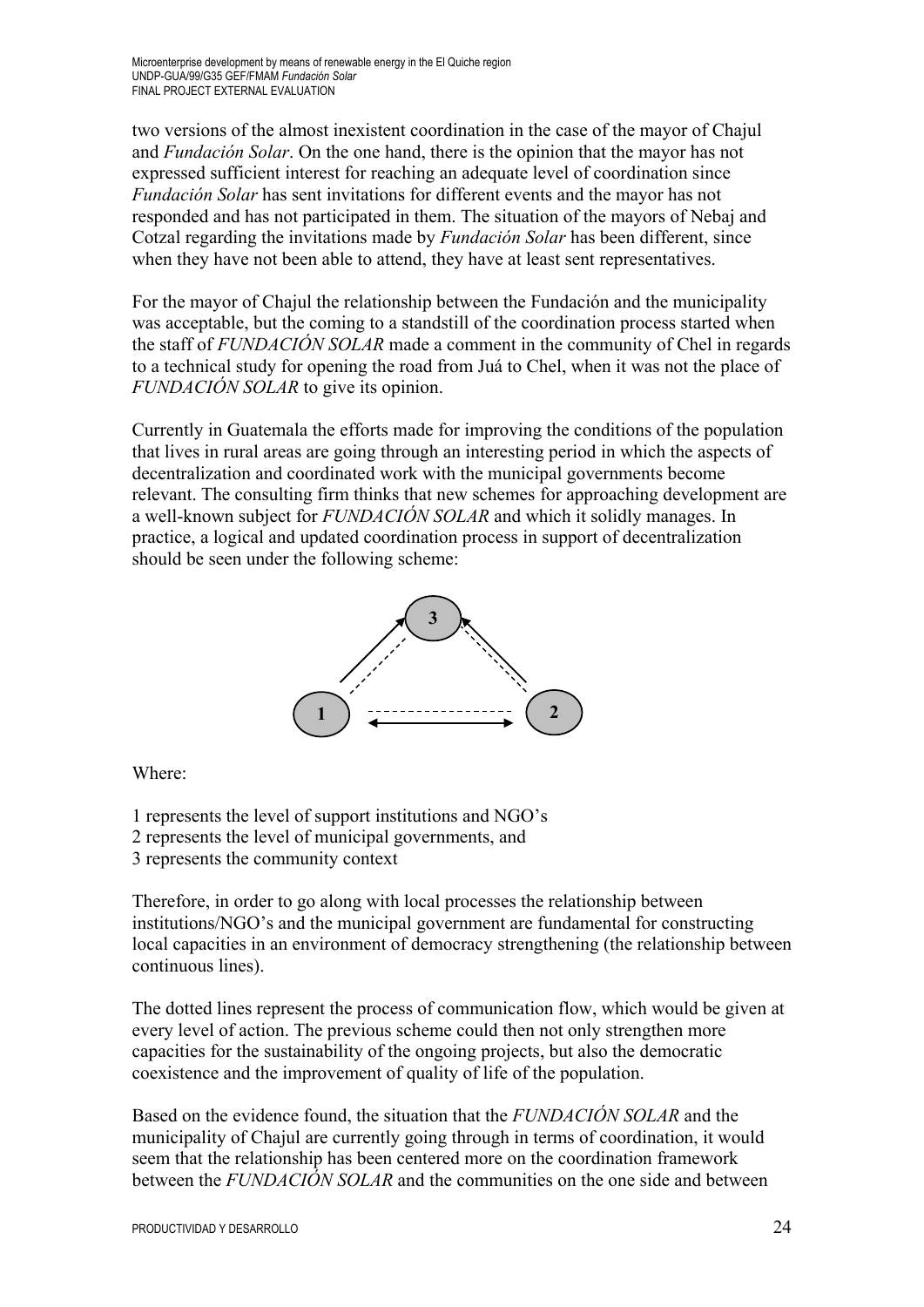two versions of the almost inexistent coordination in the case of the mayor of Chajul and *Fundación Solar*. On the one hand, there is the opinion that the mayor has not expressed sufficient interest for reaching an adequate level of coordination since *Fundación Solar* has sent invitations for different events and the mayor has not responded and has not participated in them. The situation of the mayors of Nebaj and Cotzal regarding the invitations made by *Fundación Solar* has been different, since when they have not been able to attend, they have at least sent representatives.

For the mayor of Chajul the relationship between the Fundación and the municipality was acceptable, but the coming to a standstill of the coordination process started when the staff of *FUNDACIÓN SOLAR* made a comment in the community of Chel in regards to a technical study for opening the road from Juá to Chel, when it was not the place of *FUNDACIÓN SOLAR* to give its opinion.

Currently in Guatemala the efforts made for improving the conditions of the population that lives in rural areas are going through an interesting period in which the aspects of decentralization and coordinated work with the municipal governments become relevant. The consulting firm thinks that new schemes for approaching development are a well-known subject for *FUNDACIÓN SOLAR* and which it solidly manages. In practice, a logical and updated coordination process in support of decentralization should be seen under the following scheme:

Where:

1 represents the level of support institutions and NGO's
2 represents the level of municipal governments, and
3 represents the community context

Therefore, in order to go along with local processes the relationship between institutions/NGO's and the municipal government are fundamental for constructing local capacities in an environment of democracy strengthening (the relationship between continuous lines).

The dotted lines represent the process of communication flow, which would be given at every level of action. The previous scheme could then not only strengthen more capacities for the sustainability of the ongoing projects, but also the democratic coexistence and the improvement of quality of life of the population.

Based on the evidence found, the situation that the *FUNDACIÓN SOLAR* and the municipality of Chajul are currently going through in terms of coordination, it would seem that the relationship has been centered more on the coordination framework between the *FUNDACIÓN SOLAR* and the communities on the one side and between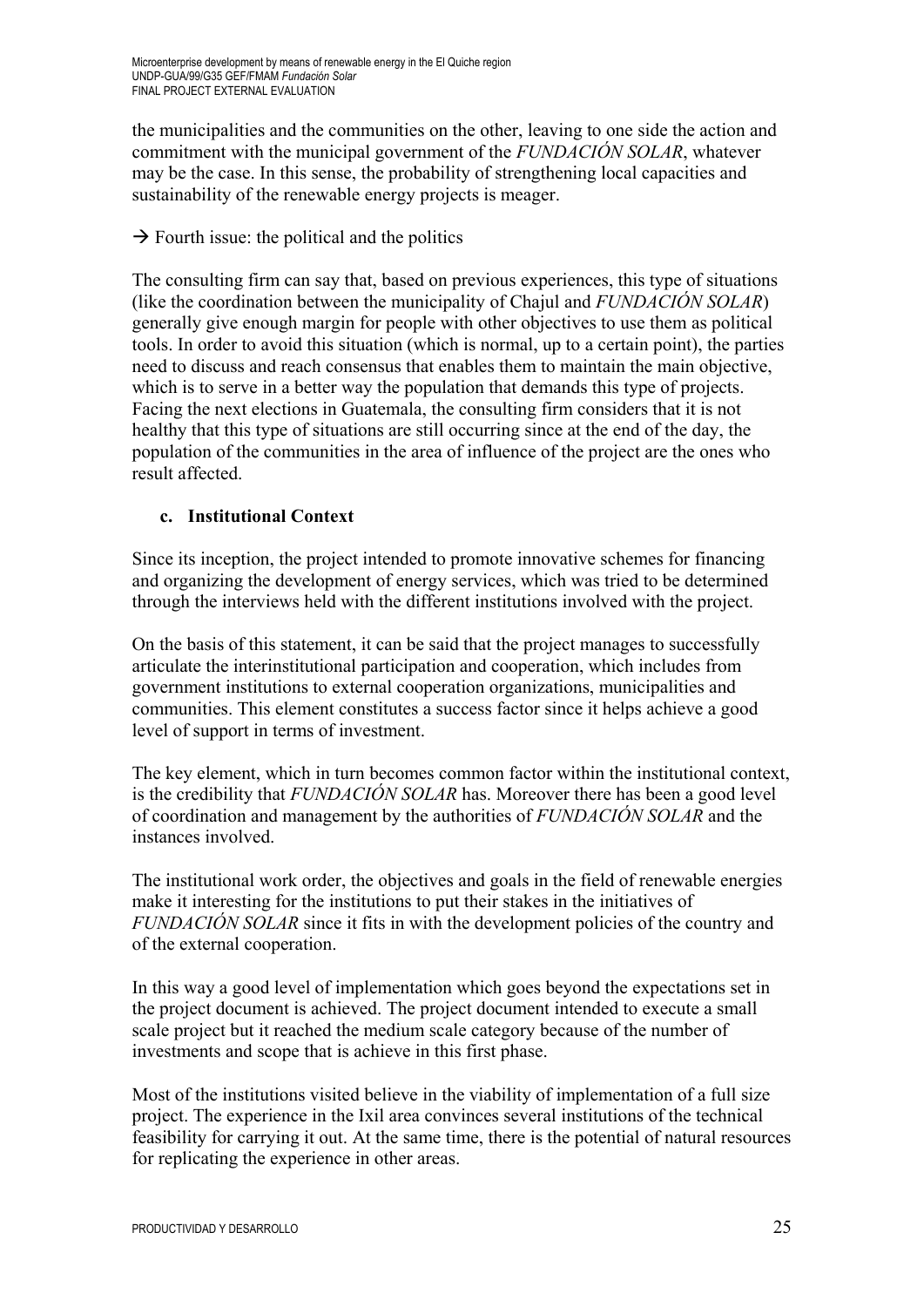the municipalities and the communities on the other, leaving to one side the action and commitment with the municipal government of the *FUNDACIÓN SOLAR*, whatever may be the case. In this sense, the probability of strengthening local capacities and sustainability of the renewable energy projects is meager.

→ Fourth issue: the political and the politics

The consulting firm can say that, based on previous experiences, this type of situations (like the coordination between the municipality of Chajul and *FUNDACIÓN SOLAR*) generally give enough margin for people with other objectives to use them as political tools. In order to avoid this situation (which is normal, up to a certain point), the parties need to discuss and reach consensus that enables them to maintain the main objective, which is to serve in a better way the population that demands this type of projects. Facing the next elections in Guatemala, the consulting firm considers that it is not healthy that this type of situations are still occurring since at the end of the day, the population of the communities in the area of influence of the project are the ones who result affected.

### c. Institutional Context

Since its inception, the project intended to promote innovative schemes for financing and organizing the development of energy services, which was tried to be determined through the interviews held with the different institutions involved with the project.

On the basis of this statement, it can be said that the project manages to successfully articulate the interinstitutional participation and cooperation, which includes from government institutions to external cooperation organizations, municipalities and communities. This element constitutes a success factor since it helps achieve a good level of support in terms of investment.

The key element, which in turn becomes common factor within the institutional context, is the credibility that *FUNDACIÓN SOLAR* has. Moreover there has been a good level of coordination and management by the authorities of *FUNDACIÓN SOLAR* and the instances involved.

The institutional work order, the objectives and goals in the field of renewable energies make it interesting for the institutions to put their stakes in the initiatives of *FUNDACIÓN SOLAR* since it fits in with the development policies of the country and of the external cooperation.

In this way a good level of implementation which goes beyond the expectations set in the project document is achieved. The project document intended to execute a small scale project but it reached the medium scale category because of the number of investments and scope that is achieve in this first phase.

Most of the institutions visited believe in the viability of implementation of a full size project. The experience in the Ixil area convinces several institutions of the technical feasibility for carrying it out. At the same time, there is the potential of natural resources for replicating the experience in other areas.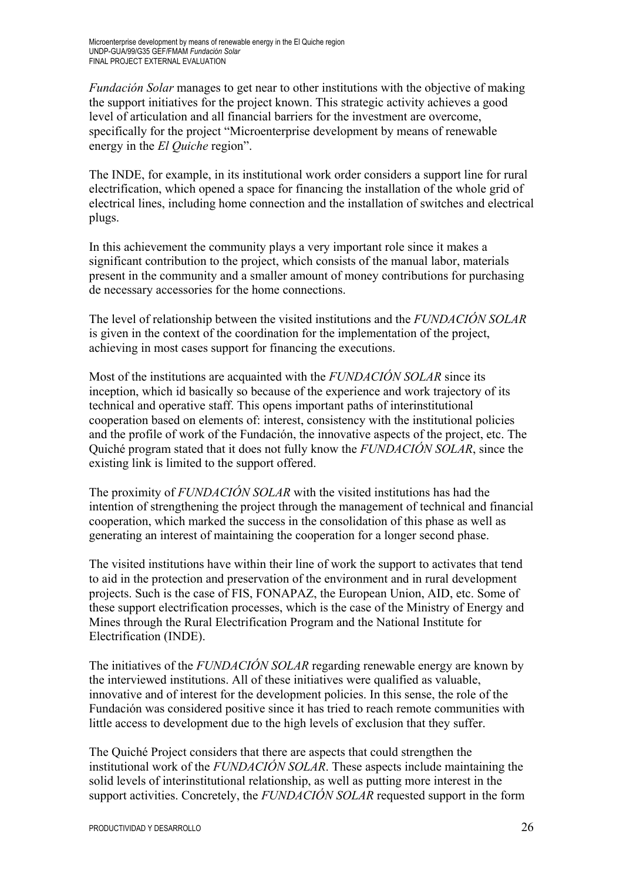*Fundación Solar* manages to get near to other institutions with the objective of making the support initiatives for the project known. This strategic activity achieves a good level of articulation and all financial barriers for the investment are overcome, specifically for the project "Microenterprise development by means of renewable energy in the *El Quiche* region".

The INDE, for example, in its institutional work order considers a support line for rural electrification, which opened a space for financing the installation of the whole grid of electrical lines, including home connection and the installation of switches and electrical plugs.

In this achievement the community plays a very important role since it makes a significant contribution to the project, which consists of the manual labor, materials present in the community and a smaller amount of money contributions for purchasing de necessary accessories for the home connections.

The level of relationship between the visited institutions and the *FUNDACIÓN SOLAR* is given in the context of the coordination for the implementation of the project, achieving in most cases support for financing the executions.

Most of the institutions are acquainted with the *FUNDACIÓN SOLAR* since its inception, which id basically so because of the experience and work trajectory of its technical and operative staff. This opens important paths of interinstitutional cooperation based on elements of: interest, consistency with the institutional policies and the profile of work of the Fundación, the innovative aspects of the project, etc. The Quiché program stated that it does not fully know the *FUNDACIÓN SOLAR*, since the existing link is limited to the support offered.

The proximity of *FUNDACIÓN SOLAR* with the visited institutions has had the intention of strengthening the project through the management of technical and financial cooperation, which marked the success in the consolidation of this phase as well as generating an interest of maintaining the cooperation for a longer second phase.

The visited institutions have within their line of work the support to activates that tend to aid in the protection and preservation of the environment and in rural development projects. Such is the case of FIS, FONAPAZ, the European Union, AID, etc. Some of these support electrification processes, which is the case of the Ministry of Energy and Mines through the Rural Electrification Program and the National Institute for Electrification (INDE).

The initiatives of the *FUNDACIÓN SOLAR* regarding renewable energy are known by the interviewed institutions. All of these initiatives were qualified as valuable, innovative and of interest for the development policies. In this sense, the role of the Fundación was considered positive since it has tried to reach remote communities with little access to development due to the high levels of exclusion that they suffer.

The Quiché Project considers that there are aspects that could strengthen the institutional work of the *FUNDACIÓN SOLAR*. These aspects include maintaining the solid levels of interinstitutional relationship, as well as putting more interest in the support activities. Concretely, the *FUNDACIÓN SOLAR* requested support in the form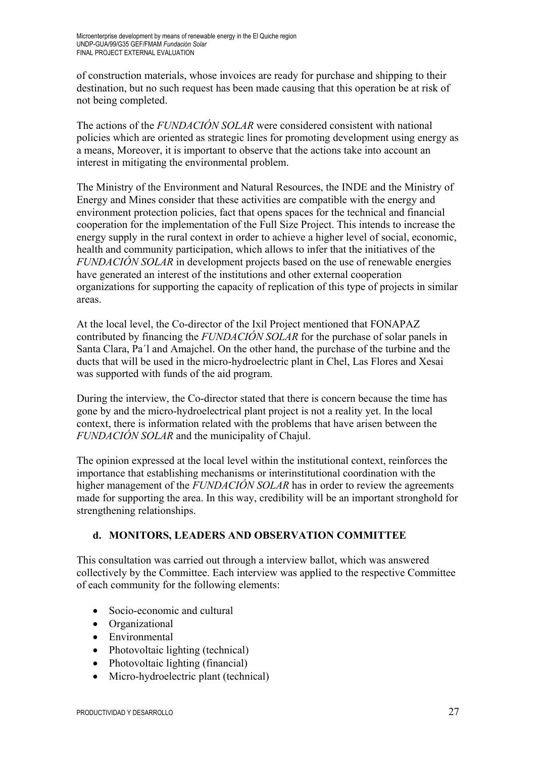of construction materials, whose invoices are ready for purchase and shipping to their destination, but no such request has been made causing that this operation be at risk of not being completed.

The actions of the *FUNDACIÓN SOLAR* were considered consistent with national policies which are oriented as strategic lines for promoting development using energy as a means, Moreover, it is important to observe that the actions take into account an interest in mitigating the environmental problem.

The Ministry of the Environment and Natural Resources, the INDE and the Ministry of Energy and Mines consider that these activities are compatible with the energy and environment protection policies, fact that opens spaces for the technical and financial cooperation for the implementation of the Full Size Project. This intends to increase the energy supply in the rural context in order to achieve a higher level of social, economic, health and community participation, which allows to infer that the initiatives of the *FUNDACIÓN SOLAR* in development projects based on the use of renewable energies have generated an interest of the institutions and other external cooperation organizations for supporting the capacity of replication of this type of projects in similar areas.

At the local level, the Co-director of the Ixil Project mentioned that FONAPAZ contributed by financing the *FUNDACIÓN SOLAR* for the purchase of solar panels in Santa Clara, Pa´l and Amajchel. On the other hand, the purchase of the turbine and the ducts that will be used in the micro-hydroelectric plant in Chel, Las Flores and Xesai was supported with funds of the aid program.

During the interview, the Co-director stated that there is concern because the time has gone by and the micro-hydroelectrical plant project is not a reality yet. In the local context, there is information related with the problems that have arisen between the *FUNDACIÓN SOLAR* and the municipality of Chajul.

The opinion expressed at the local level within the institutional context, reinforces the importance that establishing mechanisms or interinstitutional coordination with the higher management of the *FUNDACIÓN SOLAR* has in order to review the agreements made for supporting the area. In this way, credibility will be an important stronghold for strengthening relationships.

### d. MONITORS, LEADERS AND OBSERVATION COMMITTEE

This consultation was carried out through a interview ballot, which was answered collectively by the Committee. Each interview was applied to the respective Committee of each community for the following elements:

- Socio-economic and cultural
- Organizational
- Environmental
- Photovoltaic lighting (technical)
- Photovoltaic lighting (financial)
- Micro-hydroelectric plant (technical)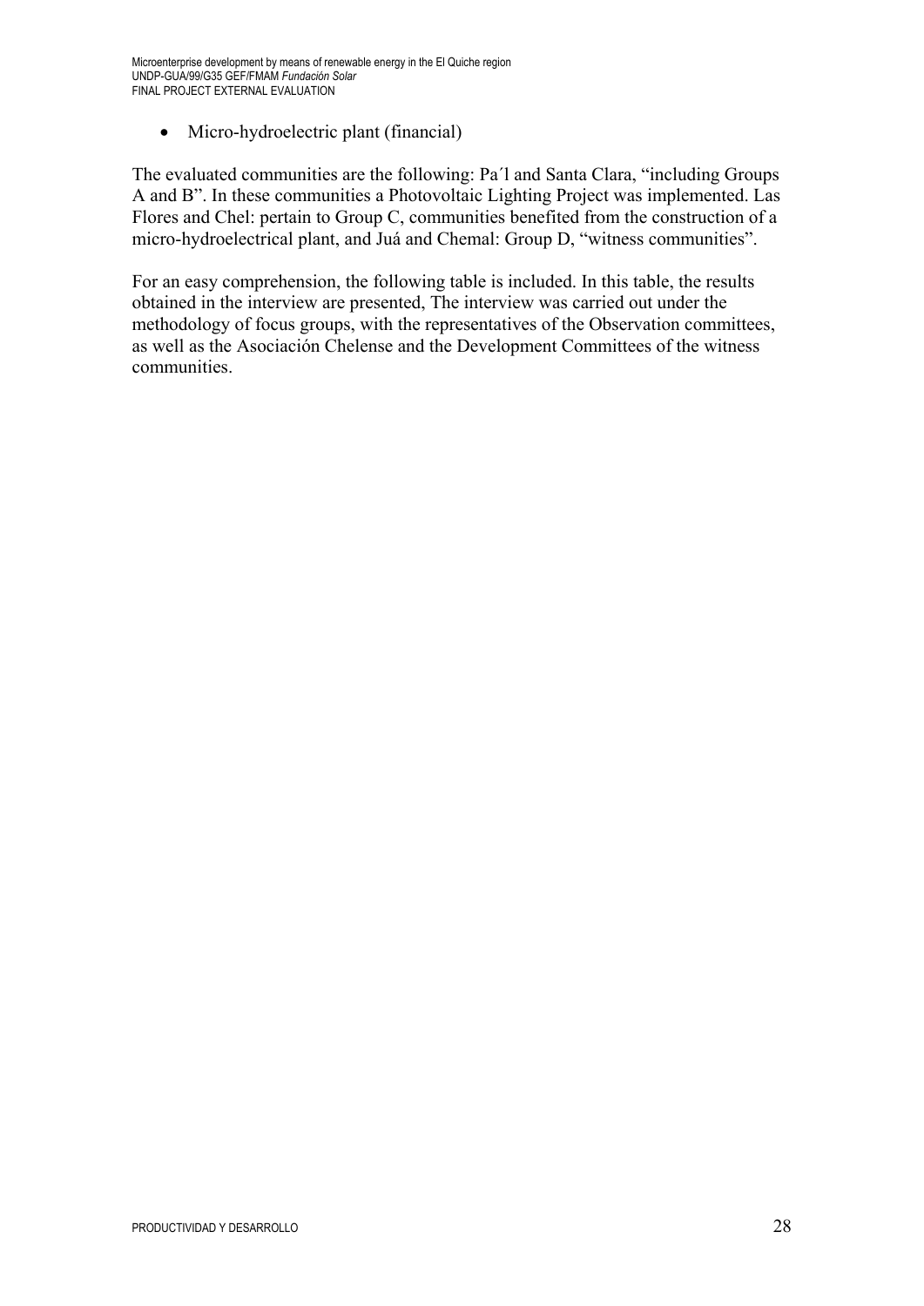- Micro-hydroelectric plant (financial)

The evaluated communities are the following: Pa´l and Santa Clara, "including Groups A and B". In these communities a Photovoltaic Lighting Project was implemented. Las Flores and Chel: pertain to Group C, communities benefited from the construction of a micro-hydroelectrical plant, and Juá and Chemal: Group D, "witness communities".

For an easy comprehension, the following table is included. In this table, the results obtained in the interview are presented, The interview was carried out under the methodology of focus groups, with the representatives of the Observation committees, as well as the Asociación Chelense and the Development Committees of the witness communities.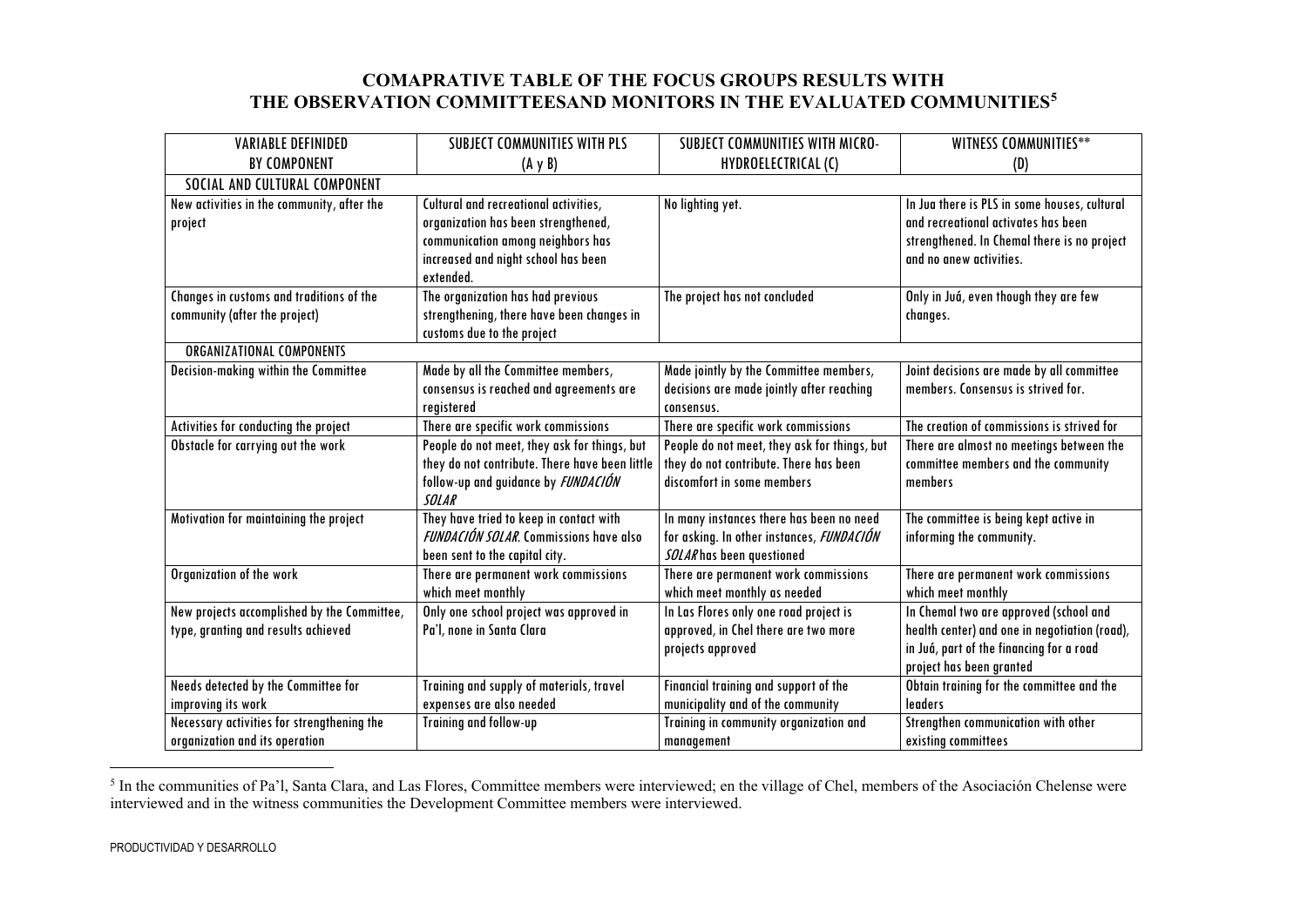## COMAPRATIVE TABLE OF THE FOCUS GROUPS RESULTS WITH THE OBSERVATION COMMITTEESAND MONITORS IN THE EVALUATED COMMUNITIES[5]

| VARIABLE DEFINIDED BY COMPONENT | SUBJECT COMMUNITIES WITH PLS (A y B) | SUBJECT COMMUNITIES WITH MICRO-HYDROELECTRICAL (C) | WITNESS COMMUNITIES** (D) |
|---|---|---|---|
| SOCIAL AND CULTURAL COMPONENT | | | |
| New activities in the community, after the project | Cultural and recreational activities, organization has been strengthened, communication among neighbors has increased and night school has been extended. | No lighting yet. | In Jua there is PLS in some houses, cultural and recreational activates has been strengthened. In Chemal there is no project and no anew activities. |
| Changes in customs and traditions of the community (after the project) | The organization has had previous strengthening, there have been changes in customs due to the project | The project has not concluded | Only in Juá, even though they are few changes. |
| ORGANIZATIONAL COMPONENTS | | | |
| Decision-making within the Committee | Made by all the Committee members, consensus is reached and agreements are registered | Made jointly by the Committee members, decisions are made jointly after reaching consensus. | Joint decisions are made by all committee members. Consensus is strived for. |
| Activities for conducting the project | There are specific work commissions | There are specific work commissions | The creation of commissions is strived for |
| Obstacle for carrying out the work | People do not meet, they ask for things, but they do not contribute. There have been little follow-up and guidance by *FUNDACIÓN SOLAR* | People do not meet, they ask for things, but they do not contribute. There has been discomfort in some members | There are almost no meetings between the committee members and the community members |
| Motivation for maintaining the project | They have tried to keep in contact with *FUNDACIÓN SOLAR*. Commissions have also been sent to the capital city. | In many instances there has been no need for asking. In other instances, *FUNDACIÓN SOLAR* has been questioned | The committee is being kept active in informing the community. |
| Organization of the work | There are permanent work commissions which meet monthly | There are permanent work commissions which meet monthly as needed | There are permanent work commissions which meet monthly |
| New projects accomplished by the Committee, type, granting and results achieved | Only one school project was approved in Pa'l, none in Santa Clara | In Las Flores only one road project is approved, in Chel there are two more projects approved | In Chemal two are approved (school and health center) and one in negotiation (road), in Juá, part of the financing for a road project has been granted |
| Needs detected by the Committee for improving its work | Training and supply of materials, travel expenses are also needed | Financial training and support of the municipality and of the community | Obtain training for the committee and the leaders |
| Necessary activities for strengthening the organization and its operation | Training and follow-up | Training in community organization and management | Strengthen communication with other existing committees |

[5] In the communities of Pa'l, Santa Clara, and Las Flores, Committee members were interviewed; en the village of Chel, members of the Asociación Chelense were interviewed and in the witness communities the Development Committee members were interviewed.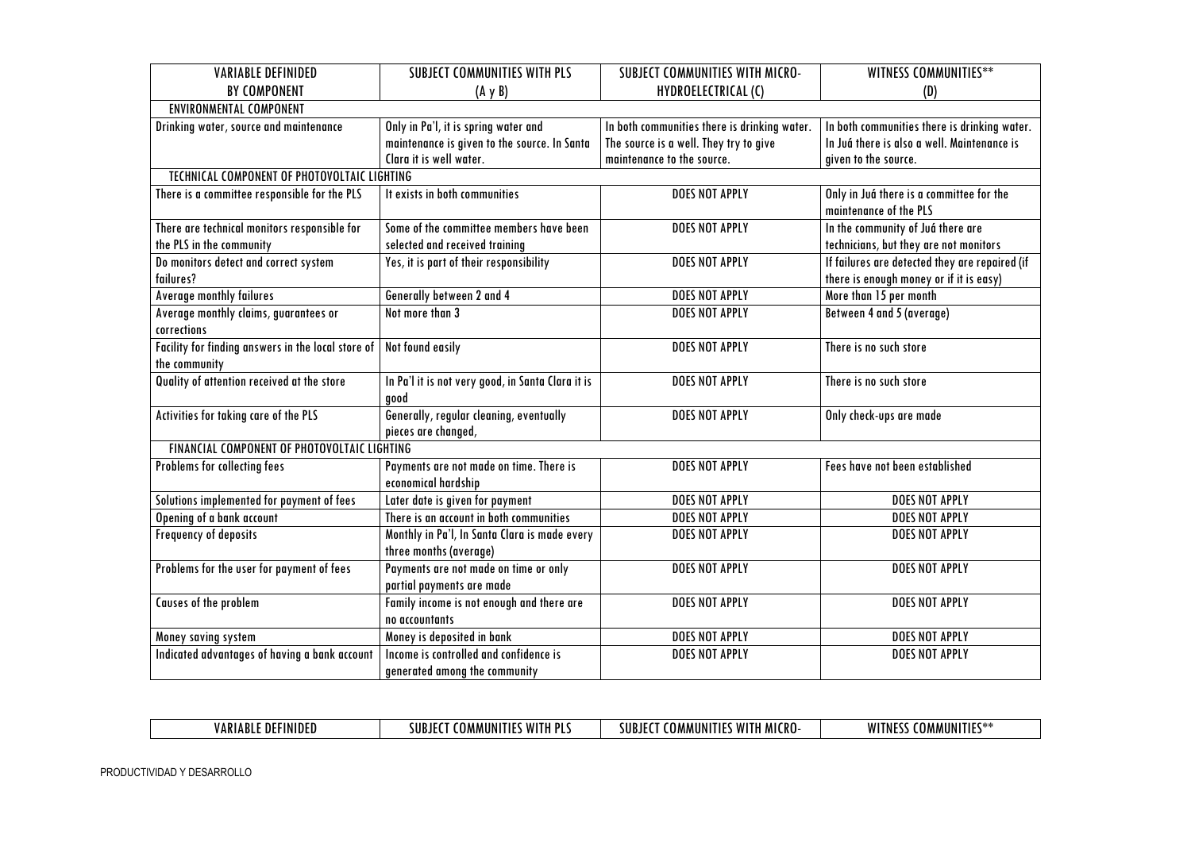| VARIABLE DEFINIDED BY COMPONENT | SUBJECT COMMUNITIES WITH PLS (A y B) | SUBJECT COMMUNITIES WITH MICRO-HYDROELECTRICAL (C) | WITNESS COMMUNITIES** (D) |
|---|---|---|---|
| ENVIRONMENTAL COMPONENT | | | |
| Drinking water, source and maintenance | Only in Pa'l, it is spring water and maintenance is given to the source. In Santa Clara it is well water. | In both communities there is drinking water. The source is a well. They try to give maintenance to the source. | In both communities there is drinking water. In Juá there is also a well. Maintenance is given to the source. |
| TECHNICAL COMPONENT OF PHOTOVOLTAIC LIGHTING | | | |
| There is a committee responsible for the PLS | It exists in both communities | DOES NOT APPLY | Only in Juá there is a committee for the maintenance of the PLS |
| There are technical monitors responsible for the PLS in the community | Some of the committee members have been selected and received training | DOES NOT APPLY | In the community of Juá there are technicians, but they are not monitors |
| Do monitors detect and correct system failures? | Yes, it is part of their responsibility | DOES NOT APPLY | If failures are detected they are repaired (if there is enough money or if it is easy) |
| Average monthly failures | Generally between 2 and 4 | DOES NOT APPLY | More than 15 per month |
| Average monthly claims, guarantees or corrections | Not more than 3 | DOES NOT APPLY | Between 4 and 5 (average) |
| Facility for finding answers in the local store of the community | Not found easily | DOES NOT APPLY | There is no such store |
| Quality of attention received at the store | In Pa'l it is not very good, in Santa Clara it is good | DOES NOT APPLY | There is no such store |
| Activities for taking care of the PLS | Generally, regular cleaning, eventually pieces are changed, | DOES NOT APPLY | Only check-ups are made |
| FINANCIAL COMPONENT OF PHOTOVOLTAIC LIGHTING | | | |
| Problems for collecting fees | Payments are not made on time. There is economical hardship | DOES NOT APPLY | Fees have not been established |
| Solutions implemented for payment of fees | Later date is given for payment | DOES NOT APPLY | DOES NOT APPLY |
| Opening of a bank account | There is an account in both communities | DOES NOT APPLY | DOES NOT APPLY |
| Frequency of deposits | Monthly in Pa'l, In Santa Clara is made every three months (average) | DOES NOT APPLY | DOES NOT APPLY |
| Problems for the user for payment of fees | Payments are not made on time or only partial payments are made | DOES NOT APPLY | DOES NOT APPLY |
| Causes of the problem | Family income is not enough and there are no accountants | DOES NOT APPLY | DOES NOT APPLY |
| Money saving system | Money is deposited in bank | DOES NOT APPLY | DOES NOT APPLY |
| Indicated advantages of having a bank account | Income is controlled and confidence is generated among the community | DOES NOT APPLY | DOES NOT APPLY |

| VARIABLE DEFINIDED | SUBJECT COMMUNITIES WITH PLS | SUBJECT COMMUNITIES WITH MICRO- | WITNESS COMMUNITIES** |
|---|---|---|---|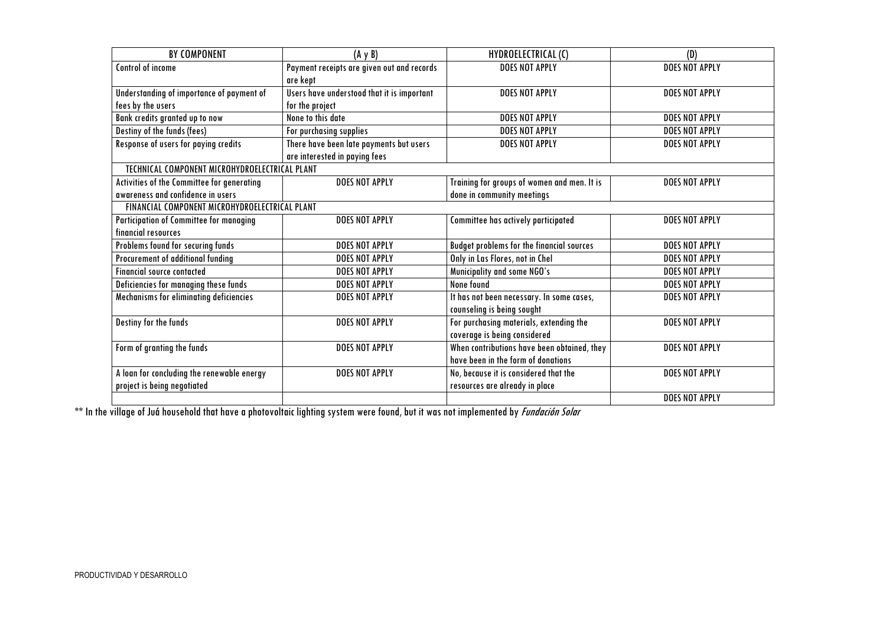| BY COMPONENT | (A y B) | HYDROELECTRICAL (C) | (D) |
|---|---|---|---|
| Control of income | Payment receipts are given out and records are kept | DOES NOT APPLY | DOES NOT APPLY |
| Understanding of importance of payment of fees by the users | Users have understood that it is important for the project | DOES NOT APPLY | DOES NOT APPLY |
| Bank credits granted up to now | None to this date | DOES NOT APPLY | DOES NOT APPLY |
| Destiny of the funds (fees) | For purchasing supplies | DOES NOT APPLY | DOES NOT APPLY |
| Response of users for paying credits | There have been late payments but users are interested in paying fees | DOES NOT APPLY | DOES NOT APPLY |
| TECHNICAL COMPONENT MICROHYDROELECTRICAL PLANT | | | |
| Activities of the Committee for generating awareness and confidence in users | DOES NOT APPLY | Training for groups of women and men. It is done in community meetings | DOES NOT APPLY |
| FINANCIAL COMPONENT MICROHYDROELECTRICAL PLANT | | | |
| Participation of Committee for managing financial resources | DOES NOT APPLY | Committee has actively participated | DOES NOT APPLY |
| Problems found for securing funds | DOES NOT APPLY | Budget problems for the financial sources | DOES NOT APPLY |
| Procurement of additional funding | DOES NOT APPLY | Only in Las Flores, not in Chel | DOES NOT APPLY |
| Financial source contacted | DOES NOT APPLY | Municipality and some NGO's | DOES NOT APPLY |
| Deficiencies for managing these funds | DOES NOT APPLY | None found | DOES NOT APPLY |
| Mechanisms for eliminating deficiencies | DOES NOT APPLY | It has not been necessary. In some cases, counseling is being sought | DOES NOT APPLY |
| Destiny for the funds | DOES NOT APPLY | For purchasing materials, extending the coverage is being considered | DOES NOT APPLY |
| Form of granting the funds | DOES NOT APPLY | When contributions have been obtained, they have been in the form of donations | DOES NOT APPLY |
| A loan for concluding the renewable energy project is being negotiated | DOES NOT APPLY | No, because it is considered that the resources are already in place | DOES NOT APPLY |
| | | | DOES NOT APPLY |

** In the village of Juá household that have a photovoltaic lighting system were found, but it was not implemented by *Fundación Solar*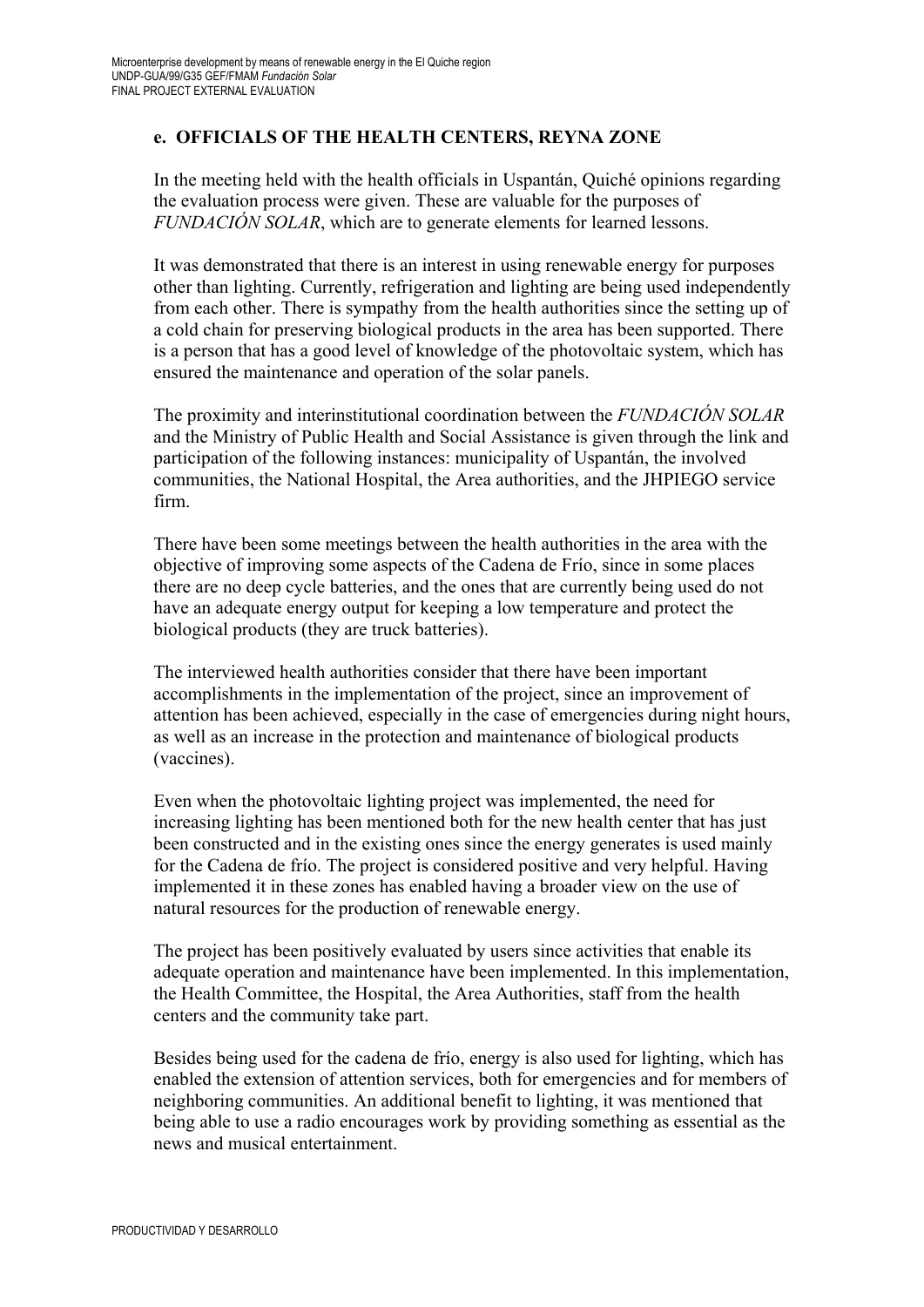## e. OFFICIALS OF THE HEALTH CENTERS, REYNA ZONE

In the meeting held with the health officials in Uspantán, Quiché opinions regarding the evaluation process were given. These are valuable for the purposes of *FUNDACIÓN SOLAR*, which are to generate elements for learned lessons.

It was demonstrated that there is an interest in using renewable energy for purposes other than lighting. Currently, refrigeration and lighting are being used independently from each other. There is sympathy from the health authorities since the setting up of a cold chain for preserving biological products in the area has been supported. There is a person that has a good level of knowledge of the photovoltaic system, which has ensured the maintenance and operation of the solar panels.

The proximity and interinstitutional coordination between the *FUNDACIÓN SOLAR* and the Ministry of Public Health and Social Assistance is given through the link and participation of the following instances: municipality of Uspantán, the involved communities, the National Hospital, the Area authorities, and the JHPIEGO service firm.

There have been some meetings between the health authorities in the area with the objective of improving some aspects of the Cadena de Frío, since in some places there are no deep cycle batteries, and the ones that are currently being used do not have an adequate energy output for keeping a low temperature and protect the biological products (they are truck batteries).

The interviewed health authorities consider that there have been important accomplishments in the implementation of the project, since an improvement of attention has been achieved, especially in the case of emergencies during night hours, as well as an increase in the protection and maintenance of biological products (vaccines).

Even when the photovoltaic lighting project was implemented, the need for increasing lighting has been mentioned both for the new health center that has just been constructed and in the existing ones since the energy generates is used mainly for the Cadena de frío. The project is considered positive and very helpful. Having implemented it in these zones has enabled having a broader view on the use of natural resources for the production of renewable energy.

The project has been positively evaluated by users since activities that enable its adequate operation and maintenance have been implemented. In this implementation, the Health Committee, the Hospital, the Area Authorities, staff from the health centers and the community take part.

Besides being used for the cadena de frío, energy is also used for lighting, which has enabled the extension of attention services, both for emergencies and for members of neighboring communities. An additional benefit to lighting, it was mentioned that being able to use a radio encourages work by providing something as essential as the news and musical entertainment.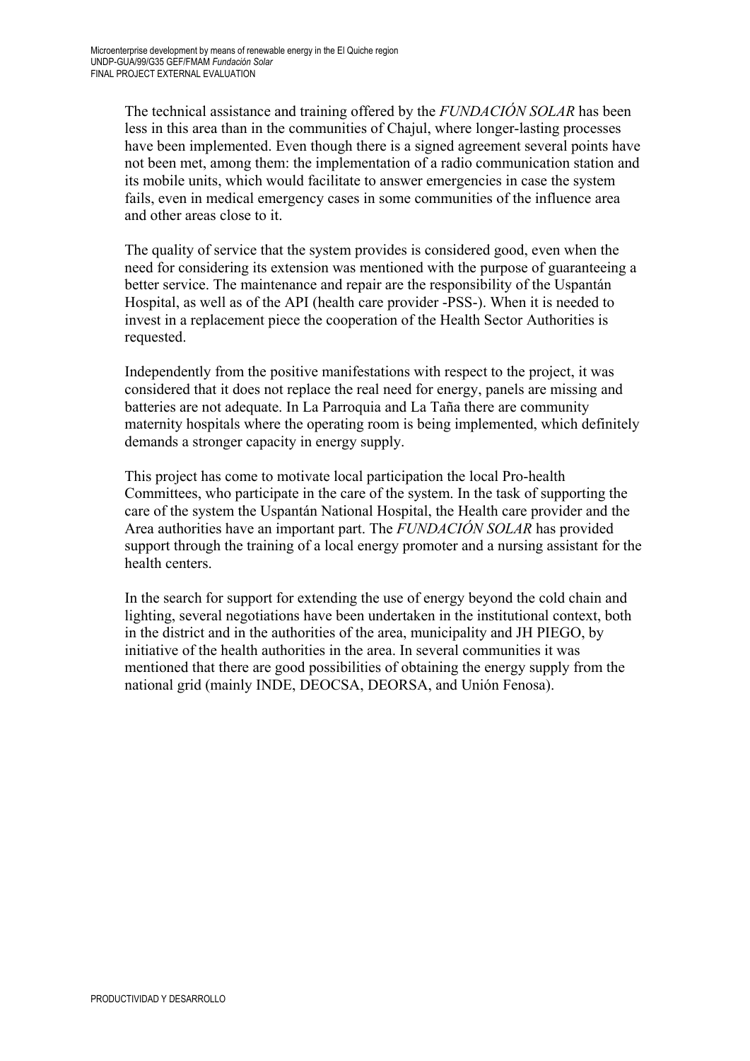The technical assistance and training offered by the *FUNDACIÓN SOLAR* has been less in this area than in the communities of Chajul, where longer-lasting processes have been implemented. Even though there is a signed agreement several points have not been met, among them: the implementation of a radio communication station and its mobile units, which would facilitate to answer emergencies in case the system fails, even in medical emergency cases in some communities of the influence area and other areas close to it.

The quality of service that the system provides is considered good, even when the need for considering its extension was mentioned with the purpose of guaranteeing a better service. The maintenance and repair are the responsibility of the Uspantán Hospital, as well as of the API (health care provider -PSS-). When it is needed to invest in a replacement piece the cooperation of the Health Sector Authorities is requested.

Independently from the positive manifestations with respect to the project, it was considered that it does not replace the real need for energy, panels are missing and batteries are not adequate. In La Parroquia and La Taña there are community maternity hospitals where the operating room is being implemented, which definitely demands a stronger capacity in energy supply.

This project has come to motivate local participation the local Pro-health Committees, who participate in the care of the system. In the task of supporting the care of the system the Uspantán National Hospital, the Health care provider and the Area authorities have an important part. The *FUNDACIÓN SOLAR* has provided support through the training of a local energy promoter and a nursing assistant for the health centers.

In the search for support for extending the use of energy beyond the cold chain and lighting, several negotiations have been undertaken in the institutional context, both in the district and in the authorities of the area, municipality and JH PIEGO, by initiative of the health authorities in the area. In several communities it was mentioned that there are good possibilities of obtaining the energy supply from the national grid (mainly INDE, DEOCSA, DEORSA, and Unión Fenosa).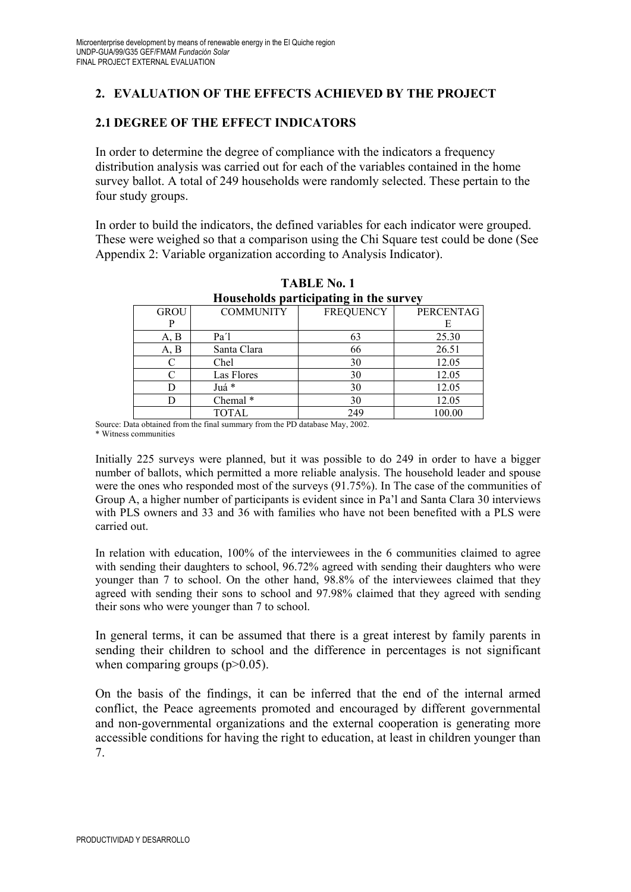## 2. EVALUATION OF THE EFFECTS ACHIEVED BY THE PROJECT

### 2.1 DEGREE OF THE EFFECT INDICATORS

In order to determine the degree of compliance with the indicators a frequency distribution analysis was carried out for each of the variables contained in the home survey ballot. A total of 249 households were randomly selected. These pertain to the four study groups.

In order to build the indicators, the defined variables for each indicator were grouped. These were weighed so that a comparison using the Chi Square test could be done (See Appendix 2: Variable organization according to Analysis Indicator).

**TABLE No. 1**
**Households participating in the survey**

| GROUP | COMMUNITY | FREQUENCY | PERCENTAGE |
|---|---|---|---|
| A, B | Pa´l | 63 | 25.30 |
| A, B | Santa Clara | 66 | 26.51 |
| C | Chel | 30 | 12.05 |
| C | Las Flores | 30 | 12.05 |
| D | Juá * | 30 | 12.05 |
| D | Chemal * | 30 | 12.05 |
| | TOTAL | 249 | 100.00 |

Source: Data obtained from the final summary from the PD database May, 2002.
* Witness communities

Initially 225 surveys were planned, but it was possible to do 249 in order to have a bigger number of ballots, which permitted a more reliable analysis. The household leader and spouse were the ones who responded most of the surveys (91.75%). In The case of the communities of Group A, a higher number of participants is evident since in Pa'l and Santa Clara 30 interviews with PLS owners and 33 and 36 with families who have not been benefited with a PLS were carried out.

In relation with education, 100% of the interviewees in the 6 communities claimed to agree with sending their daughters to school, 96.72% agreed with sending their daughters who were younger than 7 to school. On the other hand, 98.8% of the interviewees claimed that they agreed with sending their sons to school and 97.98% claimed that they agreed with sending their sons who were younger than 7 to school.

In general terms, it can be assumed that there is a great interest by family parents in sending their children to school and the difference in percentages is not significant when comparing groups ($p>0.05$).

On the basis of the findings, it can be inferred that the end of the internal armed conflict, the Peace agreements promoted and encouraged by different governmental and non-governmental organizations and the external cooperation is generating more accessible conditions for having the right to education, at least in children younger than 7.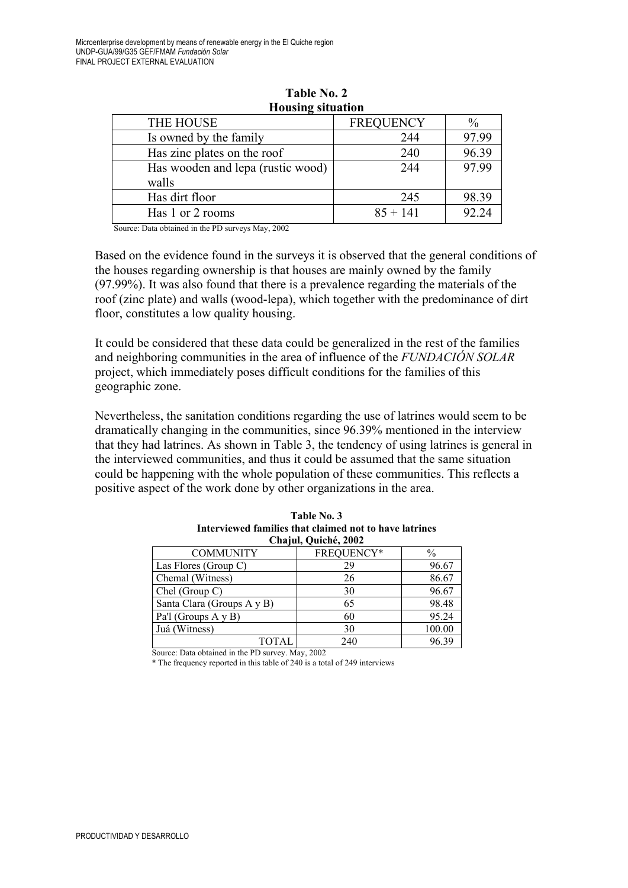**Table No. 2**
**Housing situation**

| THE HOUSE | FREQUENCY | % |
|---|---|---|
| Is owned by the family | 244 | 97.99 |
| Has zinc plates on the roof | 240 | 96.39 |
| Has wooden and lepa (rustic wood) walls | 244 | 97.99 |
| Has dirt floor | 245 | 98.39 |
| Has 1 or 2 rooms | 85 + 141 | 92.24 |

Source: Data obtained in the PD surveys May, 2002

Based on the evidence found in the surveys it is observed that the general conditions of the houses regarding ownership is that houses are mainly owned by the family (97.99%). It was also found that there is a prevalence regarding the materials of the roof (zinc plate) and walls (wood-lepa), which together with the predominance of dirt floor, constitutes a low quality housing.

It could be considered that these data could be generalized in the rest of the families and neighboring communities in the area of influence of the *FUNDACIÓN SOLAR* project, which immediately poses difficult conditions for the families of this geographic zone.

Nevertheless, the sanitation conditions regarding the use of latrines would seem to be dramatically changing in the communities, since 96.39% mentioned in the interview that they had latrines. As shown in Table 3, the tendency of using latrines is general in the interviewed communities, and thus it could be assumed that the same situation could be happening with the whole population of these communities. This reflects a positive aspect of the work done by other organizations in the area.

**Table No. 3**
**Interviewed families that claimed not to have latrines**
**Chajul, Quiché, 2002**

| COMMUNITY | FREQUENCY* | % |
|---|---|---|
| Las Flores (Group C) | 29 | 96.67 |
| Chemal (Witness) | 26 | 86.67 |
| Chel (Group C) | 30 | 96.67 |
| Santa Clara (Groups A y B) | 65 | 98.48 |
| Pa'l (Groups A y B) | 60 | 95.24 |
| Juá (Witness) | 30 | 100.00 |
| TOTAL | 240 | 96.39 |

Source: Data obtained in the PD survey. May, 2002

* The frequency reported in this table of 240 is a total of 249 interviews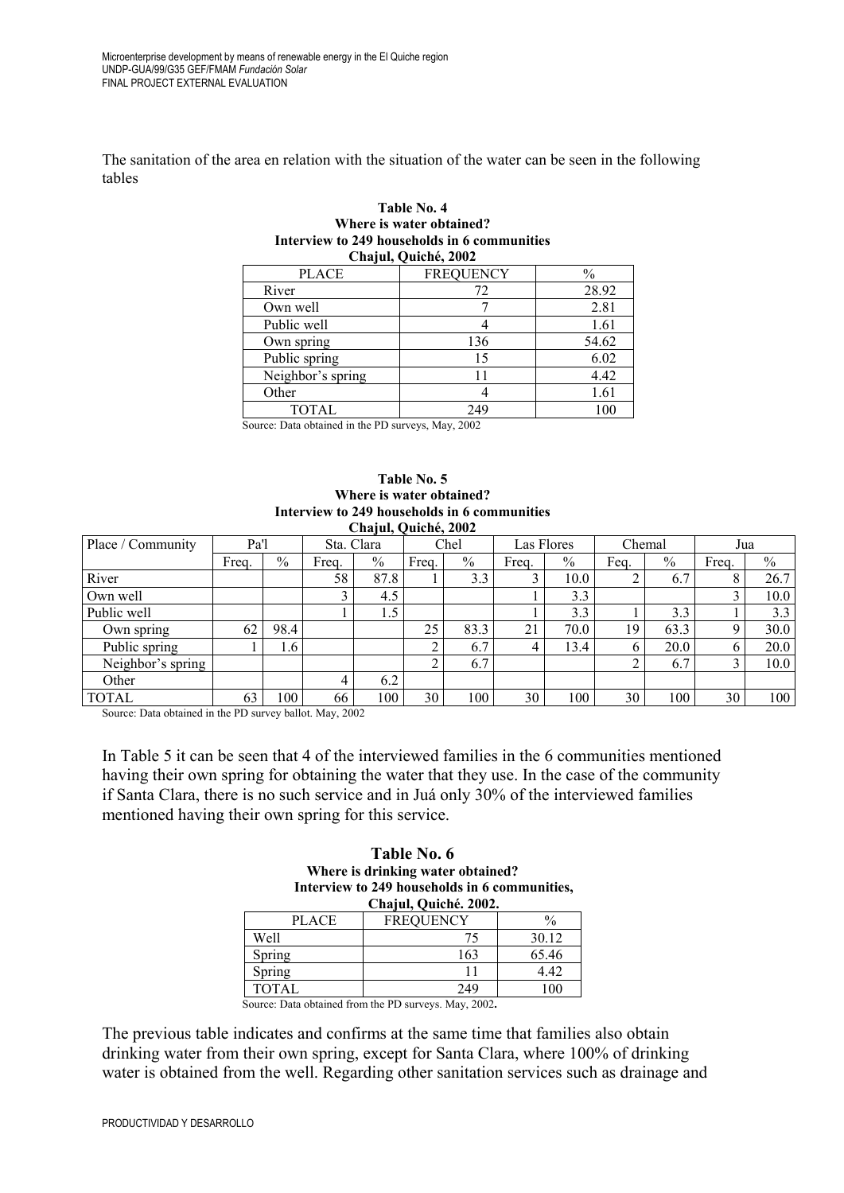The sanitation of the area en relation with the situation of the water can be seen in the following tables

**Table No. 4**
**Where is water obtained?**
**Interview to 249 households in 6 communities**
**Chajul, Quiché, 2002**

| PLACE | FREQUENCY | % |
|---|---|---|
| River | 72 | 28.92 |
| Own well | 7 | 2.81 |
| Public well | 4 | 1.61 |
| Own spring | 136 | 54.62 |
| Public spring | 15 | 6.02 |
| Neighbor's spring | 11 | 4.42 |
| Other | 4 | 1.61 |
| TOTAL | 249 | 100 |

Source: Data obtained in the PD surveys, May, 2002

**Table No. 5**
**Where is water obtained?**
**Interview to 249 households in 6 communities**
**Chajul, Quiché, 2002**

| Place / Community | Pa'l | | Sta. Clara | | Chel | | Las Flores | | Chemal | | Jua | |
|---|---|---|---|---|---|---|---|---|---|---|---|---|
| | Freq. | % | Freq. | % | Freq. | % | Freq. | % | Feq. | % | Freq. | % |
| River | | | 58 | 87.8 | 1 | 3.3 | 3 | 10.0 | 2 | 6.7 | 8 | 26.7 |
| Own well | | | 3 | 4.5 | | | 1 | 3.3 | | | 3 | 10.0 |
| Public well | | | 1 | 1.5 | | | 1 | 3.3 | 1 | 3.3 | 1 | 3.3 |
| Own spring | 62 | 98.4 | | | 25 | 83.3 | 21 | 70.0 | 19 | 63.3 | 9 | 30.0 |
| Public spring | 1 | 1.6 | | | 2 | 6.7 | 4 | 13.4 | 6 | 20.0 | 6 | 20.0 |
| Neighbor's spring | | | | | 2 | 6.7 | | | 2 | 6.7 | 3 | 10.0 |
| Other | | | 4 | 6.2 | | | | | | | | |
| TOTAL | 63 | 100 | 66 | 100 | 30 | 100 | 30 | 100 | 30 | 100 | 30 | 100 |

Source: Data obtained in the PD survey ballot. May, 2002

In Table 5 it can be seen that 4 of the interviewed families in the 6 communities mentioned having their own spring for obtaining the water that they use. In the case of the community if Santa Clara, there is no such service and in Juá only 30% of the interviewed families mentioned having their own spring for this service.

**Table No. 6**
**Where is drinking water obtained?**
**Interview to 249 households in 6 communities,**
**Chajul, Quiché. 2002.**

| PLACE | FREQUENCY | % |
|---|---|---|
| Well | 75 | 30.12 |
| Spring | 163 | 65.46 |
| Spring | 11 | 4.42 |
| TOTAL | 249 | 100 |

Source: Data obtained from the PD surveys. May, 2002.

The previous table indicates and confirms at the same time that families also obtain drinking water from their own spring, except for Santa Clara, where 100% of drinking water is obtained from the well. Regarding other sanitation services such as drainage and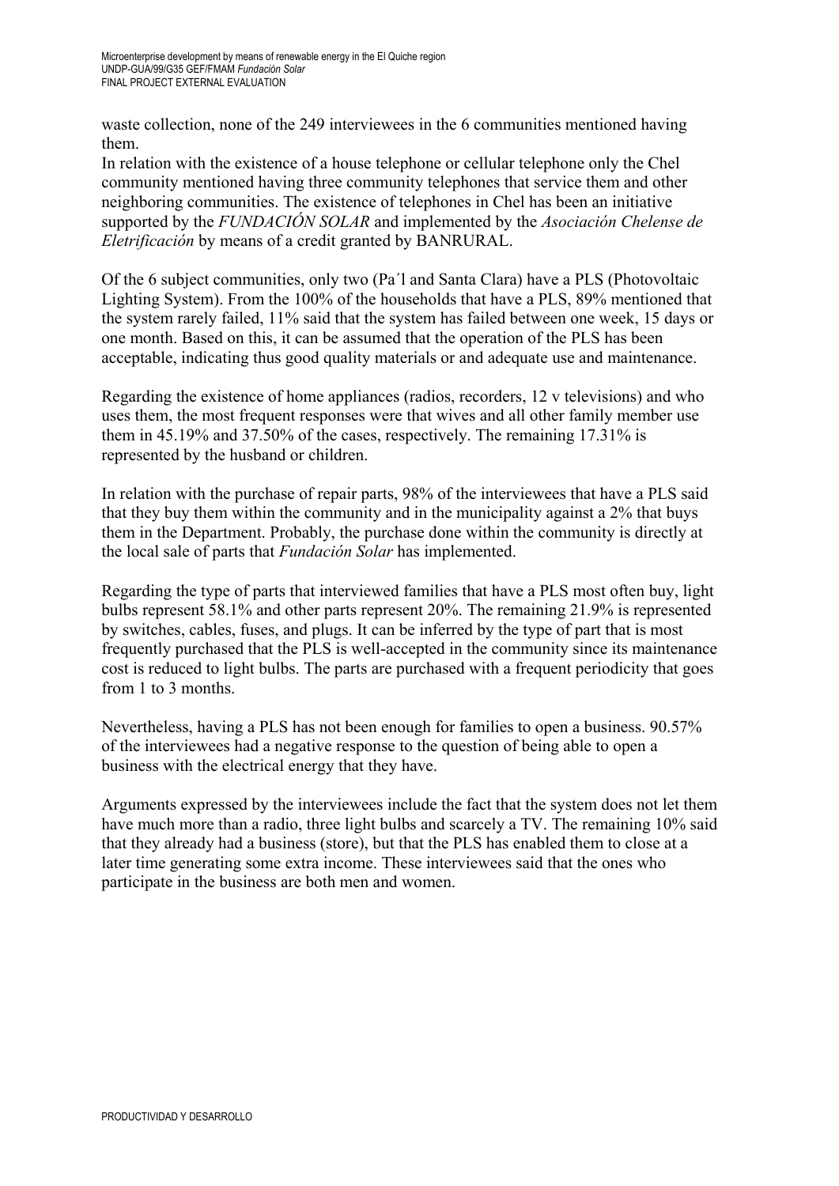waste collection, none of the 249 interviewees in the 6 communities mentioned having them.
In relation with the existence of a house telephone or cellular telephone only the Chel community mentioned having three community telephones that service them and other neighboring communities. The existence of telephones in Chel has been an initiative supported by the *FUNDACIÓN SOLAR* and implemented by the *Asociación Chelense de Eletrificación* by means of a credit granted by BANRURAL.

Of the 6 subject communities, only two (Pa´l and Santa Clara) have a PLS (Photovoltaic Lighting System). From the 100% of the households that have a PLS, 89% mentioned that the system rarely failed, 11% said that the system has failed between one week, 15 days or one month. Based on this, it can be assumed that the operation of the PLS has been acceptable, indicating thus good quality materials or and adequate use and maintenance.

Regarding the existence of home appliances (radios, recorders, 12 v televisions) and who uses them, the most frequent responses were that wives and all other family member use them in 45.19% and 37.50% of the cases, respectively. The remaining 17.31% is represented by the husband or children.

In relation with the purchase of repair parts, 98% of the interviewees that have a PLS said that they buy them within the community and in the municipality against a 2% that buys them in the Department. Probably, the purchase done within the community is directly at the local sale of parts that *Fundación Solar* has implemented.

Regarding the type of parts that interviewed families that have a PLS most often buy, light bulbs represent 58.1% and other parts represent 20%. The remaining 21.9% is represented by switches, cables, fuses, and plugs. It can be inferred by the type of part that is most frequently purchased that the PLS is well-accepted in the community since its maintenance cost is reduced to light bulbs. The parts are purchased with a frequent periodicity that goes from 1 to 3 months.

Nevertheless, having a PLS has not been enough for families to open a business. 90.57% of the interviewees had a negative response to the question of being able to open a business with the electrical energy that they have.

Arguments expressed by the interviewees include the fact that the system does not let them have much more than a radio, three light bulbs and scarcely a TV. The remaining 10% said that they already had a business (store), but that the PLS has enabled them to close at a later time generating some extra income. These interviewees said that the ones who participate in the business are both men and women.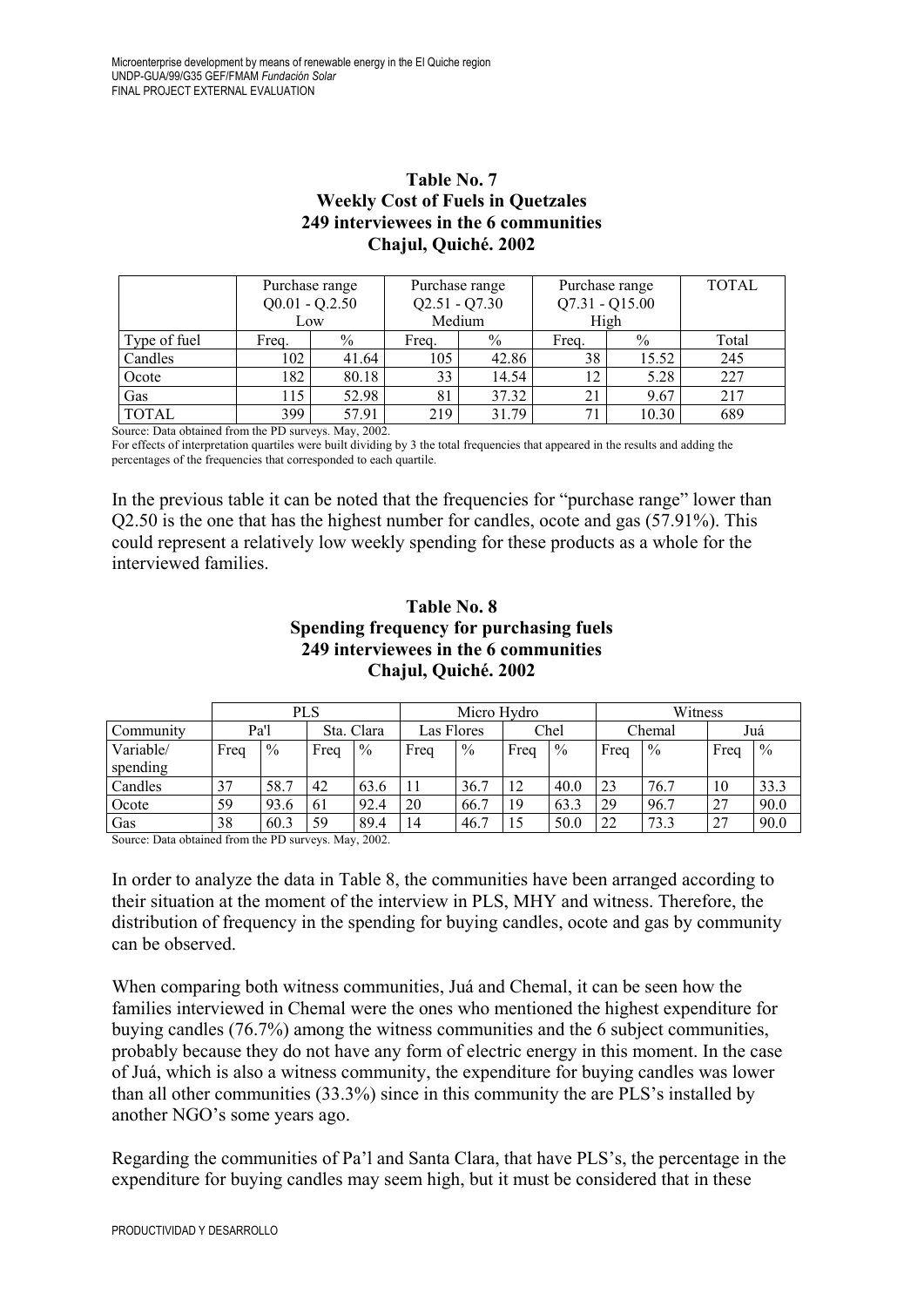**Table No. 7**
**Weekly Cost of Fuels in Quetzales**
**249 interviewees in the 6 communities**
**Chajul, Quiché. 2002**

| | Purchase range Q0.01 - Q.2.50 Low | | Purchase range Q2.51 - Q7.30 Medium | | Purchase range Q7.31 - Q15.00 High | | TOTAL |
|---|---|---|---|---|---|---|---|
| Type of fuel | Freq. | % | Freq. | % | Freq. | % | Total |
| Candles | 102 | 41.64 | 105 | 42.86 | 38 | 15.52 | 245 |
| Ocote | 182 | 80.18 | 33 | 14.54 | 12 | 5.28 | 227 |
| Gas | 115 | 52.98 | 81 | 37.32 | 21 | 9.67 | 217 |
| TOTAL | 399 | 57.91 | 219 | 31.79 | 71 | 10.30 | 689 |

Source: Data obtained from the PD surveys. May, 2002.

For effects of interpretation quartiles were built dividing by 3 the total frequencies that appeared in the results and adding the percentages of the frequencies that corresponded to each quartile.

In the previous table it can be noted that the frequencies for "purchase range" lower than Q2.50 is the one that has the highest number for candles, ocote and gas (57.91%). This could represent a relatively low weekly spending for these products as a whole for the interviewed families.

**Table No. 8**
**Spending frequency for purchasing fuels**
**249 interviewees in the 6 communities**
**Chajul, Quiché. 2002**

| | PLS | | | | Micro Hydro | | | | Witness | | | |
|---|---|---|---|---|---|---|---|---|---|---|---|---|
| Community | Pa'l | | Sta. Clara | | Las Flores | | Chel | | Chemal | | Juá | |
| Variable/ spending | Freq | % | Freq | % | Freq | % | Freq | % | Freq | % | Freq | % |
| Candles | 37 | 58.7 | 42 | 63.6 | 11 | 36.7 | 12 | 40.0 | 23 | 76.7 | 10 | 33.3 |
| Ocote | 59 | 93.6 | 61 | 92.4 | 20 | 66.7 | 19 | 63.3 | 29 | 96.7 | 27 | 90.0 |
| Gas | 38 | 60.3 | 59 | 89.4 | 14 | 46.7 | 15 | 50.0 | 22 | 73.3 | 27 | 90.0 |

Source: Data obtained from the PD surveys. May, 2002.

In order to analyze the data in Table 8, the communities have been arranged according to their situation at the moment of the interview in PLS, MHY and witness. Therefore, the distribution of frequency in the spending for buying candles, ocote and gas by community can be observed.

When comparing both witness communities, Juá and Chemal, it can be seen how the families interviewed in Chemal were the ones who mentioned the highest expenditure for buying candles (76.7%) among the witness communities and the 6 subject communities, probably because they do not have any form of electric energy in this moment. In the case of Juá, which is also a witness community, the expenditure for buying candles was lower than all other communities (33.3%) since in this community the are PLS's installed by another NGO's some years ago.

Regarding the communities of Pa'l and Santa Clara, that have PLS's, the percentage in the expenditure for buying candles may seem high, but it must be considered that in these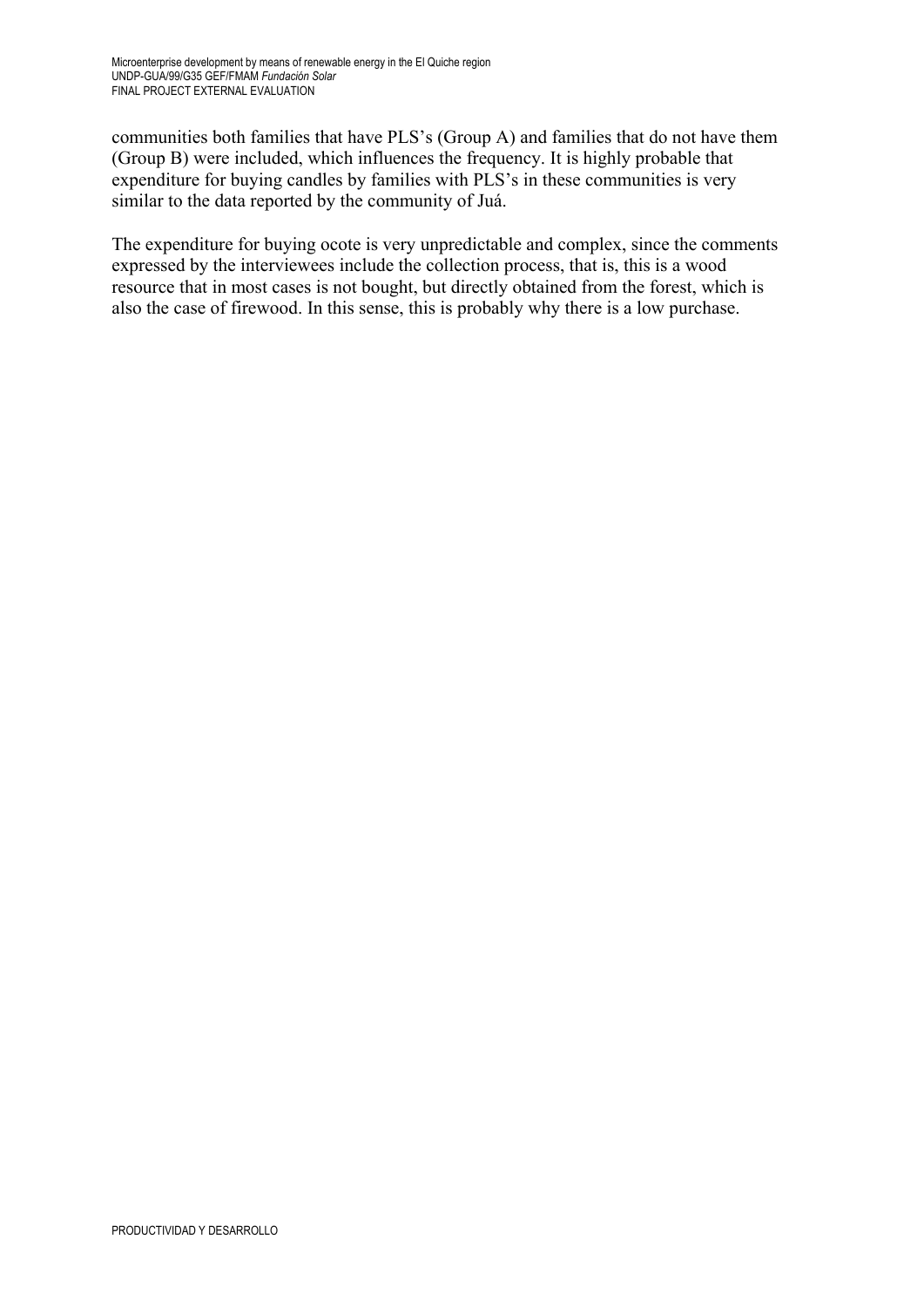communities both families that have PLS's (Group A) and families that do not have them (Group B) were included, which influences the frequency. It is highly probable that expenditure for buying candles by families with PLS's in these communities is very similar to the data reported by the community of Juá.

The expenditure for buying ocote is very unpredictable and complex, since the comments expressed by the interviewees include the collection process, that is, this is a wood resource that in most cases is not bought, but directly obtained from the forest, which is also the case of firewood. In this sense, this is probably why there is a low purchase.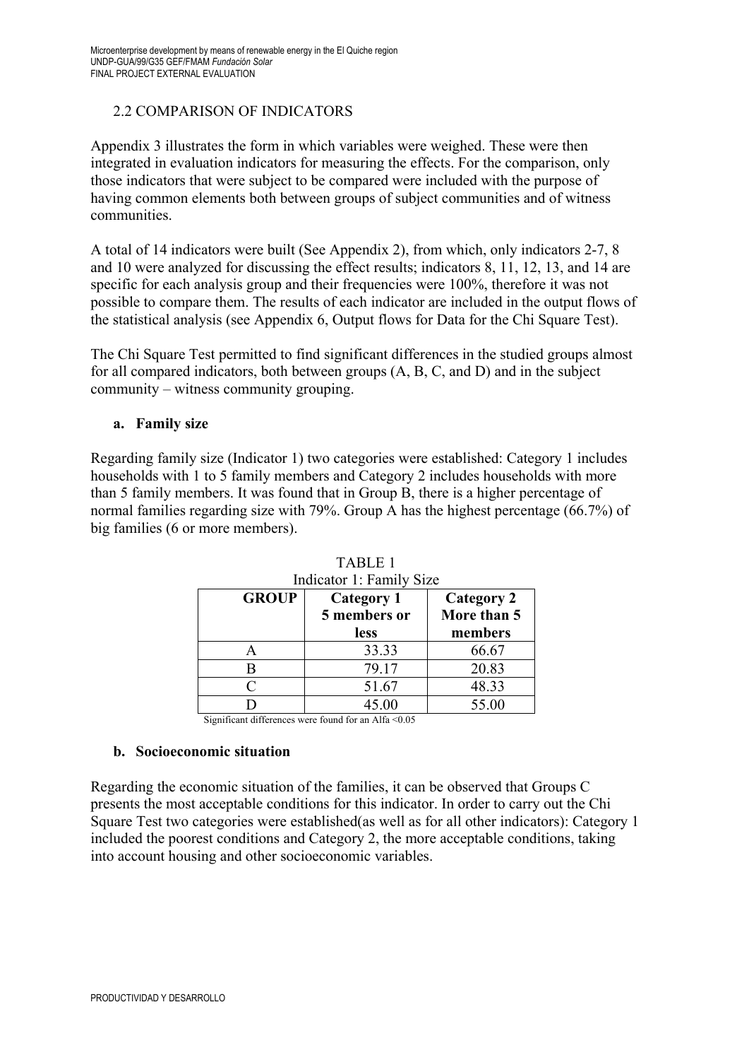## 2.2 COMPARISON OF INDICATORS

Appendix 3 illustrates the form in which variables were weighed. These were then integrated in evaluation indicators for measuring the effects. For the comparison, only those indicators that were subject to be compared were included with the purpose of having common elements both between groups of subject communities and of witness communities.

A total of 14 indicators were built (See Appendix 2), from which, only indicators 2-7, 8 and 10 were analyzed for discussing the effect results; indicators 8, 11, 12, 13, and 14 are specific for each analysis group and their frequencies were 100%, therefore it was not possible to compare them. The results of each indicator are included in the output flows of the statistical analysis (see Appendix 6, Output flows for Data for the Chi Square Test).

The Chi Square Test permitted to find significant differences in the studied groups almost for all compared indicators, both between groups (A, B, C, and D) and in the subject community – witness community grouping.

**a. Family size**

Regarding family size (Indicator 1) two categories were established: Category 1 includes households with 1 to 5 family members and Category 2 includes households with more than 5 family members. It was found that in Group B, there is a higher percentage of normal families regarding size with 79%. Group A has the highest percentage (66.7%) of big families (6 or more members).

TABLE 1
Indicator 1: Family Size

| GROUP | Category 1 5 members or less | Category 2 More than 5 members |
|---|---|---|
| A | 33.33 | 66.67 |
| B | 79.17 | 20.83 |
| C | 51.67 | 48.33 |
| D | 45.00 | 55.00 |

Significant differences were found for an Alfa <0.05

**b. Socioeconomic situation**

Regarding the economic situation of the families, it can be observed that Groups C presents the most acceptable conditions for this indicator. In order to carry out the Chi Square Test two categories were established(as well as for all other indicators): Category 1 included the poorest conditions and Category 2, the more acceptable conditions, taking into account housing and other socioeconomic variables.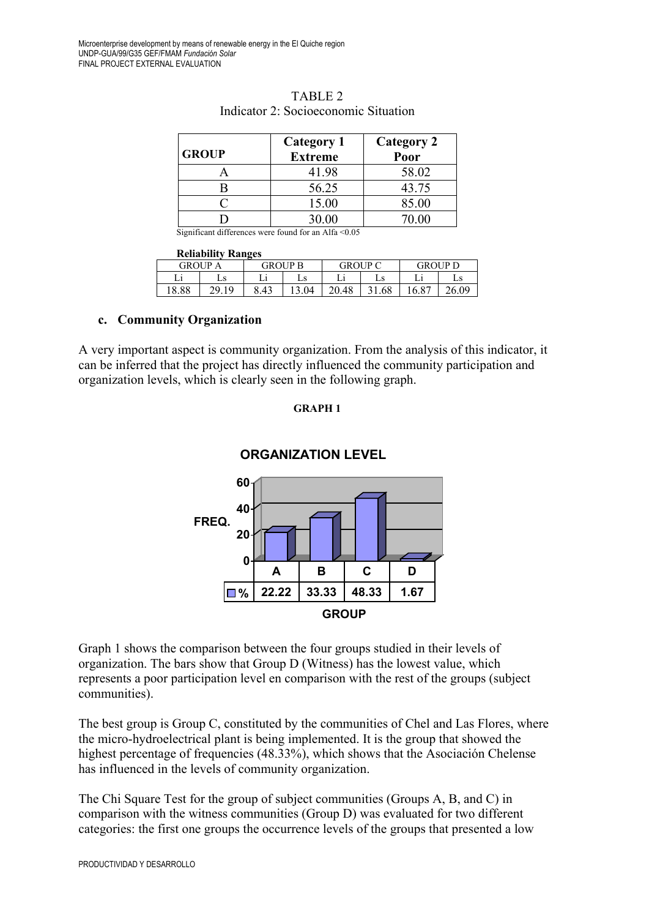TABLE 2
Indicator 2: Socioeconomic Situation

| GROUP | Category 1 Extreme | Category 2 Poor |
|---|---|---|
| A | 41.98 | 58.02 |
| B | 56.25 | 43.75 |
| C | 15.00 | 85.00 |
| D | 30.00 | 70.00 |

Significant differences were found for an Alfa <0.05

**Reliability Ranges**

| GROUP A | | GROUP B | | GROUP C | | GROUP D | |
|---|---|---|---|---|---|---|---|
| Li | Ls | Li | Ls | Li | Ls | Li | Ls |
| 18.88 | 29.19 | 8.43 | 13.04 | 20.48 | 31.68 | 16.87 | 26.09 |

### c. Community Organization

A very important aspect is community organization. From the analysis of this indicator, it can be inferred that the project has directly influenced the community participation and organization levels, which is clearly seen in the following graph.

**GRAPH 1**

**ORGANIZATION LEVEL**

| GROUP | A | B | C | D |
|---|---|---|---|---|
| % | 22.22 | 33.33 | 48.33 | 1.67 |

Graph 1 shows the comparison between the four groups studied in their levels of organization. The bars show that Group D (Witness) has the lowest value, which represents a poor participation level en comparison with the rest of the groups (subject communities).

The best group is Group C, constituted by the communities of Chel and Las Flores, where the micro-hydroelectrical plant is being implemented. It is the group that showed the highest percentage of frequencies (48.33%), which shows that the Asociación Chelense has influenced in the levels of community organization.

The Chi Square Test for the group of subject communities (Groups A, B, and C) in comparison with the witness communities (Group D) was evaluated for two different categories: the first one groups the occurrence levels of the groups that presented a low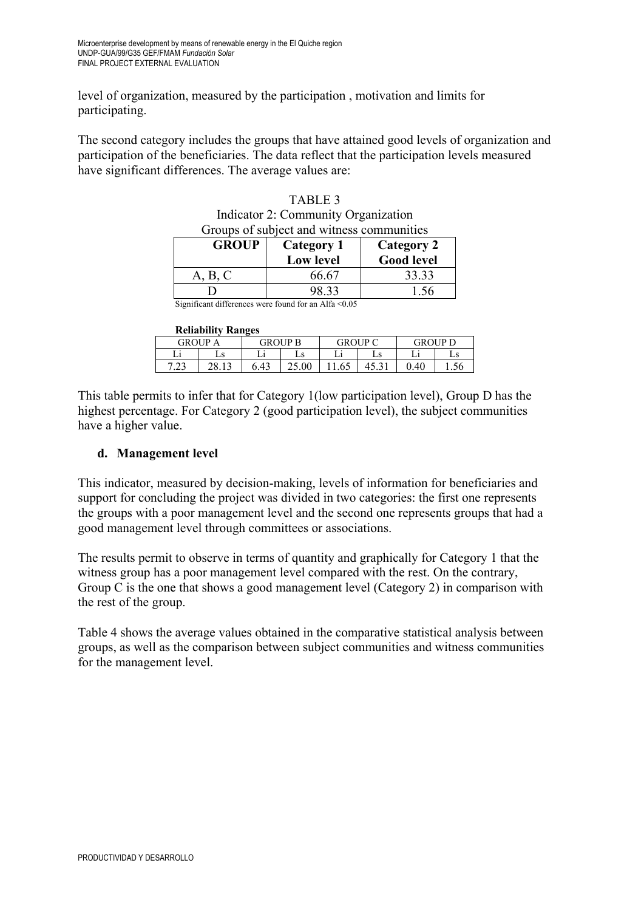level of organization, measured by the participation , motivation and limits for participating.

The second category includes the groups that have attained good levels of organization and participation of the beneficiaries. The data reflect that the participation levels measured have significant differences. The average values are:

TABLE 3
Indicator 2: Community Organization
Groups of subject and witness communities

| GROUP | Category 1 Low level | Category 2 Good level |
|---|---|---|
| A, B, C | 66.67 | 33.33 |
| D | 98.33 | 1.56 |

Significant differences were found for an Alfa <0.05

**Reliability Ranges**

| GROUP A | | GROUP B | | GROUP C | | GROUP D | |
|---|---|---|---|---|---|---|---|
| Li | Ls | Li | Ls | Li | Ls | Li | Ls |
| 7.23 | 28.13 | 6.43 | 25.00 | 11.65 | 45.31 | 0.40 | 1.56 |

This table permits to infer that for Category 1(low participation level), Group D has the highest percentage. For Category 2 (good participation level), the subject communities have a higher value.

### d. Management level

This indicator, measured by decision-making, levels of information for beneficiaries and support for concluding the project was divided in two categories: the first one represents the groups with a poor management level and the second one represents groups that had a good management level through committees or associations.

The results permit to observe in terms of quantity and graphically for Category 1 that the witness group has a poor management level compared with the rest. On the contrary, Group C is the one that shows a good management level (Category 2) in comparison with the rest of the group.

Table 4 shows the average values obtained in the comparative statistical analysis between groups, as well as the comparison between subject communities and witness communities for the management level.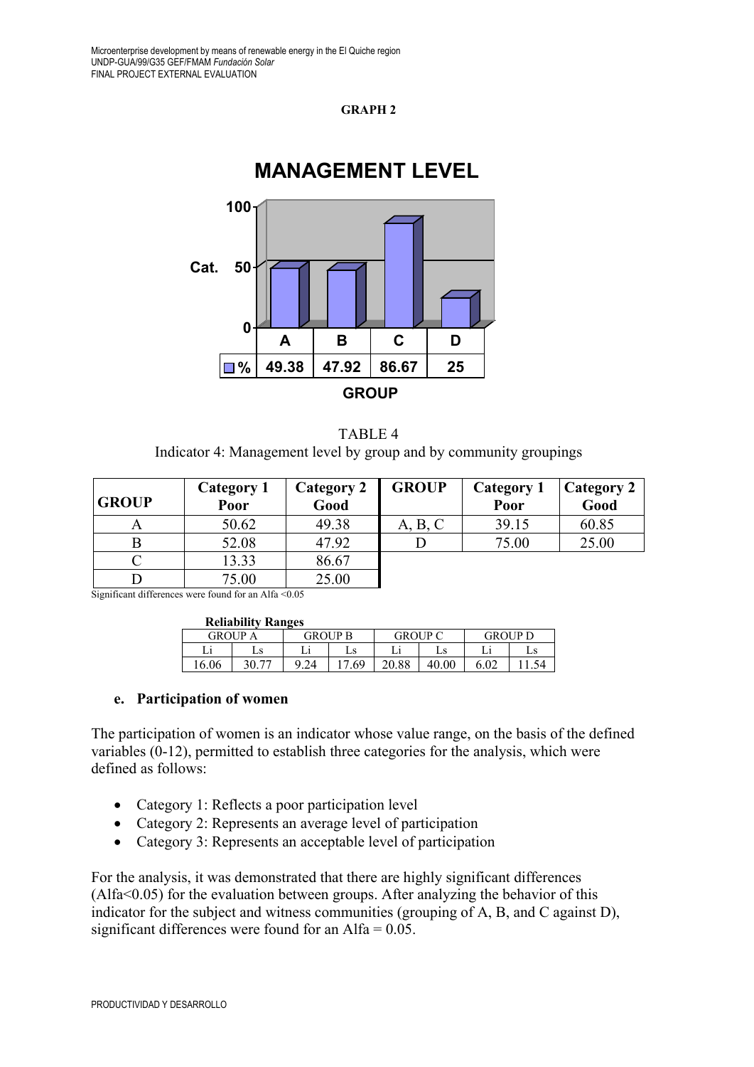**GRAPH 2**

**MANAGEMENT LEVEL**

| GROUP | A | B | C | D |
|---|---|---|---|---|
| % | 49.38 | 47.92 | 86.67 | 25 |

TABLE 4

Indicator 4: Management level by group and by community groupings

| GROUP | Category 1 Poor | Category 2 Good |
|---|---|---|
| A | 50.62 | 49.38 |
| B | 52.08 | 47.92 |
| C | 13.33 | 86.67 |
| D | 75.00 | 25.00 |

| GROUP | Category 1 Poor | Category 2 Good |
|---|---|---|
| A, B, C | 39.15 | 60.85 |
| D | 75.00 | 25.00 |

Significant differences were found for an Alfa <0.05

**Reliability Ranges**

| GROUP A | | GROUP B | | GROUP C | | GROUP D | |
|---|---|---|---|---|---|---|---|
| Li | Ls | Li | Ls | Li | Ls | Li | Ls |
| 16.06 | 30.77 | 9.24 | 17.69 | 20.88 | 40.00 | 6.02 | 11.54 |

### e. Participation of women

The participation of women is an indicator whose value range, on the basis of the defined variables (0-12), permitted to establish three categories for the analysis, which were defined as follows:

- Category 1: Reflects a poor participation level
- Category 2: Represents an average level of participation
- Category 3: Represents an acceptable level of participation

For the analysis, it was demonstrated that there are highly significant differences (Alfa<0.05) for the evaluation between groups. After analyzing the behavior of this indicator for the subject and witness communities (grouping of A, B, and C against D), significant differences were found for an Alfa = 0.05.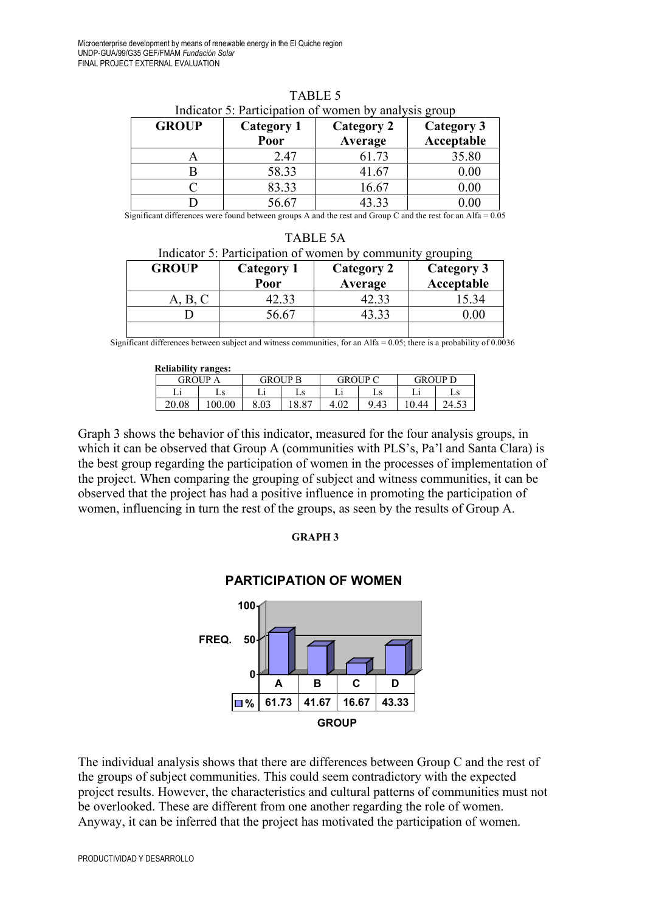TABLE 5

Indicator 5: Participation of women by analysis group

| GROUP | Category 1 Poor | Category 2 Average | Category 3 Acceptable |
|---|---|---|---|
| A | 2.47 | 61.73 | 35.80 |
| B | 58.33 | 41.67 | 0.00 |
| C | 83.33 | 16.67 | 0.00 |
| D | 56.67 | 43.33 | 0.00 |

Significant differences were found between groups A and the rest and Group C and the rest for an Alfa = 0.05

TABLE 5A

Indicator 5: Participation of women by community grouping

| GROUP | Category 1 Poor | Category 2 Average | Category 3 Acceptable |
|---|---|---|---|
| A, B, C | 42.33 | 42.33 | 15.34 |
| D | 56.67 | 43.33 | 0.00 |
| | | | |

Significant differences between subject and witness communities, for an Alfa = 0.05; there is a probability of 0.0036

**Reliability ranges:**

| GROUP A | | GROUP B | | GROUP C | | GROUP D | |
|---|---|---|---|---|---|---|---|
| Li | Ls | Li | Ls | Li | Ls | Li | Ls |
| 20.08 | 100.00 | 8.03 | 18.87 | 4.02 | 9.43 | 10.44 | 24.53 |

Graph 3 shows the behavior of this indicator, measured for the four analysis groups, in which it can be observed that Group A (communities with PLS's, Pa'l and Santa Clara) is the best group regarding the participation of women in the processes of implementation of the project. When comparing the grouping of subject and witness communities, it can be observed that the project has had a positive influence in promoting the participation of women, influencing in turn the rest of the groups, as seen by the results of Group A.

**GRAPH 3**

**PARTICIPATION OF WOMEN**

| | A | B | C | D |
|---|---|---|---|---|
| % | 61.73 | 41.67 | 16.67 | 43.33 |

The individual analysis shows that there are differences between Group C and the rest of the groups of subject communities. This could seem contradictory with the expected project results. However, the characteristics and cultural patterns of communities must not be overlooked. These are different from one another regarding the role of women. Anyway, it can be inferred that the project has motivated the participation of women.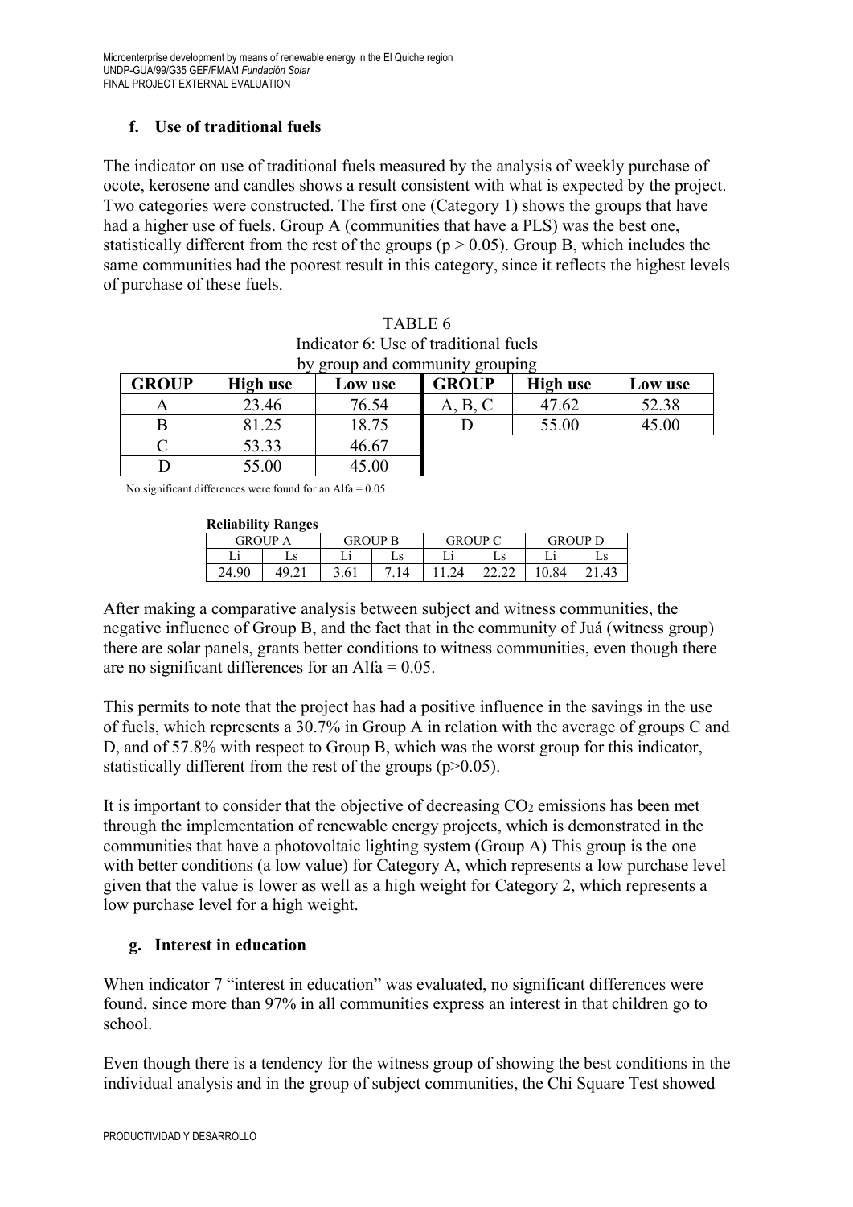### f. Use of traditional fuels

The indicator on use of traditional fuels measured by the analysis of weekly purchase of ocote, kerosene and candles shows a result consistent with what is expected by the project. Two categories were constructed. The first one (Category 1) shows the groups that have had a higher use of fuels. Group A (communities that have a PLS) was the best one, statistically different from the rest of the groups ($p > 0.05$). Group B, which includes the same communities had the poorest result in this category, since it reflects the highest levels of purchase of these fuels.

TABLE 6
Indicator 6: Use of traditional fuels
by group and community grouping

| GROUP | High use | Low use | GROUP | High use | Low use |
|---|---|---|---|---|---|
| A | 23.46 | 76.54 | A, B, C | 47.62 | 52.38 |
| B | 81.25 | 18.75 | D | 55.00 | 45.00 |
| C | 53.33 | 46.67 | | | |
| D | 55.00 | 45.00 | | | |

No significant differences were found for an Alfa = 0.05

**Reliability Ranges**

| GROUP A | | GROUP B | | GROUP C | | GROUP D | |
|---|---|---|---|---|---|---|---|
| Li | Ls | Li | Ls | Li | Ls | Li | Ls |
| 24.90 | 49.21 | 3.61 | 7.14 | 11.24 | 22.22 | 10.84 | 21.43 |

After making a comparative analysis between subject and witness communities, the negative influence of Group B, and the fact that in the community of Juá (witness group) there are solar panels, grants better conditions to witness communities, even though there are no significant differences for an Alfa = 0.05.

This permits to note that the project has had a positive influence in the savings in the use of fuels, which represents a 30.7% in Group A in relation with the average of groups C and D, and of 57.8% with respect to Group B, which was the worst group for this indicator, statistically different from the rest of the groups ($p>0.05$).

It is important to consider that the objective of decreasing $CO_2$ emissions has been met through the implementation of renewable energy projects, which is demonstrated in the communities that have a photovoltaic lighting system (Group A) This group is the one with better conditions (a low value) for Category A, which represents a low purchase level given that the value is lower as well as a high weight for Category 2, which represents a low purchase level for a high weight.

### g. Interest in education

When indicator 7 "interest in education" was evaluated, no significant differences were found, since more than 97% in all communities express an interest in that children go to school.

Even though there is a tendency for the witness group of showing the best conditions in the individual analysis and in the group of subject communities, the Chi Square Test showed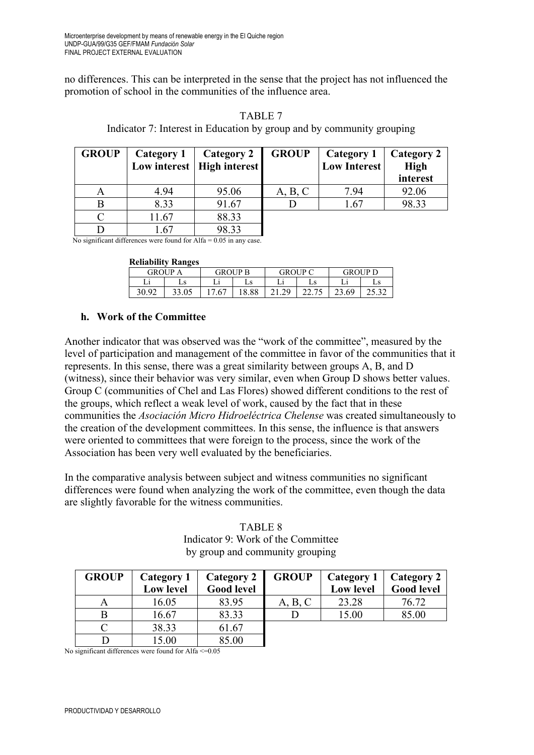no differences. This can be interpreted in the sense that the project has not influenced the promotion of school in the communities of the influence area.

TABLE 7
Indicator 7: Interest in Education by group and by community grouping

| GROUP | Category 1 Low interest | Category 2 High interest | GROUP | Category 1 Low Interest | Category 2 High interest |
|---|---|---|---|---|---|
| A | 4.94 | 95.06 | A, B, C | 7.94 | 92.06 |
| B | 8.33 | 91.67 | D | 1.67 | 98.33 |
| C | 11.67 | 88.33 | | | |
| D | 1.67 | 98.33 | | | |

No significant differences were found for Alfa = 0.05 in any case.

**Reliability Ranges**

| GROUP A | | GROUP B | | GROUP C | | GROUP D | |
|---|---|---|---|---|---|---|---|
| Li | Ls | Li | Ls | Li | Ls | Li | Ls |
| 30.92 | 33.05 | 17.67 | 18.88 | 21.29 | 22.75 | 23.69 | 25.32 |

### h. Work of the Committee

Another indicator that was observed was the "work of the committee", measured by the level of participation and management of the committee in favor of the communities that it represents. In this sense, there was a great similarity between groups A, B, and D (witness), since their behavior was very similar, even when Group D shows better values. Group C (communities of Chel and Las Flores) showed different conditions to the rest of the groups, which reflect a weak level of work, caused by the fact that in these communities the *Asociación Micro Hidroeléctrica Chelense* was created simultaneously to the creation of the development committees. In this sense, the influence is that answers were oriented to committees that were foreign to the process, since the work of the Association has been very well evaluated by the beneficiaries.

In the comparative analysis between subject and witness communities no significant differences were found when analyzing the work of the committee, even though the data are slightly favorable for the witness communities.

TABLE 8
Indicator 9: Work of the Committee
by group and community grouping

| GROUP | Category 1 Low level | Category 2 Good level | GROUP | Category 1 Low level | Category 2 Good level |
|---|---|---|---|---|---|
| A | 16.05 | 83.95 | A, B, C | 23.28 | 76.72 |
| B | 16.67 | 83.33 | D | 15.00 | 85.00 |
| C | 38.33 | 61.67 | | | |
| D | 15.00 | 85.00 | | | |

No significant differences were found for Alfa <=0.05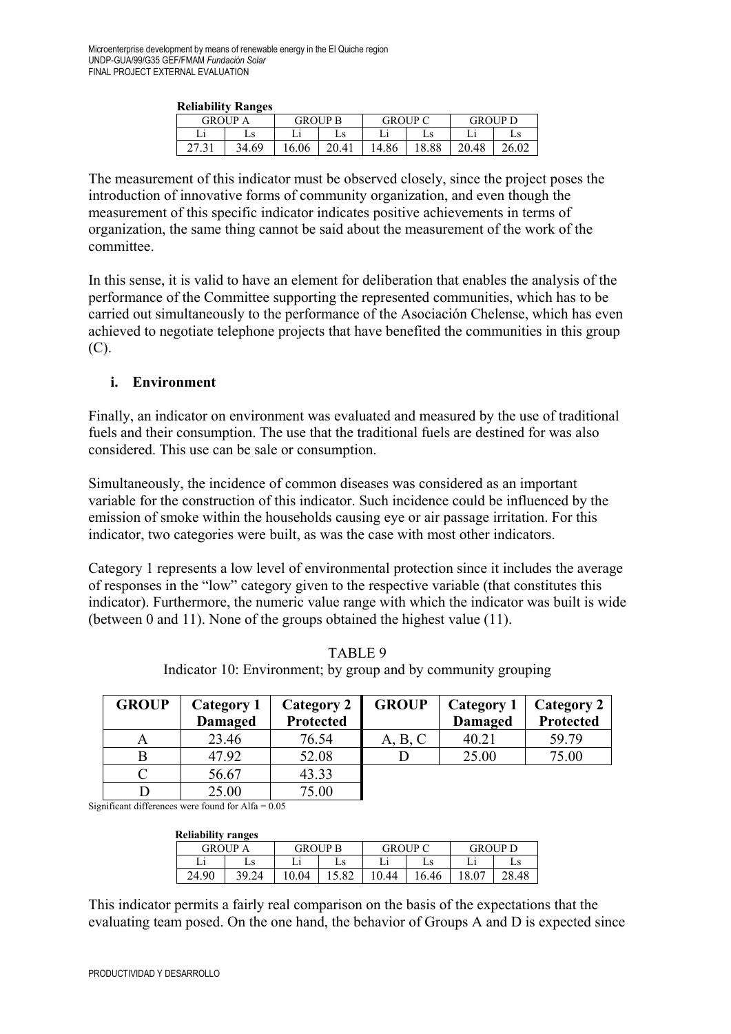**Reliability Ranges**

| GROUP A | | GROUP B | | GROUP C | | GROUP D | |
|---|---|---|---|---|---|---|---|
| Li | Ls | Li | Ls | Li | Ls | Li | Ls |
| 27.31 | 34.69 | 16.06 | 20.41 | 14.86 | 18.88 | 20.48 | 26.02 |

The measurement of this indicator must be observed closely, since the project poses the introduction of innovative forms of community organization, and even though the measurement of this specific indicator indicates positive achievements in terms of organization, the same thing cannot be said about the measurement of the work of the committee.

In this sense, it is valid to have an element for deliberation that enables the analysis of the performance of the Committee supporting the represented communities, which has to be carried out simultaneously to the performance of the Asociación Chelense, which has even achieved to negotiate telephone projects that have benefited the communities in this group (C).

### i. Environment

Finally, an indicator on environment was evaluated and measured by the use of traditional fuels and their consumption. The use that the traditional fuels are destined for was also considered. This use can be sale or consumption.

Simultaneously, the incidence of common diseases was considered as an important variable for the construction of this indicator. Such incidence could be influenced by the emission of smoke within the households causing eye or air passage irritation. For this indicator, two categories were built, as was the case with most other indicators.

Category 1 represents a low level of environmental protection since it includes the average of responses in the "low" category given to the respective variable (that constitutes this indicator). Furthermore, the numeric value range with which the indicator was built is wide (between 0 and 11). None of the groups obtained the highest value (11).

TABLE 9
Indicator 10: Environment; by group and by community grouping

| GROUP | Category 1 Damaged | Category 2 Protected | GROUP | Category 1 Damaged | Category 2 Protected |
|---|---|---|---|---|---|
| A | 23.46 | 76.54 | A, B, C | 40.21 | 59.79 |
| B | 47.92 | 52.08 | D | 25.00 | 75.00 |
| C | 56.67 | 43.33 | | | |
| D | 25.00 | 75.00 | | | |

Significant differences were found for Alfa = 0.05

**Reliability ranges**

| GROUP A | | GROUP B | | GROUP C | | GROUP D | |
|---|---|---|---|---|---|---|---|
| Li | Ls | Li | Ls | Li | Ls | Li | Ls |
| 24.90 | 39.24 | 10.04 | 15.82 | 10.44 | 16.46 | 18.07 | 28.48 |

This indicator permits a fairly real comparison on the basis of the expectations that the evaluating team posed. On the one hand, the behavior of Groups A and D is expected since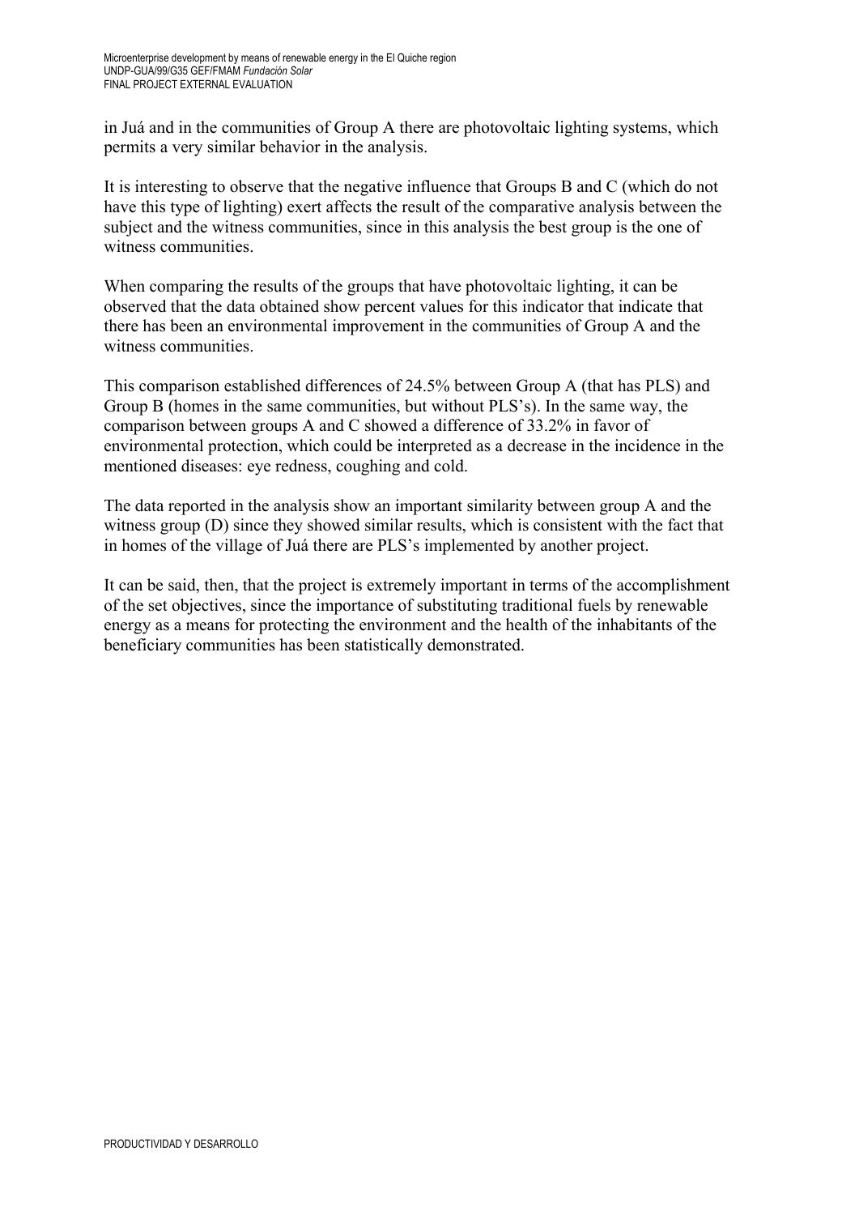in Juá and in the communities of Group A there are photovoltaic lighting systems, which permits a very similar behavior in the analysis.

It is interesting to observe that the negative influence that Groups B and C (which do not have this type of lighting) exert affects the result of the comparative analysis between the subject and the witness communities, since in this analysis the best group is the one of witness communities.

When comparing the results of the groups that have photovoltaic lighting, it can be observed that the data obtained show percent values for this indicator that indicate that there has been an environmental improvement in the communities of Group A and the witness communities.

This comparison established differences of 24.5% between Group A (that has PLS) and Group B (homes in the same communities, but without PLS's). In the same way, the comparison between groups A and C showed a difference of 33.2% in favor of environmental protection, which could be interpreted as a decrease in the incidence in the mentioned diseases: eye redness, coughing and cold.

The data reported in the analysis show an important similarity between group A and the witness group (D) since they showed similar results, which is consistent with the fact that in homes of the village of Juá there are PLS's implemented by another project.

It can be said, then, that the project is extremely important in terms of the accomplishment of the set objectives, since the importance of substituting traditional fuels by renewable energy as a means for protecting the environment and the health of the inhabitants of the beneficiary communities has been statistically demonstrated.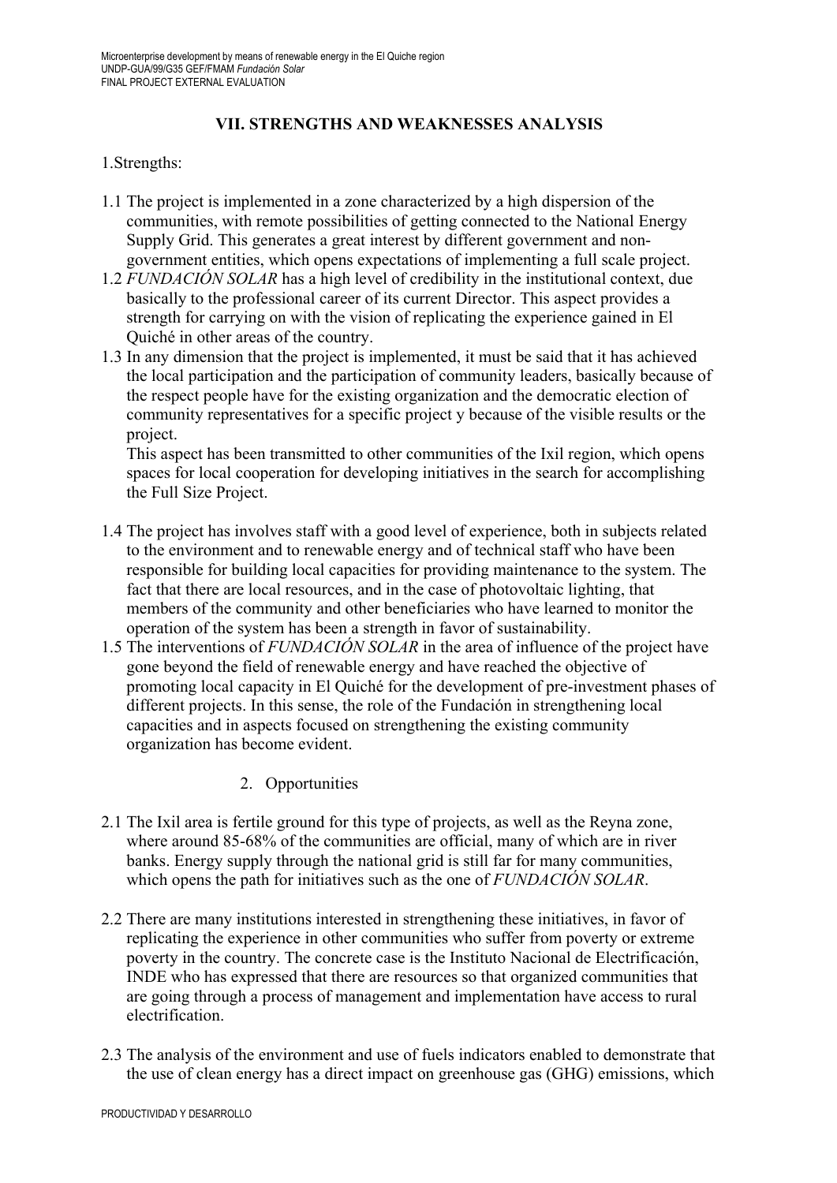## VII. STRENGTHS AND WEAKNESSES ANALYSIS

1.Strengths:

1.1 The project is implemented in a zone characterized by a high dispersion of the communities, with remote possibilities of getting connected to the National Energy Supply Grid. This generates a great interest by different government and non-government entities, which opens expectations of implementing a full scale project.

1.2 *FUNDACIÓN SOLAR* has a high level of credibility in the institutional context, due basically to the professional career of its current Director. This aspect provides a strength for carrying on with the vision of replicating the experience gained in El Quiché in other areas of the country.

1.3 In any dimension that the project is implemented, it must be said that it has achieved the local participation and the participation of community leaders, basically because of the respect people have for the existing organization and the democratic election of community representatives for a specific project y because of the visible results or the project.

This aspect has been transmitted to other communities of the Ixil region, which opens spaces for local cooperation for developing initiatives in the search for accomplishing the Full Size Project.

1.4 The project has involves staff with a good level of experience, both in subjects related to the environment and to renewable energy and of technical staff who have been responsible for building local capacities for providing maintenance to the system. The fact that there are local resources, and in the case of photovoltaic lighting, that members of the community and other beneficiaries who have learned to monitor the operation of the system has been a strength in favor of sustainability.

1.5 The interventions of *FUNDACIÓN SOLAR* in the area of influence of the project have gone beyond the field of renewable energy and have reached the objective of promoting local capacity in El Quiché for the development of pre-investment phases of different projects. In this sense, the role of the Fundación in strengthening local capacities and in aspects focused on strengthening the existing community organization has become evident.

2. Opportunities

2.1 The Ixil area is fertile ground for this type of projects, as well as the Reyna zone, where around 85-68% of the communities are official, many of which are in river banks. Energy supply through the national grid is still far for many communities, which opens the path for initiatives such as the one of *FUNDACIÓN SOLAR*.

2.2 There are many institutions interested in strengthening these initiatives, in favor of replicating the experience in other communities who suffer from poverty or extreme poverty in the country. The concrete case is the Instituto Nacional de Electrificación, INDE who has expressed that there are resources so that organized communities that are going through a process of management and implementation have access to rural electrification.

2.3 The analysis of the environment and use of fuels indicators enabled to demonstrate that the use of clean energy has a direct impact on greenhouse gas (GHG) emissions, which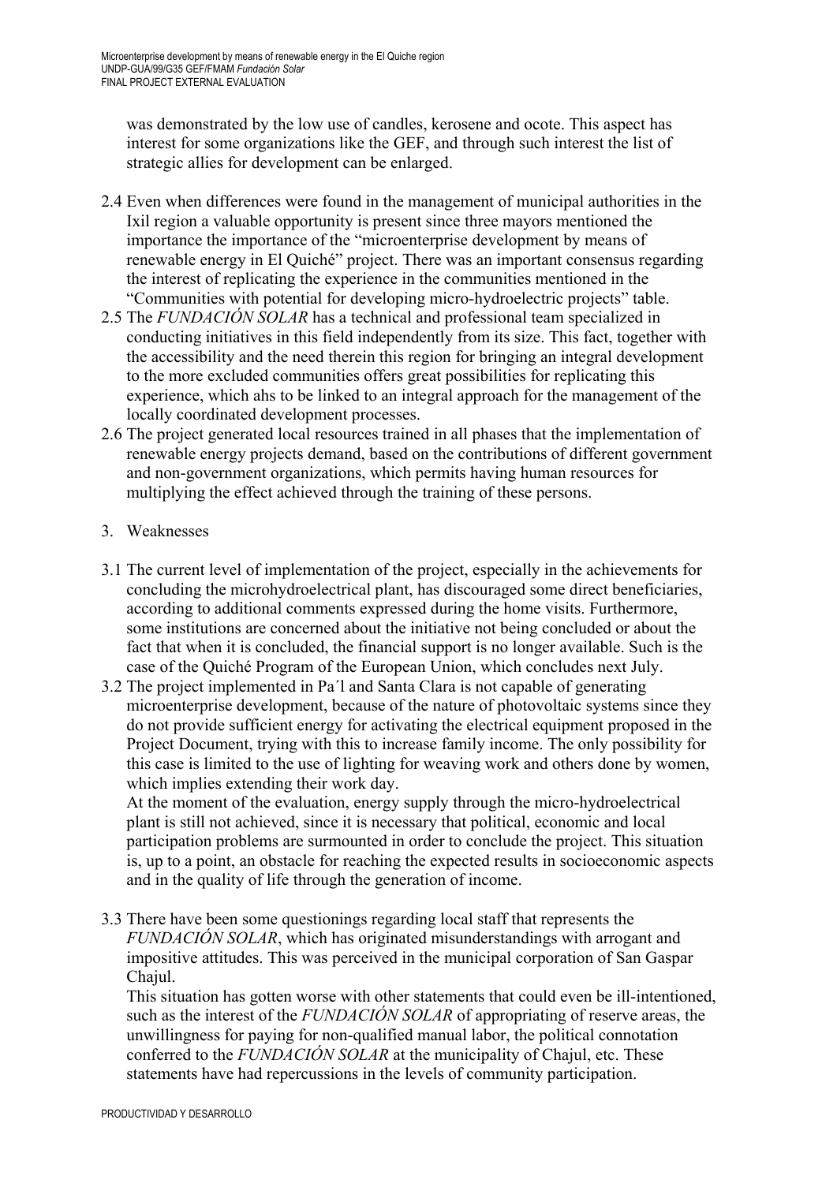was demonstrated by the low use of candles, kerosene and ocote. This aspect has interest for some organizations like the GEF, and through such interest the list of strategic allies for development can be enlarged.

2.4 Even when differences were found in the management of municipal authorities in the Ixil region a valuable opportunity is present since three mayors mentioned the importance the importance of the "microenterprise development by means of renewable energy in El Quiché" project. There was an important consensus regarding the interest of replicating the experience in the communities mentioned in the "Communities with potential for developing micro-hydroelectric projects" table.

2.5 The *FUNDACIÓN SOLAR* has a technical and professional team specialized in conducting initiatives in this field independently from its size. This fact, together with the accessibility and the need therein this region for bringing an integral development to the more excluded communities offers great possibilities for replicating this experience, which ahs to be linked to an integral approach for the management of the locally coordinated development processes.

2.6 The project generated local resources trained in all phases that the implementation of renewable energy projects demand, based on the contributions of different government and non-government organizations, which permits having human resources for multiplying the effect achieved through the training of these persons.

3. Weaknesses

3.1 The current level of implementation of the project, especially in the achievements for concluding the microhydroelectrical plant, has discouraged some direct beneficiaries, according to additional comments expressed during the home visits. Furthermore, some institutions are concerned about the initiative not being concluded or about the fact that when it is concluded, the financial support is no longer available. Such is the case of the Quiché Program of the European Union, which concludes next July.

3.2 The project implemented in Pa´l and Santa Clara is not capable of generating microenterprise development, because of the nature of photovoltaic systems since they do not provide sufficient energy for activating the electrical equipment proposed in the Project Document, trying with this to increase family income. The only possibility for this case is limited to the use of lighting for weaving work and others done by women, which implies extending their work day.

At the moment of the evaluation, energy supply through the micro-hydroelectrical plant is still not achieved, since it is necessary that political, economic and local participation problems are surmounted in order to conclude the project. This situation is, up to a point, an obstacle for reaching the expected results in socioeconomic aspects and in the quality of life through the generation of income.

3.3 There have been some questionings regarding local staff that represents the *FUNDACIÓN SOLAR*, which has originated misunderstandings with arrogant and impositive attitudes. This was perceived in the municipal corporation of San Gaspar Chajul.

This situation has gotten worse with other statements that could even be ill-intentioned, such as the interest of the *FUNDACIÓN SOLAR* of appropriating of reserve areas, the unwillingness for paying for non-qualified manual labor, the political connotation conferred to the *FUNDACIÓN SOLAR* at the municipality of Chajul, etc. These statements have had repercussions in the levels of community participation.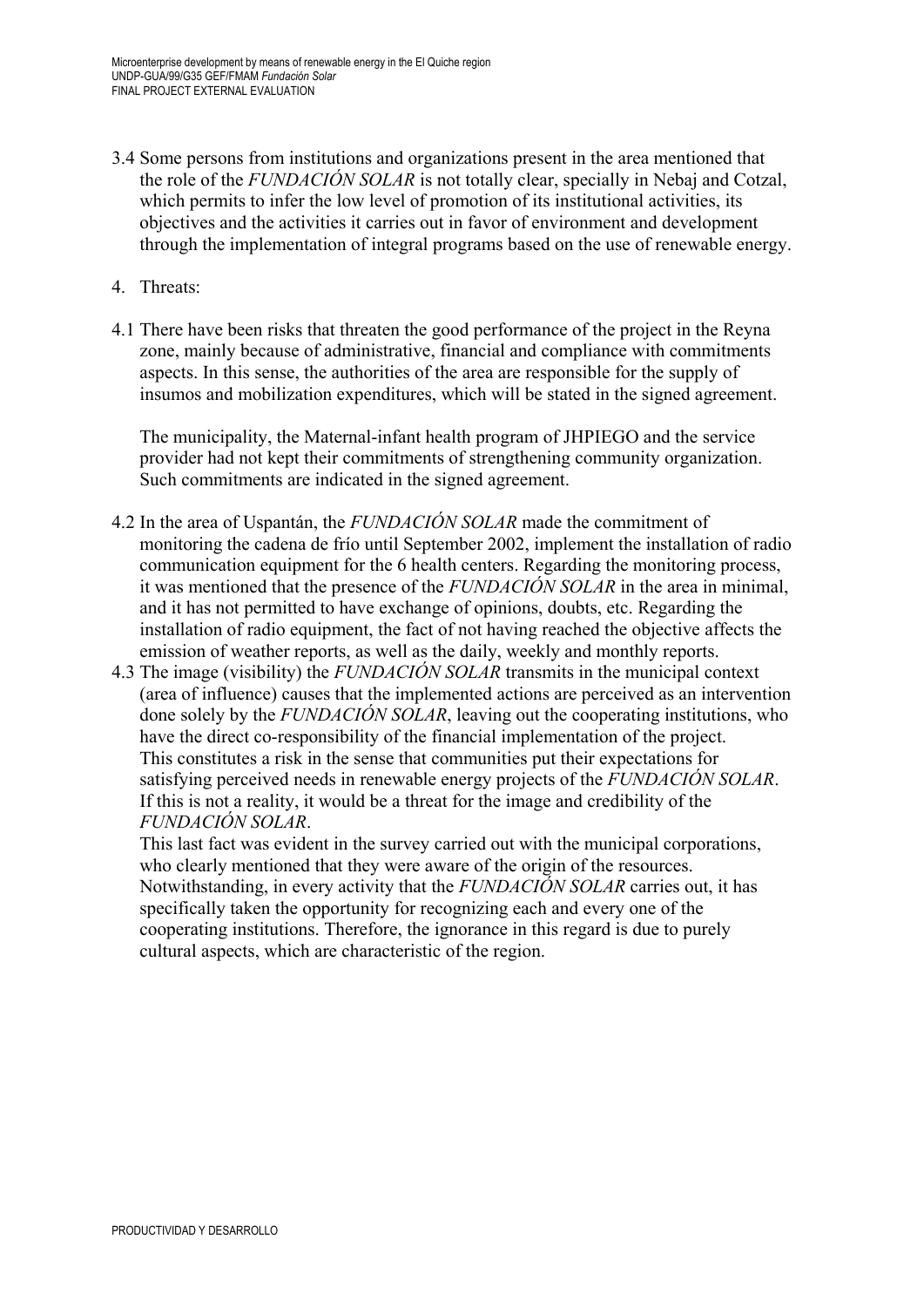3.4 Some persons from institutions and organizations present in the area mentioned that the role of the *FUNDACIÓN SOLAR* is not totally clear, specially in Nebaj and Cotzal, which permits to infer the low level of promotion of its institutional activities, its objectives and the activities it carries out in favor of environment and development through the implementation of integral programs based on the use of renewable energy.

4. Threats:

4.1 There have been risks that threaten the good performance of the project in the Reyna zone, mainly because of administrative, financial and compliance with commitments aspects. In this sense, the authorities of the area are responsible for the supply of insumos and mobilization expenditures, which will be stated in the signed agreement.

   The municipality, the Maternal-infant health program of JHPIEGO and the service provider had not kept their commitments of strengthening community organization. Such commitments are indicated in the signed agreement.

4.2 In the area of Uspantán, the *FUNDACIÓN SOLAR* made the commitment of monitoring the cadena de frío until September 2002, implement the installation of radio communication equipment for the 6 health centers. Regarding the monitoring process, it was mentioned that the presence of the *FUNDACIÓN SOLAR* in the area in minimal, and it has not permitted to have exchange of opinions, doubts, etc. Regarding the installation of radio equipment, the fact of not having reached the objective affects the emission of weather reports, as well as the daily, weekly and monthly reports.

4.3 The image (visibility) the *FUNDACIÓN SOLAR* transmits in the municipal context (area of influence) causes that the implemented actions are perceived as an intervention done solely by the *FUNDACIÓN SOLAR*, leaving out the cooperating institutions, who have the direct co-responsibility of the financial implementation of the project. This constitutes a risk in the sense that communities put their expectations for satisfying perceived needs in renewable energy projects of the *FUNDACIÓN SOLAR*. If this is not a reality, it would be a threat for the image and credibility of the *FUNDACIÓN SOLAR*.

   This last fact was evident in the survey carried out with the municipal corporations, who clearly mentioned that they were aware of the origin of the resources. Notwithstanding, in every activity that the *FUNDACIÓN SOLAR* carries out, it has specifically taken the opportunity for recognizing each and every one of the cooperating institutions. Therefore, the ignorance in this regard is due to purely cultural aspects, which are characteristic of the region.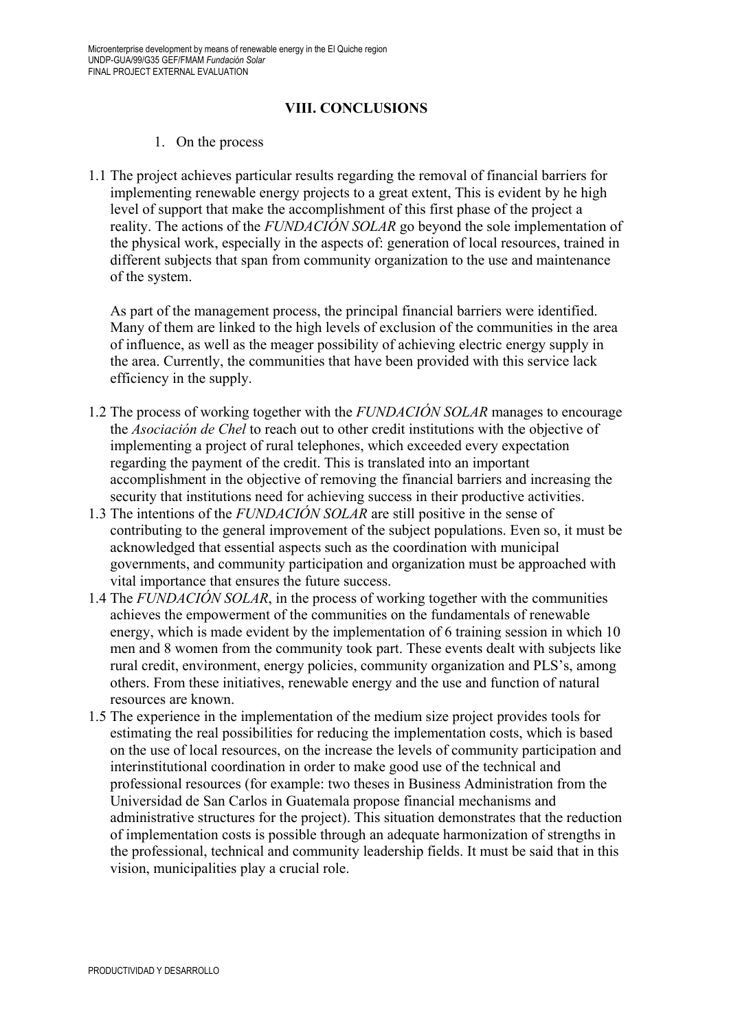## VIII. CONCLUSIONS

1. On the process

1.1 The project achieves particular results regarding the removal of financial barriers for implementing renewable energy projects to a great extent, This is evident by he high level of support that make the accomplishment of this first phase of the project a reality. The actions of the *FUNDACIÓN SOLAR* go beyond the sole implementation of the physical work, especially in the aspects of: generation of local resources, trained in different subjects that span from community organization to the use and maintenance of the system.

    As part of the management process, the principal financial barriers were identified. Many of them are linked to the high levels of exclusion of the communities in the area of influence, as well as the meager possibility of achieving electric energy supply in the area. Currently, the communities that have been provided with this service lack efficiency in the supply.

1.2 The process of working together with the *FUNDACIÓN SOLAR* manages to encourage the *Asociación de Chel* to reach out to other credit institutions with the objective of implementing a project of rural telephones, which exceeded every expectation regarding the payment of the credit. This is translated into an important accomplishment in the objective of removing the financial barriers and increasing the security that institutions need for achieving success in their productive activities.

1.3 The intentions of the *FUNDACIÓN SOLAR* are still positive in the sense of contributing to the general improvement of the subject populations. Even so, it must be acknowledged that essential aspects such as the coordination with municipal governments, and community participation and organization must be approached with vital importance that ensures the future success.

1.4 The *FUNDACIÓN SOLAR*, in the process of working together with the communities achieves the empowerment of the communities on the fundamentals of renewable energy, which is made evident by the implementation of 6 training session in which 10 men and 8 women from the community took part. These events dealt with subjects like rural credit, environment, energy policies, community organization and PLS's, among others. From these initiatives, renewable energy and the use and function of natural resources are known.

1.5 The experience in the implementation of the medium size project provides tools for estimating the real possibilities for reducing the implementation costs, which is based on the use of local resources, on the increase the levels of community participation and interinstitutional coordination in order to make good use of the technical and professional resources (for example: two theses in Business Administration from the Universidad de San Carlos in Guatemala propose financial mechanisms and administrative structures for the project). This situation demonstrates that the reduction of implementation costs is possible through an adequate harmonization of strengths in the professional, technical and community leadership fields. It must be said that in this vision, municipalities play a crucial role.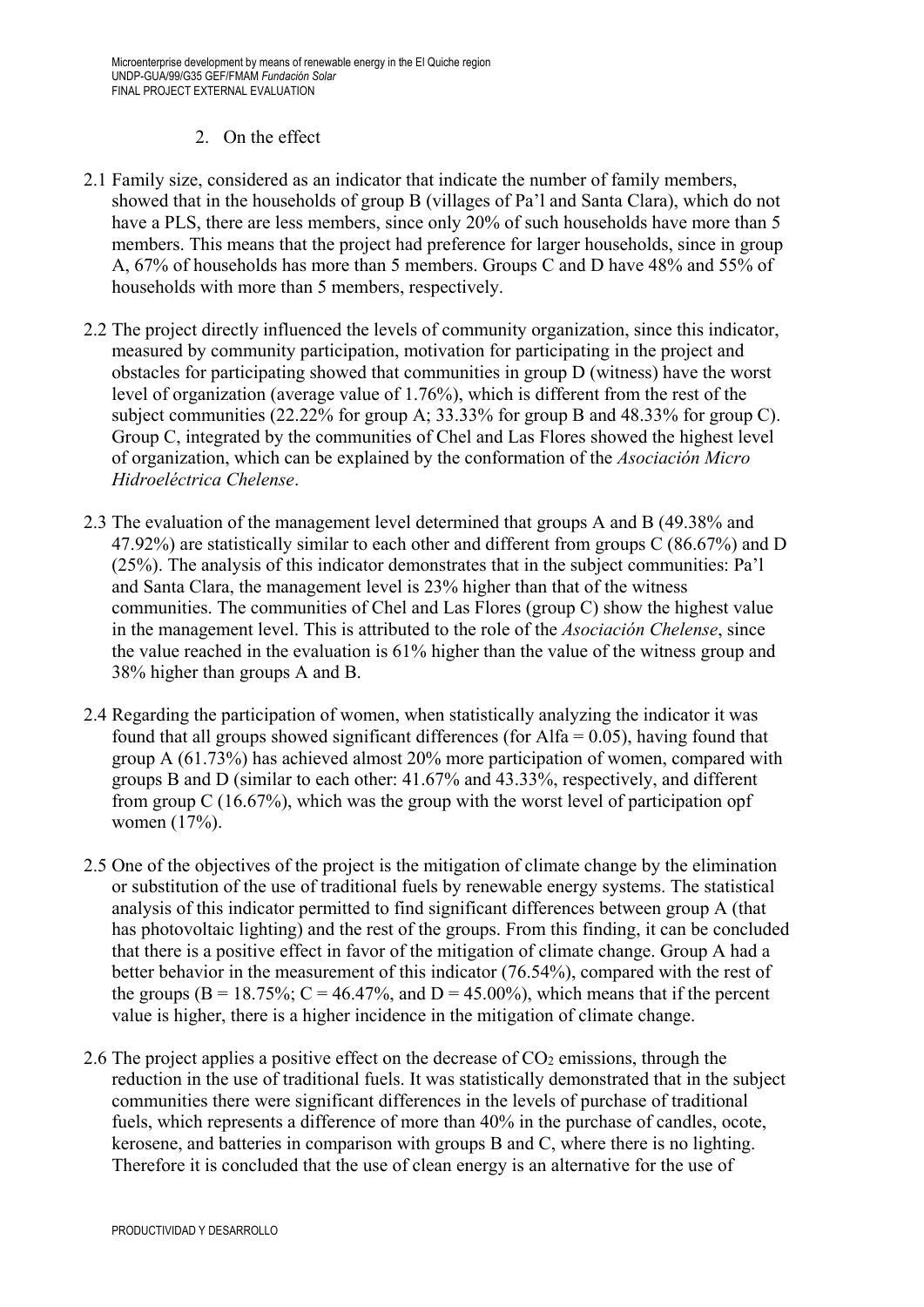2. On the effect

2.1 Family size, considered as an indicator that indicate the number of family members, showed that in the households of group B (villages of Pa'l and Santa Clara), which do not have a PLS, there are less members, since only 20% of such households have more than 5 members. This means that the project had preference for larger households, since in group A, 67% of households has more than 5 members. Groups C and D have 48% and 55% of households with more than 5 members, respectively.

2.2 The project directly influenced the levels of community organization, since this indicator, measured by community participation, motivation for participating in the project and obstacles for participating showed that communities in group D (witness) have the worst level of organization (average value of 1.76%), which is different from the rest of the subject communities (22.22% for group A; 33.33% for group B and 48.33% for group C). Group C, integrated by the communities of Chel and Las Flores showed the highest level of organization, which can be explained by the conformation of the *Asociación Micro Hidroeléctrica Chelense*.

2.3 The evaluation of the management level determined that groups A and B (49.38% and 47.92%) are statistically similar to each other and different from groups C (86.67%) and D (25%). The analysis of this indicator demonstrates that in the subject communities: Pa'l and Santa Clara, the management level is 23% higher than that of the witness communities. The communities of Chel and Las Flores (group C) show the highest value in the management level. This is attributed to the role of the *Asociación Chelense*, since the value reached in the evaluation is 61% higher than the value of the witness group and 38% higher than groups A and B.

2.4 Regarding the participation of women, when statistically analyzing the indicator it was found that all groups showed significant differences (for Alfa = 0.05), having found that group A (61.73%) has achieved almost 20% more participation of women, compared with groups B and D (similar to each other: 41.67% and 43.33%, respectively, and different from group C (16.67%), which was the group with the worst level of participation opf women (17%).

2.5 One of the objectives of the project is the mitigation of climate change by the elimination or substitution of the use of traditional fuels by renewable energy systems. The statistical analysis of this indicator permitted to find significant differences between group A (that has photovoltaic lighting) and the rest of the groups. From this finding, it can be concluded that there is a positive effect in favor of the mitigation of climate change. Group A had a better behavior in the measurement of this indicator (76.54%), compared with the rest of the groups (B = 18.75%; C = 46.47%, and D = 45.00%), which means that if the percent value is higher, there is a higher incidence in the mitigation of climate change.

2.6 The project applies a positive effect on the decrease of $CO_2$ emissions, through the reduction in the use of traditional fuels. It was statistically demonstrated that in the subject communities there were significant differences in the levels of purchase of traditional fuels, which represents a difference of more than 40% in the purchase of candles, ocote, kerosene, and batteries in comparison with groups B and C, where there is no lighting. Therefore it is concluded that the use of clean energy is an alternative for the use of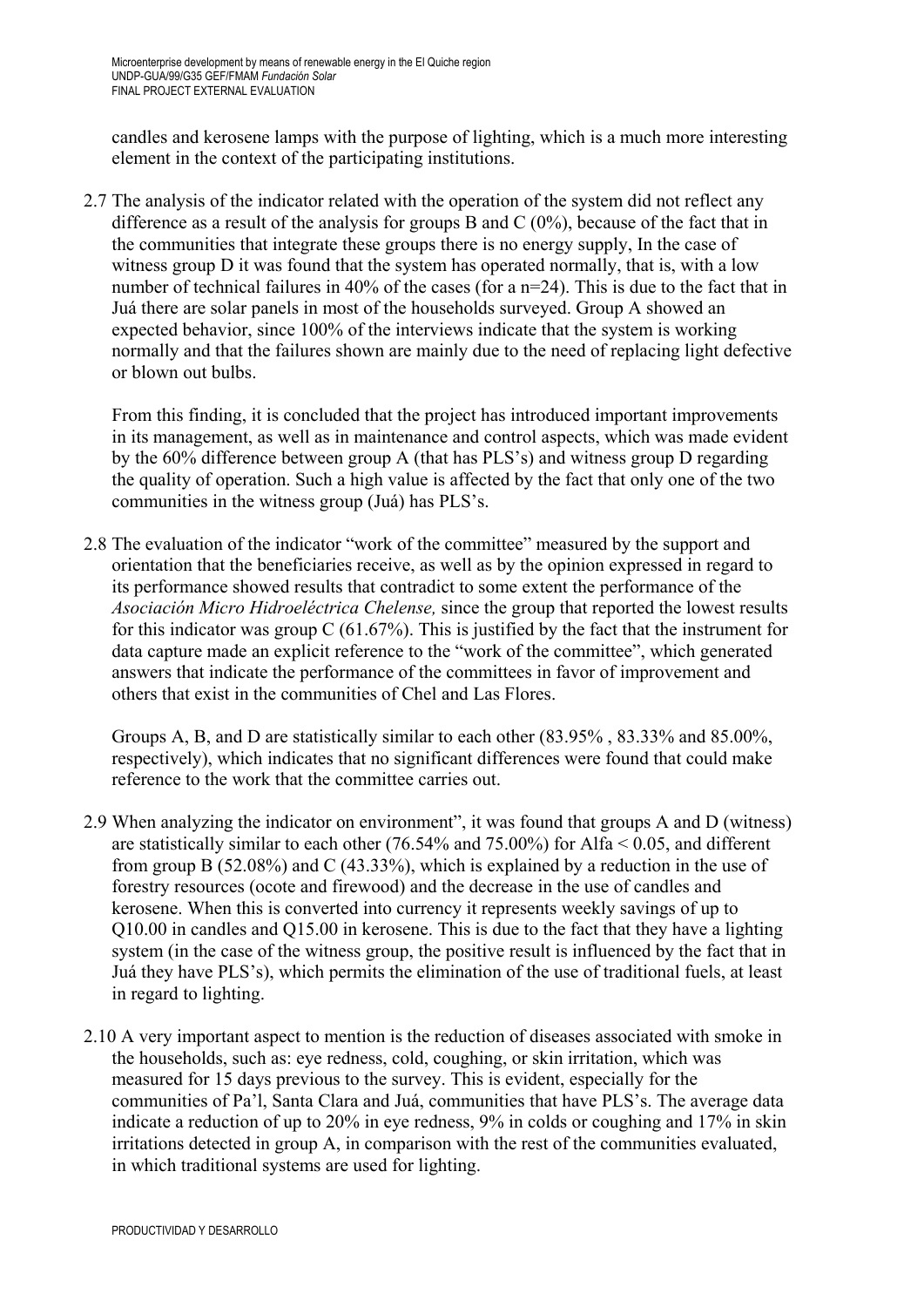candles and kerosene lamps with the purpose of lighting, which is a much more interesting element in the context of the participating institutions.

2.7 The analysis of the indicator related with the operation of the system did not reflect any difference as a result of the analysis for groups B and C (0%), because of the fact that in the communities that integrate these groups there is no energy supply, In the case of witness group D it was found that the system has operated normally, that is, with a low number of technical failures in 40% of the cases (for a n=24). This is due to the fact that in Juá there are solar panels in most of the households surveyed. Group A showed an expected behavior, since 100% of the interviews indicate that the system is working normally and that the failures shown are mainly due to the need of replacing light defective or blown out bulbs.

From this finding, it is concluded that the project has introduced important improvements in its management, as well as in maintenance and control aspects, which was made evident by the 60% difference between group A (that has PLS's) and witness group D regarding the quality of operation. Such a high value is affected by the fact that only one of the two communities in the witness group (Juá) has PLS's.

2.8 The evaluation of the indicator "work of the committee" measured by the support and orientation that the beneficiaries receive, as well as by the opinion expressed in regard to its performance showed results that contradict to some extent the performance of the *Asociación Micro Hidroeléctrica Chelense,* since the group that reported the lowest results for this indicator was group C (61.67%). This is justified by the fact that the instrument for data capture made an explicit reference to the "work of the committee", which generated answers that indicate the performance of the committees in favor of improvement and others that exist in the communities of Chel and Las Flores.

Groups A, B, and D are statistically similar to each other (83.95% , 83.33% and 85.00%, respectively), which indicates that no significant differences were found that could make reference to the work that the committee carries out.

2.9 When analyzing the indicator on environment", it was found that groups A and D (witness) are statistically similar to each other (76.54% and 75.00%) for Alfa < 0.05, and different from group B (52.08%) and C (43.33%), which is explained by a reduction in the use of forestry resources (ocote and firewood) and the decrease in the use of candles and kerosene. When this is converted into currency it represents weekly savings of up to Q10.00 in candles and Q15.00 in kerosene. This is due to the fact that they have a lighting system (in the case of the witness group, the positive result is influenced by the fact that in Juá they have PLS's), which permits the elimination of the use of traditional fuels, at least in regard to lighting.

2.10 A very important aspect to mention is the reduction of diseases associated with smoke in the households, such as: eye redness, cold, coughing, or skin irritation, which was measured for 15 days previous to the survey. This is evident, especially for the communities of Pa'l, Santa Clara and Juá, communities that have PLS's. The average data indicate a reduction of up to 20% in eye redness, 9% in colds or coughing and 17% in skin irritations detected in group A, in comparison with the rest of the communities evaluated, in which traditional systems are used for lighting.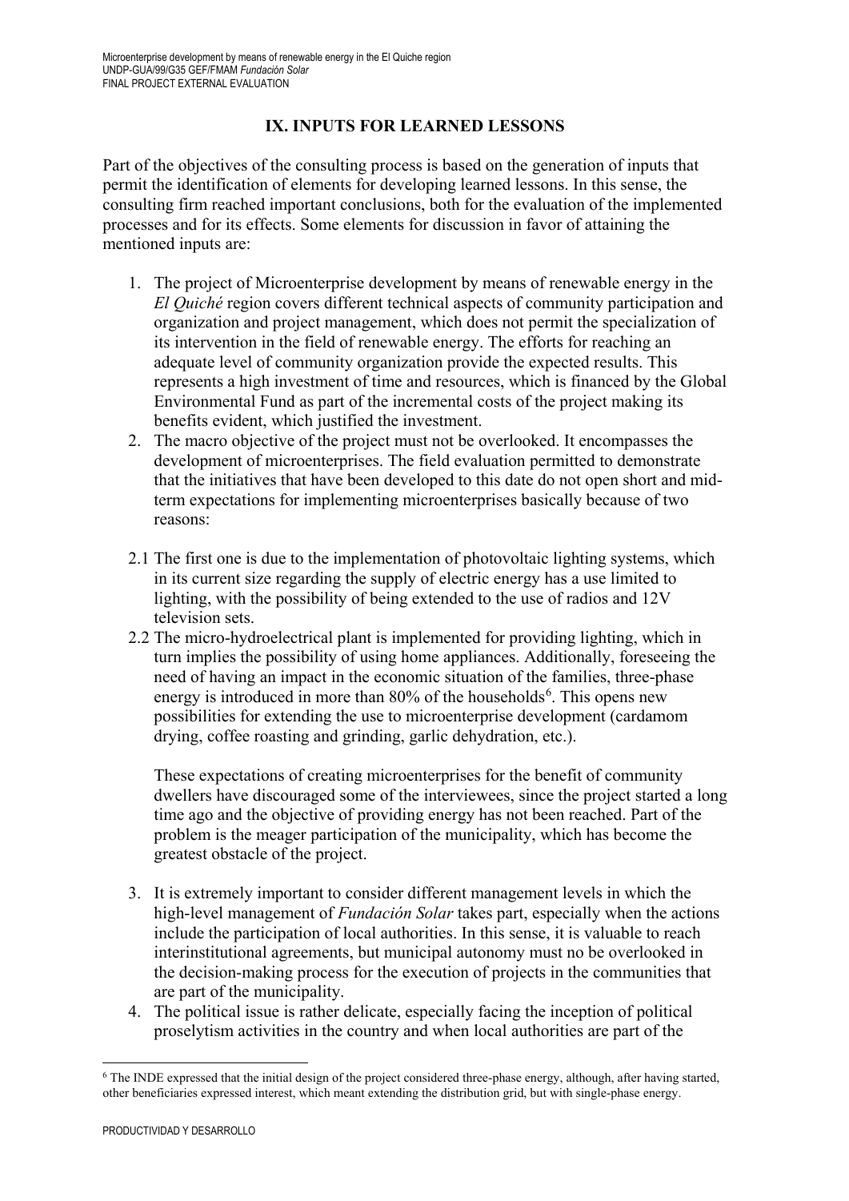## IX. INPUTS FOR LEARNED LESSONS

Part of the objectives of the consulting process is based on the generation of inputs that permit the identification of elements for developing learned lessons. In this sense, the consulting firm reached important conclusions, both for the evaluation of the implemented processes and for its effects. Some elements for discussion in favor of attaining the mentioned inputs are:

1. The project of Microenterprise development by means of renewable energy in the *El Quiché* region covers different technical aspects of community participation and organization and project management, which does not permit the specialization of its intervention in the field of renewable energy. The efforts for reaching an adequate level of community organization provide the expected results. This represents a high investment of time and resources, which is financed by the Global Environmental Fund as part of the incremental costs of the project making its benefits evident, which justified the investment.
2. The macro objective of the project must not be overlooked. It encompasses the development of microenterprises. The field evaluation permitted to demonstrate that the initiatives that have been developed to this date do not open short and mid-term expectations for implementing microenterprises basically because of two reasons:

2.1 The first one is due to the implementation of photovoltaic lighting systems, which in its current size regarding the supply of electric energy has a use limited to lighting, with the possibility of being extended to the use of radios and 12V television sets.

2.2 The micro-hydroelectrical plant is implemented for providing lighting, which in turn implies the possibility of using home appliances. Additionally, foreseeing the need of having an impact in the economic situation of the families, three-phase energy is introduced in more than 80% of the households[6]. This opens new possibilities for extending the use to microenterprise development (cardamom drying, coffee roasting and grinding, garlic dehydration, etc.).

These expectations of creating microenterprises for the benefit of community dwellers have discouraged some of the interviewees, since the project started a long time ago and the objective of providing energy has not been reached. Part of the problem is the meager participation of the municipality, which has become the greatest obstacle of the project.

3. It is extremely important to consider different management levels in which the high-level management of *Fundación Solar* takes part, especially when the actions include the participation of local authorities. In this sense, it is valuable to reach interinstitutional agreements, but municipal autonomy must no be overlooked in the decision-making process for the execution of projects in the communities that are part of the municipality.
4. The political issue is rather delicate, especially facing the inception of political proselytism activities in the country and when local authorities are part of the

[6] The INDE expressed that the initial design of the project considered three-phase energy, although, after having started, other beneficiaries expressed interest, which meant extending the distribution grid, but with single-phase energy.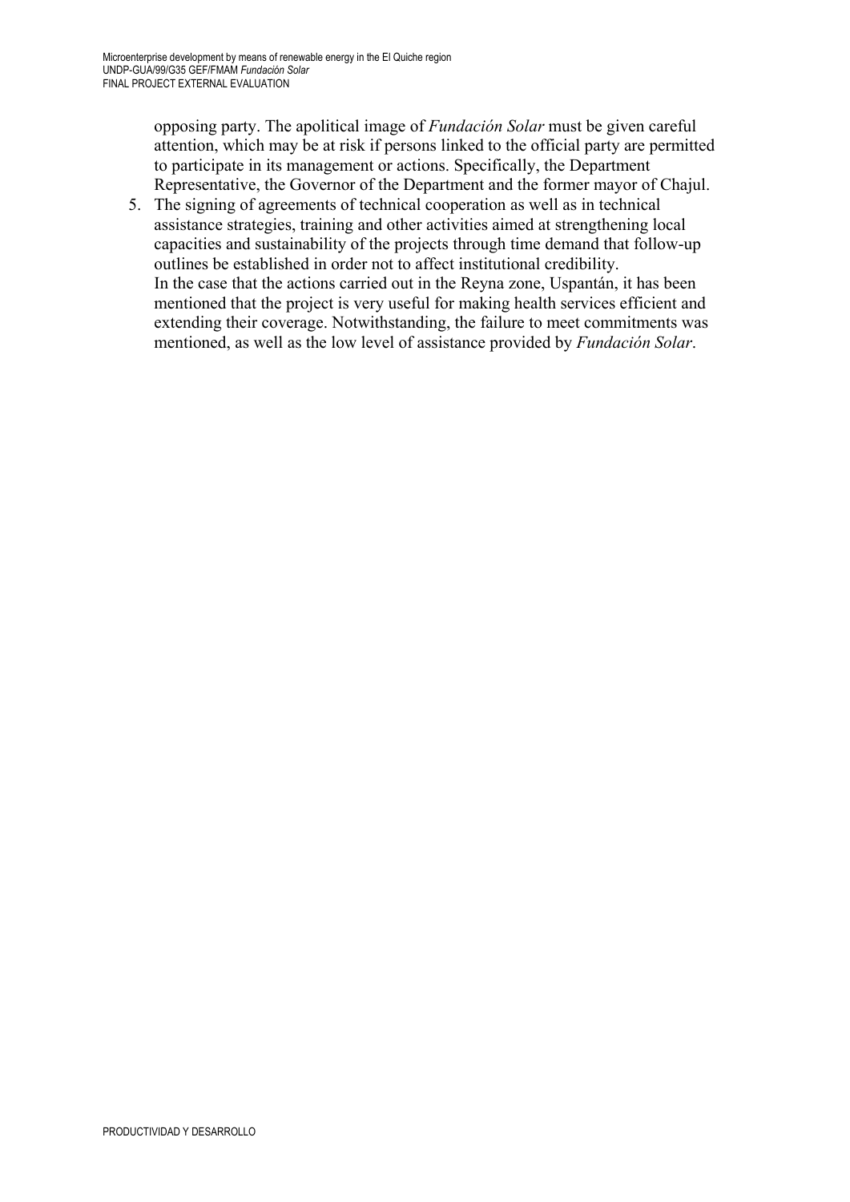opposing party. The apolitical image of *Fundación Solar* must be given careful attention, which may be at risk if persons linked to the official party are permitted to participate in its management or actions. Specifically, the Department Representative, the Governor of the Department and the former mayor of Chajul.

5. The signing of agreements of technical cooperation as well as in technical assistance strategies, training and other activities aimed at strengthening local capacities and sustainability of the projects through time demand that follow-up outlines be established in order not to affect institutional credibility.
   In the case that the actions carried out in the Reyna zone, Uspantán, it has been mentioned that the project is very useful for making health services efficient and extending their coverage. Notwithstanding, the failure to meet commitments was mentioned, as well as the low level of assistance provided by *Fundación Solar*.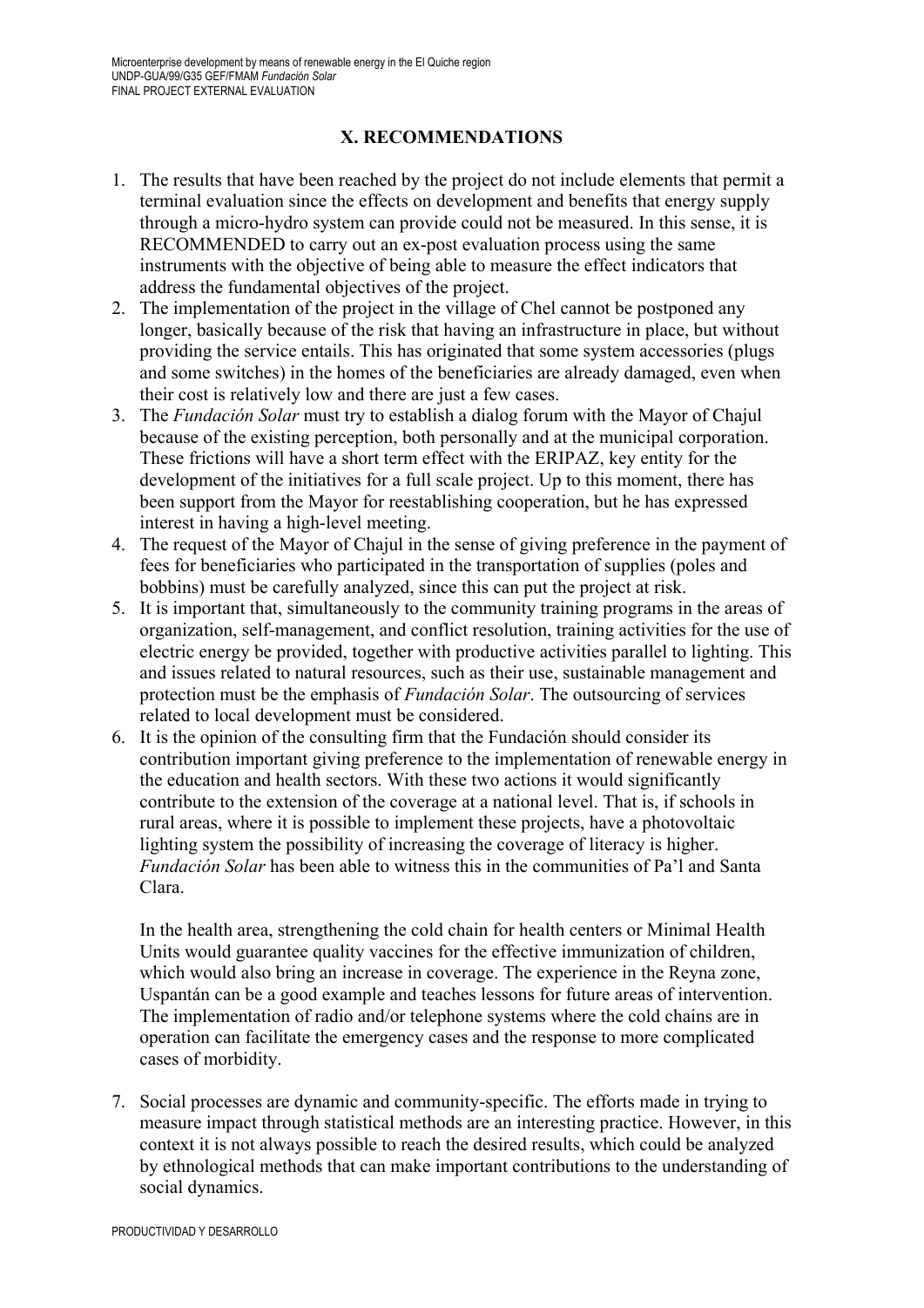## X. RECOMMENDATIONS

1. The results that have been reached by the project do not include elements that permit a terminal evaluation since the effects on development and benefits that energy supply through a micro-hydro system can provide could not be measured. In this sense, it is RECOMMENDED to carry out an ex-post evaluation process using the same instruments with the objective of being able to measure the effect indicators that address the fundamental objectives of the project.
2. The implementation of the project in the village of Chel cannot be postponed any longer, basically because of the risk that having an infrastructure in place, but without providing the service entails. This has originated that some system accessories (plugs and some switches) in the homes of the beneficiaries are already damaged, even when their cost is relatively low and there are just a few cases.
3. The *Fundación Solar* must try to establish a dialog forum with the Mayor of Chajul because of the existing perception, both personally and at the municipal corporation. These frictions will have a short term effect with the ERIPAZ, key entity for the development of the initiatives for a full scale project. Up to this moment, there has been support from the Mayor for reestablishing cooperation, but he has expressed interest in having a high-level meeting.
4. The request of the Mayor of Chajul in the sense of giving preference in the payment of fees for beneficiaries who participated in the transportation of supplies (poles and bobbins) must be carefully analyzed, since this can put the project at risk.
5. It is important that, simultaneously to the community training programs in the areas of organization, self-management, and conflict resolution, training activities for the use of electric energy be provided, together with productive activities parallel to lighting. This and issues related to natural resources, such as their use, sustainable management and protection must be the emphasis of *Fundación Solar*. The outsourcing of services related to local development must be considered.
6. It is the opinion of the consulting firm that the Fundación should consider its contribution important giving preference to the implementation of renewable energy in the education and health sectors. With these two actions it would significantly contribute to the extension of the coverage at a national level. That is, if schools in rural areas, where it is possible to implement these projects, have a photovoltaic lighting system the possibility of increasing the coverage of literacy is higher. *Fundación Solar* has been able to witness this in the communities of Pa'l and Santa Clara.

   In the health area, strengthening the cold chain for health centers or Minimal Health Units would guarantee quality vaccines for the effective immunization of children, which would also bring an increase in coverage. The experience in the Reyna zone, Uspantán can be a good example and teaches lessons for future areas of intervention. The implementation of radio and/or telephone systems where the cold chains are in operation can facilitate the emergency cases and the response to more complicated cases of morbidity.

7. Social processes are dynamic and community-specific. The efforts made in trying to measure impact through statistical methods are an interesting practice. However, in this context it is not always possible to reach the desired results, which could be analyzed by ethnological methods that can make important contributions to the understanding of social dynamics.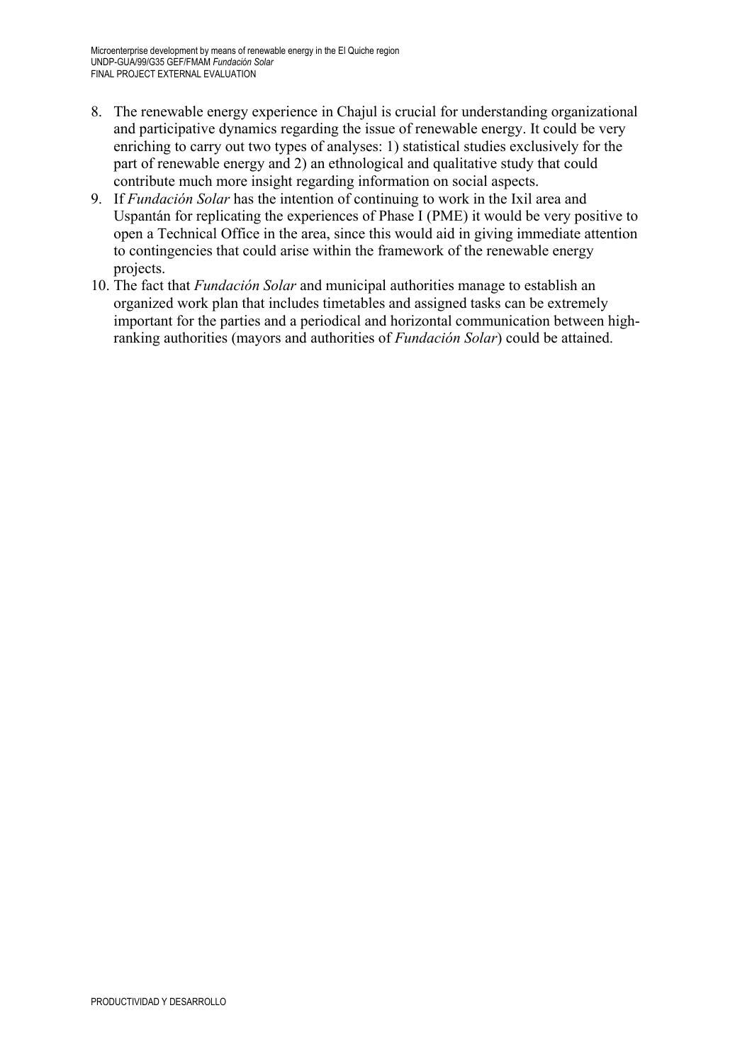8. The renewable energy experience in Chajul is crucial for understanding organizational and participative dynamics regarding the issue of renewable energy. It could be very enriching to carry out two types of analyses: 1) statistical studies exclusively for the part of renewable energy and 2) an ethnological and qualitative study that could contribute much more insight regarding information on social aspects.
9. If *Fundación Solar* has the intention of continuing to work in the Ixil area and Uspantán for replicating the experiences of Phase I (PME) it would be very positive to open a Technical Office in the area, since this would aid in giving immediate attention to contingencies that could arise within the framework of the renewable energy projects.
10. The fact that *Fundación Solar* and municipal authorities manage to establish an organized work plan that includes timetables and assigned tasks can be extremely important for the parties and a periodical and horizontal communication between high-ranking authorities (mayors and authorities of *Fundación Solar*) could be attained.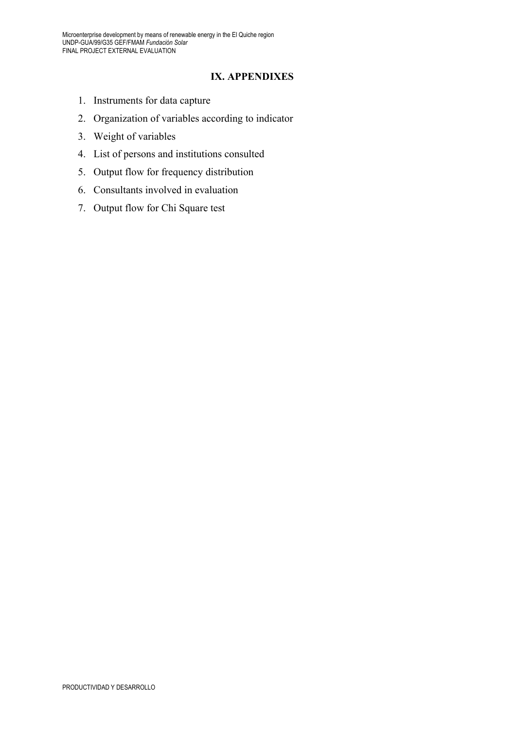## IX. APPENDIXES

1. Instruments for data capture
2. Organization of variables according to indicator
3. Weight of variables
4. List of persons and institutions consulted
5. Output flow for frequency distribution
6. Consultants involved in evaluation
7. Output flow for Chi Square test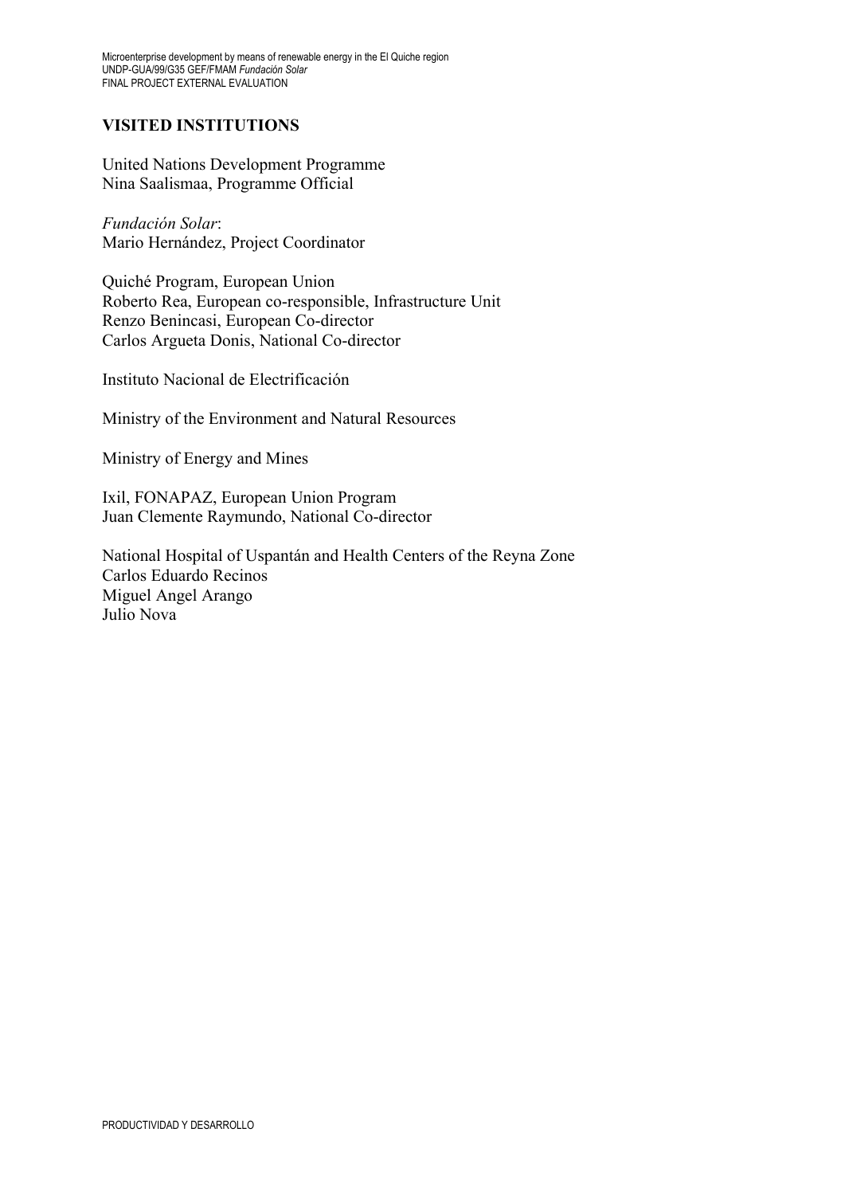## VISITED INSTITUTIONS

United Nations Development Programme
Nina Saalismaa, Programme Official

*Fundación Solar*:
Mario Hernández, Project Coordinator

Quiché Program, European Union
Roberto Rea, European co-responsible, Infrastructure Unit
Renzo Benincasi, European Co-director
Carlos Argueta Donis, National Co-director

Instituto Nacional de Electrificación

Ministry of the Environment and Natural Resources

Ministry of Energy and Mines

Ixil, FONAPAZ, European Union Program
Juan Clemente Raymundo, National Co-director

National Hospital of Uspantán and Health Centers of the Reyna Zone
Carlos Eduardo Recinos
Miguel Angel Arango
Julio Nova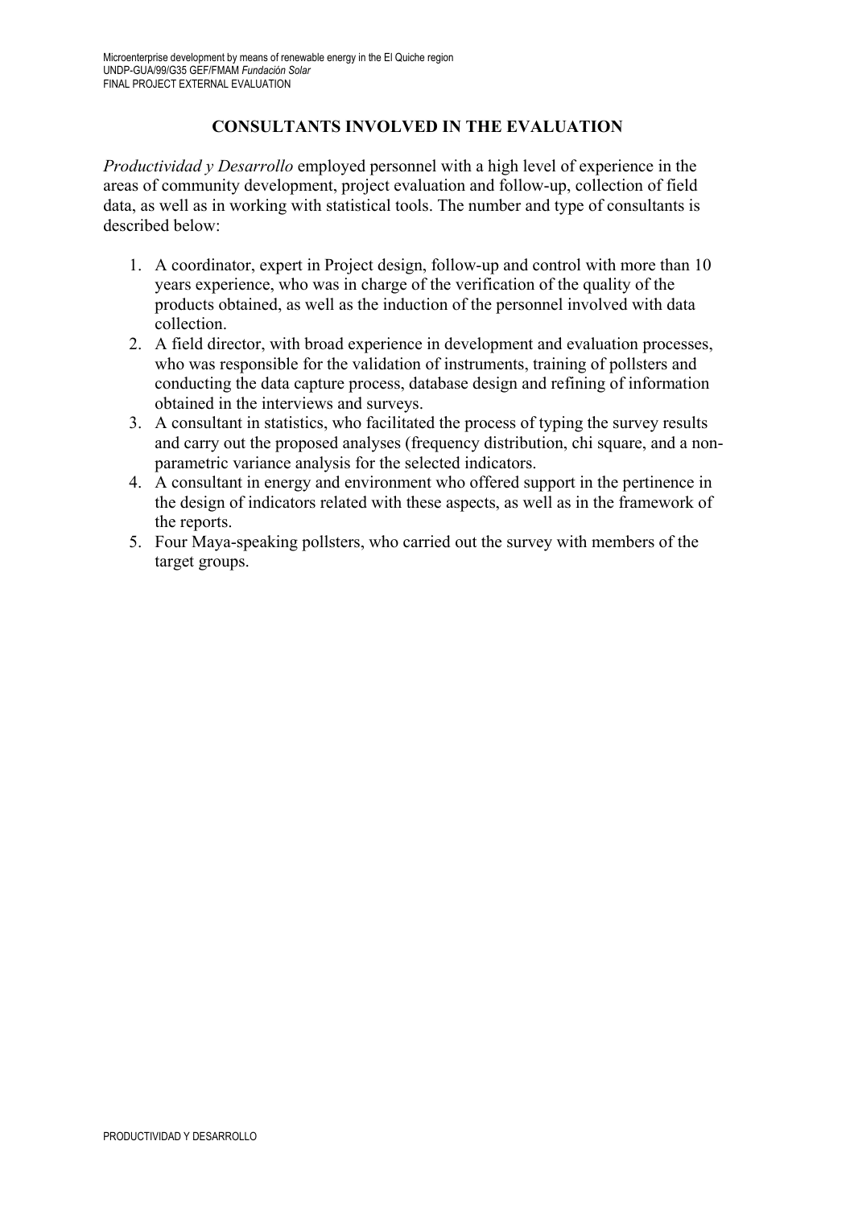## CONSULTANTS INVOLVED IN THE EVALUATION

*Productividad y Desarrollo* employed personnel with a high level of experience in the areas of community development, project evaluation and follow-up, collection of field data, as well as in working with statistical tools. The number and type of consultants is described below:

1. A coordinator, expert in Project design, follow-up and control with more than 10 years experience, who was in charge of the verification of the quality of the products obtained, as well as the induction of the personnel involved with data collection.
2. A field director, with broad experience in development and evaluation processes, who was responsible for the validation of instruments, training of pollsters and conducting the data capture process, database design and refining of information obtained in the interviews and surveys.
3. A consultant in statistics, who facilitated the process of typing the survey results and carry out the proposed analyses (frequency distribution, chi square, and a non-parametric variance analysis for the selected indicators.
4. A consultant in energy and environment who offered support in the pertinence in the design of indicators related with these aspects, as well as in the framework of the reports.
5. Four Maya-speaking pollsters, who carried out the survey with members of the target groups.